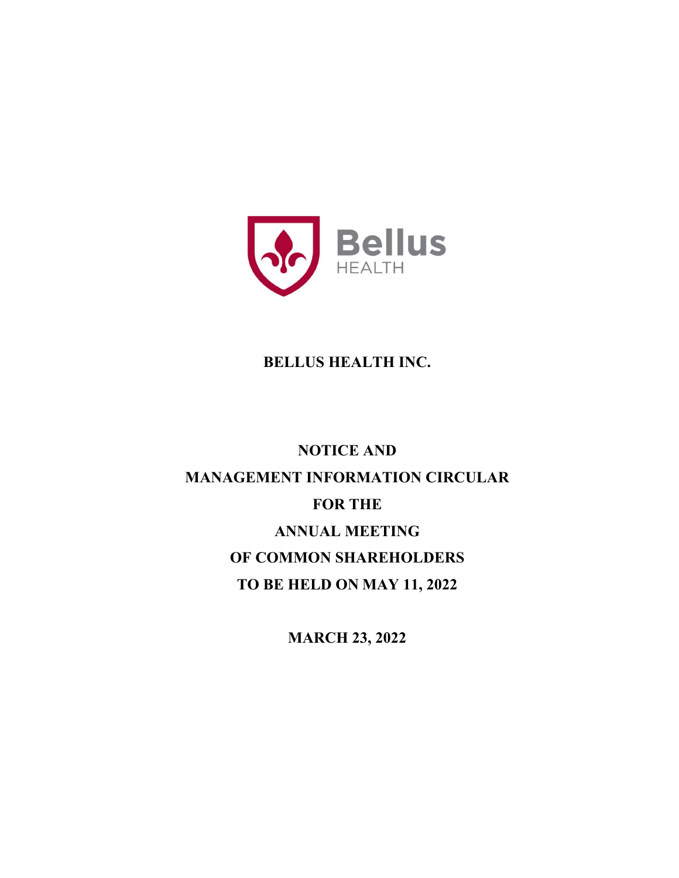# BELLUS HEALTH INC.

## NOTICE AND MANAGEMENT INFORMATION CIRCULAR FOR THE ANNUAL MEETING OF COMMON SHAREHOLDERS TO BE HELD ON MAY 11, 2022

**MARCH 23, 2022**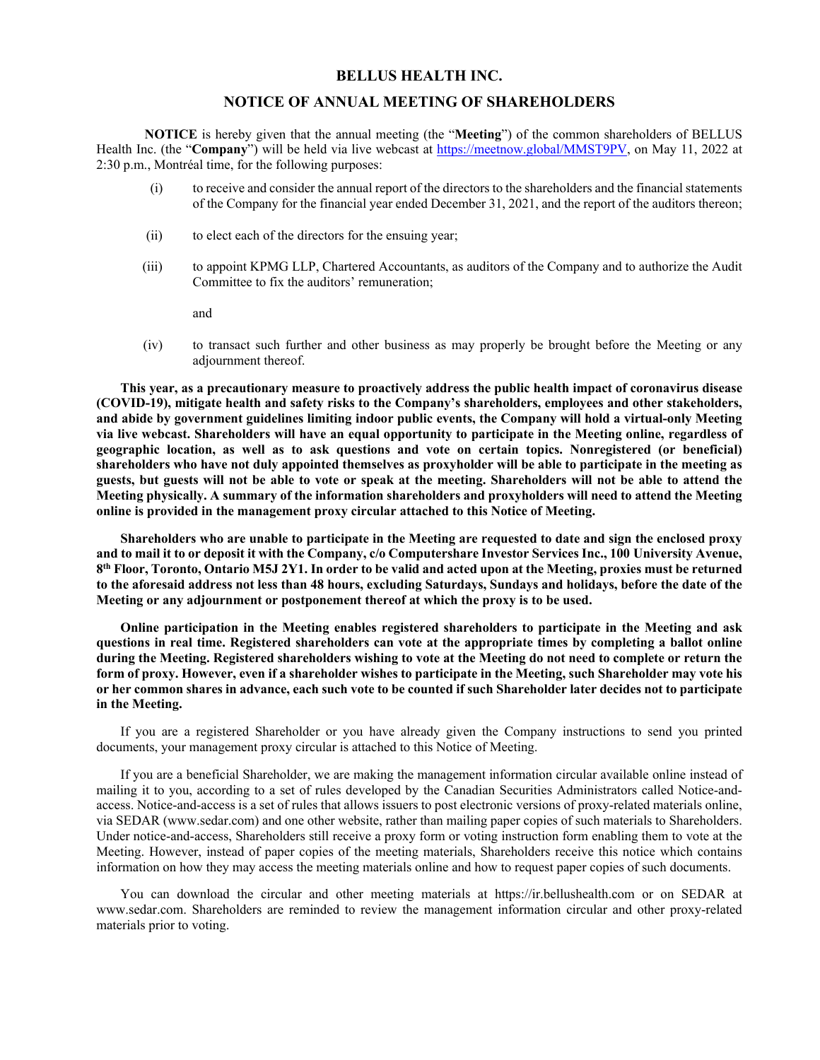# BELLUS HEALTH INC.

## NOTICE OF ANNUAL MEETING OF SHAREHOLDERS

**NOTICE** is hereby given that the annual meeting (the "**Meeting**") of the common shareholders of BELLUS Health Inc. (the "**Company**") will be held via live webcast at https://meetnow.global/MMST9PV, on May 11, 2022 at 2:30 p.m., Montréal time, for the following purposes:

(i) to receive and consider the annual report of the directors to the shareholders and the financial statements of the Company for the financial year ended December 31, 2021, and the report of the auditors thereon;

(ii) to elect each of the directors for the ensuing year;

(iii) to appoint KPMG LLP, Chartered Accountants, as auditors of the Company and to authorize the Audit Committee to fix the auditors' remuneration;

and

(iv) to transact such further and other business as may properly be brought before the Meeting or any adjournment thereof.

**This year, as a precautionary measure to proactively address the public health impact of coronavirus disease (COVID-19), mitigate health and safety risks to the Company's shareholders, employees and other stakeholders, and abide by government guidelines limiting indoor public events, the Company will hold a virtual-only Meeting via live webcast. Shareholders will have an equal opportunity to participate in the Meeting online, regardless of geographic location, as well as to ask questions and vote on certain topics. Nonregistered (or beneficial) shareholders who have not duly appointed themselves as proxyholder will be able to participate in the meeting as guests, but guests will not be able to vote or speak at the meeting. Shareholders will not be able to attend the Meeting physically. A summary of the information shareholders and proxyholders will need to attend the Meeting online is provided in the management proxy circular attached to this Notice of Meeting.**

**Shareholders who are unable to participate in the Meeting are requested to date and sign the enclosed proxy and to mail it to or deposit it with the Company, c/o Computershare Investor Services Inc., 100 University Avenue, 8th Floor, Toronto, Ontario M5J 2Y1. In order to be valid and acted upon at the Meeting, proxies must be returned to the aforesaid address not less than 48 hours, excluding Saturdays, Sundays and holidays, before the date of the Meeting or any adjournment or postponement thereof at which the proxy is to be used.**

**Online participation in the Meeting enables registered shareholders to participate in the Meeting and ask questions in real time. Registered shareholders can vote at the appropriate times by completing a ballot online during the Meeting. Registered shareholders wishing to vote at the Meeting do not need to complete or return the form of proxy. However, even if a shareholder wishes to participate in the Meeting, such Shareholder may vote his or her common shares in advance, each such vote to be counted if such Shareholder later decides not to participate in the Meeting.**

If you are a registered Shareholder or you have already given the Company instructions to send you printed documents, your management proxy circular is attached to this Notice of Meeting.

If you are a beneficial Shareholder, we are making the management information circular available online instead of mailing it to you, according to a set of rules developed by the Canadian Securities Administrators called Notice-and-access. Notice-and-access is a set of rules that allows issuers to post electronic versions of proxy-related materials online, via SEDAR (www.sedar.com) and one other website, rather than mailing paper copies of such materials to Shareholders. Under notice-and-access, Shareholders still receive a proxy form or voting instruction form enabling them to vote at the Meeting. However, instead of paper copies of the meeting materials, Shareholders receive this notice which contains information on how they may access the meeting materials online and how to request paper copies of such documents.

You can download the circular and other meeting materials at https://ir.bellushealth.com or on SEDAR at www.sedar.com. Shareholders are reminded to review the management information circular and other proxy-related materials prior to voting.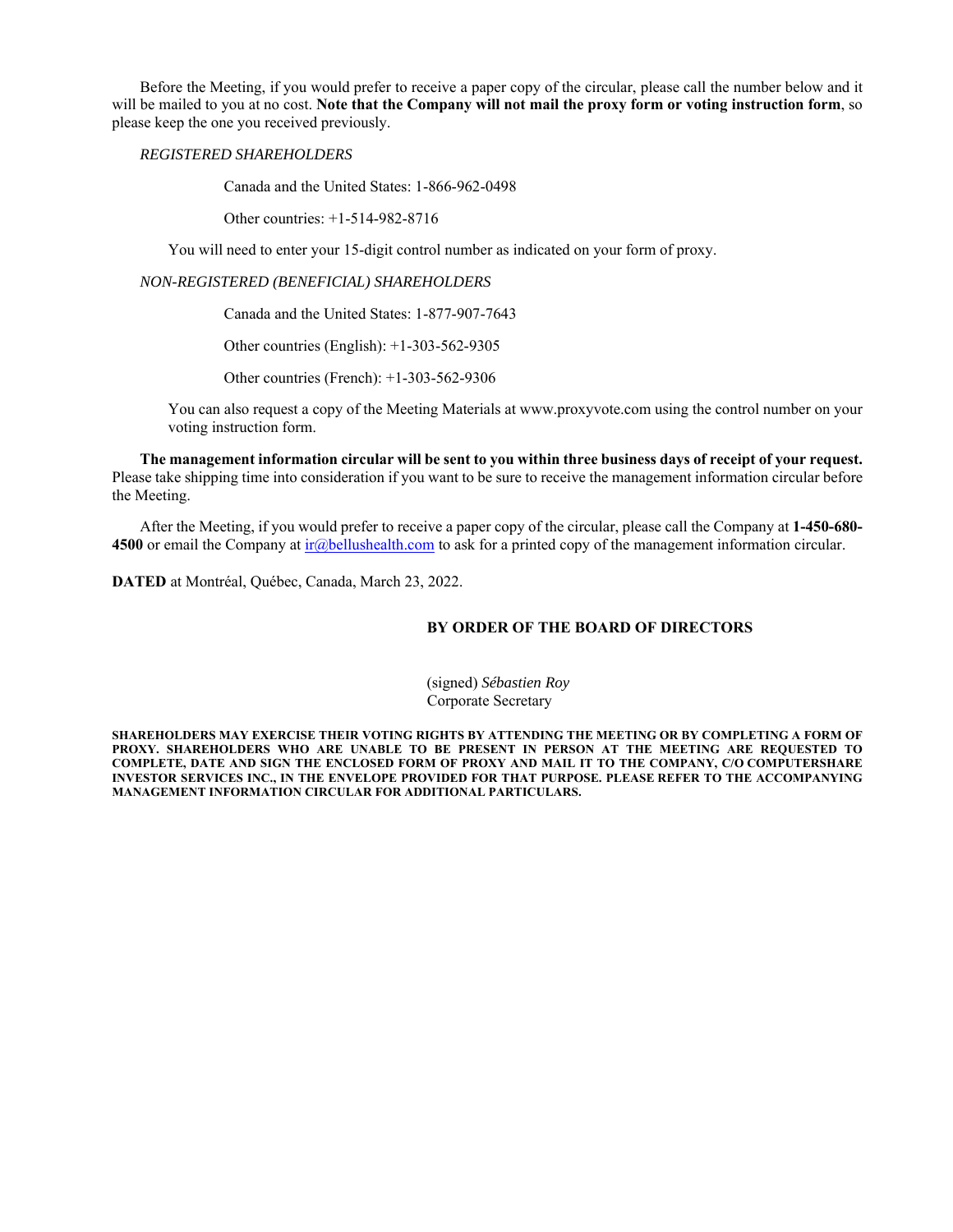Before the Meeting, if you would prefer to receive a paper copy of the circular, please call the number below and it will be mailed to you at no cost. **Note that the Company will not mail the proxy form or voting instruction form**, so please keep the one you received previously.

*REGISTERED SHAREHOLDERS*

Canada and the United States: 1-866-962-0498

Other countries: +1-514-982-8716

You will need to enter your 15-digit control number as indicated on your form of proxy.

*NON-REGISTERED (BENEFICIAL) SHAREHOLDERS*

Canada and the United States: 1-877-907-7643

Other countries (English): +1-303-562-9305

Other countries (French): +1-303-562-9306

You can also request a copy of the Meeting Materials at www.proxyvote.com using the control number on your voting instruction form.

**The management information circular will be sent to you within three business days of receipt of your request.** Please take shipping time into consideration if you want to be sure to receive the management information circular before the Meeting.

After the Meeting, if you would prefer to receive a paper copy of the circular, please call the Company at **1-450-680-4500** or email the Company at ir@bellushealth.com to ask for a printed copy of the management information circular.

**DATED** at Montréal, Québec, Canada, March 23, 2022.

**BY ORDER OF THE BOARD OF DIRECTORS**

(signed) *Sébastien Roy*
Corporate Secretary

**SHAREHOLDERS MAY EXERCISE THEIR VOTING RIGHTS BY ATTENDING THE MEETING OR BY COMPLETING A FORM OF PROXY. SHAREHOLDERS WHO ARE UNABLE TO BE PRESENT IN PERSON AT THE MEETING ARE REQUESTED TO COMPLETE, DATE AND SIGN THE ENCLOSED FORM OF PROXY AND MAIL IT TO THE COMPANY, C/O COMPUTERSHARE INVESTOR SERVICES INC., IN THE ENVELOPE PROVIDED FOR THAT PURPOSE. PLEASE REFER TO THE ACCOMPANYING MANAGEMENT INFORMATION CIRCULAR FOR ADDITIONAL PARTICULARS.**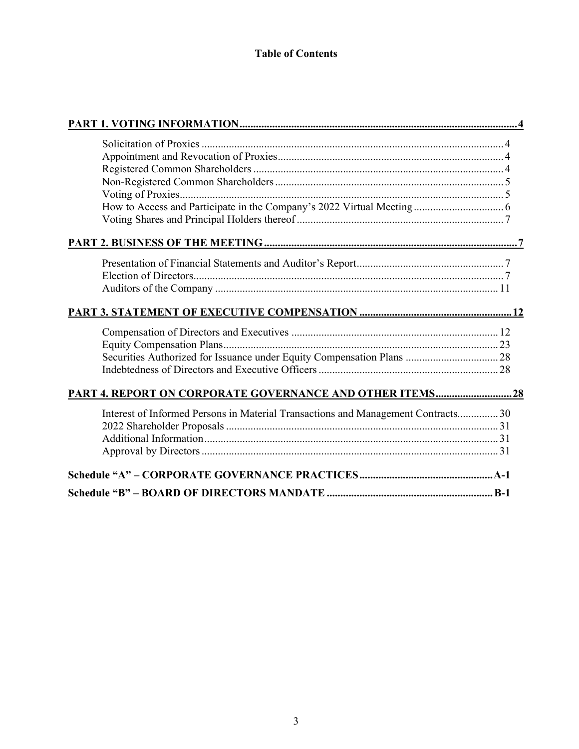**Table of Contents**

| | |
|---|---|
| **PART 1. VOTING INFORMATION** | **4** |
| Solicitation of Proxies | 4 |
| Appointment and Revocation of Proxies | 4 |
| Registered Common Shareholders | 4 |
| Non-Registered Common Shareholders | 5 |
| Voting of Proxies | 5 |
| How to Access and Participate in the Company's 2022 Virtual Meeting | 6 |
| Voting Shares and Principal Holders thereof | 7 |
| **PART 2. BUSINESS OF THE MEETING** | **7** |
| Presentation of Financial Statements and Auditor's Report | 7 |
| Election of Directors | 7 |
| Auditors of the Company | 11 |
| **PART 3. STATEMENT OF EXECUTIVE COMPENSATION** | **12** |
| Compensation of Directors and Executives | 12 |
| Equity Compensation Plans | 23 |
| Securities Authorized for Issuance under Equity Compensation Plans | 28 |
| Indebtedness of Directors and Executive Officers | 28 |
| **PART 4. REPORT ON CORPORATE GOVERNANCE AND OTHER ITEMS** | **28** |
| Interest of Informed Persons in Material Transactions and Management Contracts | 30 |
| 2022 Shareholder Proposals | 31 |
| Additional Information | 31 |
| Approval by Directors | 31 |
| **Schedule "A" – CORPORATE GOVERNANCE PRACTICES** | **A-1** |
| **Schedule "B" – BOARD OF DIRECTORS MANDATE** | **B-1** |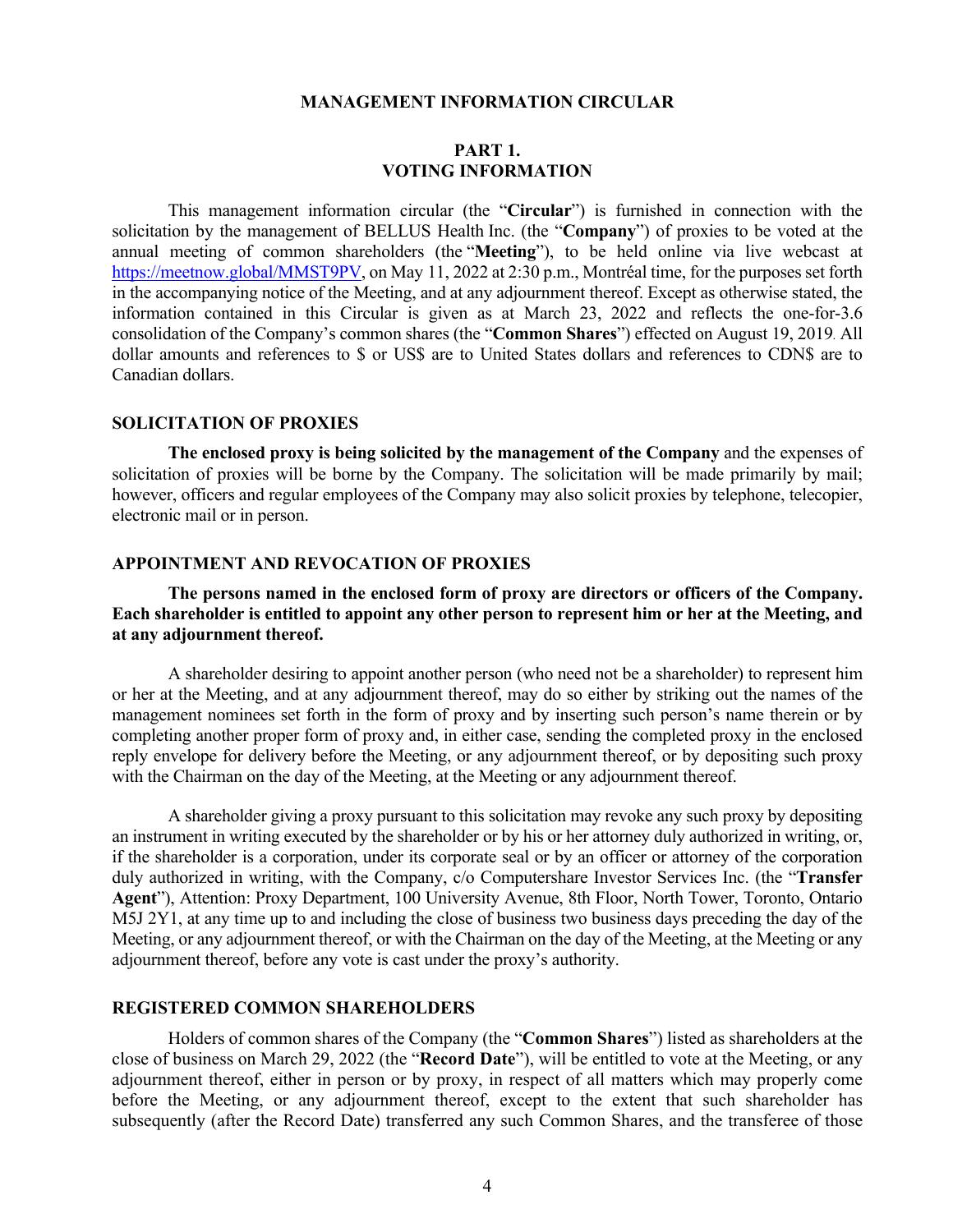# MANAGEMENT INFORMATION CIRCULAR

## PART 1. VOTING INFORMATION

This management information circular (the "**Circular**") is furnished in connection with the solicitation by the management of BELLUS Health Inc. (the "**Company**") of proxies to be voted at the annual meeting of common shareholders (the "**Meeting**"), to be held online via live webcast at https://meetnow.global/MMST9PV, on May 11, 2022 at 2:30 p.m., Montréal time, for the purposes set forth in the accompanying notice of the Meeting, and at any adjournment thereof. Except as otherwise stated, the information contained in this Circular is given as at March 23, 2022 and reflects the one-for-3.6 consolidation of the Company's common shares (the "**Common Shares**") effected on August 19, 2019. All dollar amounts and references to $ or US$ are to United States dollars and references to CDN$ are to Canadian dollars.

### SOLICITATION OF PROXIES

**The enclosed proxy is being solicited by the management of the Company** and the expenses of solicitation of proxies will be borne by the Company. The solicitation will be made primarily by mail; however, officers and regular employees of the Company may also solicit proxies by telephone, telecopier, electronic mail or in person.

### APPOINTMENT AND REVOCATION OF PROXIES

**The persons named in the enclosed form of proxy are directors or officers of the Company. Each shareholder is entitled to appoint any other person to represent him or her at the Meeting, and at any adjournment thereof.**

A shareholder desiring to appoint another person (who need not be a shareholder) to represent him or her at the Meeting, and at any adjournment thereof, may do so either by striking out the names of the management nominees set forth in the form of proxy and by inserting such person's name therein or by completing another proper form of proxy and, in either case, sending the completed proxy in the enclosed reply envelope for delivery before the Meeting, or any adjournment thereof, or by depositing such proxy with the Chairman on the day of the Meeting, at the Meeting or any adjournment thereof.

A shareholder giving a proxy pursuant to this solicitation may revoke any such proxy by depositing an instrument in writing executed by the shareholder or by his or her attorney duly authorized in writing, or, if the shareholder is a corporation, under its corporate seal or by an officer or attorney of the corporation duly authorized in writing, with the Company, c/o Computershare Investor Services Inc. (the "**Transfer Agent**"), Attention: Proxy Department, 100 University Avenue, 8th Floor, North Tower, Toronto, Ontario M5J 2Y1, at any time up to and including the close of business two business days preceding the day of the Meeting, or any adjournment thereof, or with the Chairman on the day of the Meeting, at the Meeting or any adjournment thereof, before any vote is cast under the proxy's authority.

### REGISTERED COMMON SHAREHOLDERS

Holders of common shares of the Company (the "**Common Shares**") listed as shareholders at the close of business on March 29, 2022 (the "**Record Date**"), will be entitled to vote at the Meeting, or any adjournment thereof, either in person or by proxy, in respect of all matters which may properly come before the Meeting, or any adjournment thereof, except to the extent that such shareholder has subsequently (after the Record Date) transferred any such Common Shares, and the transferee of those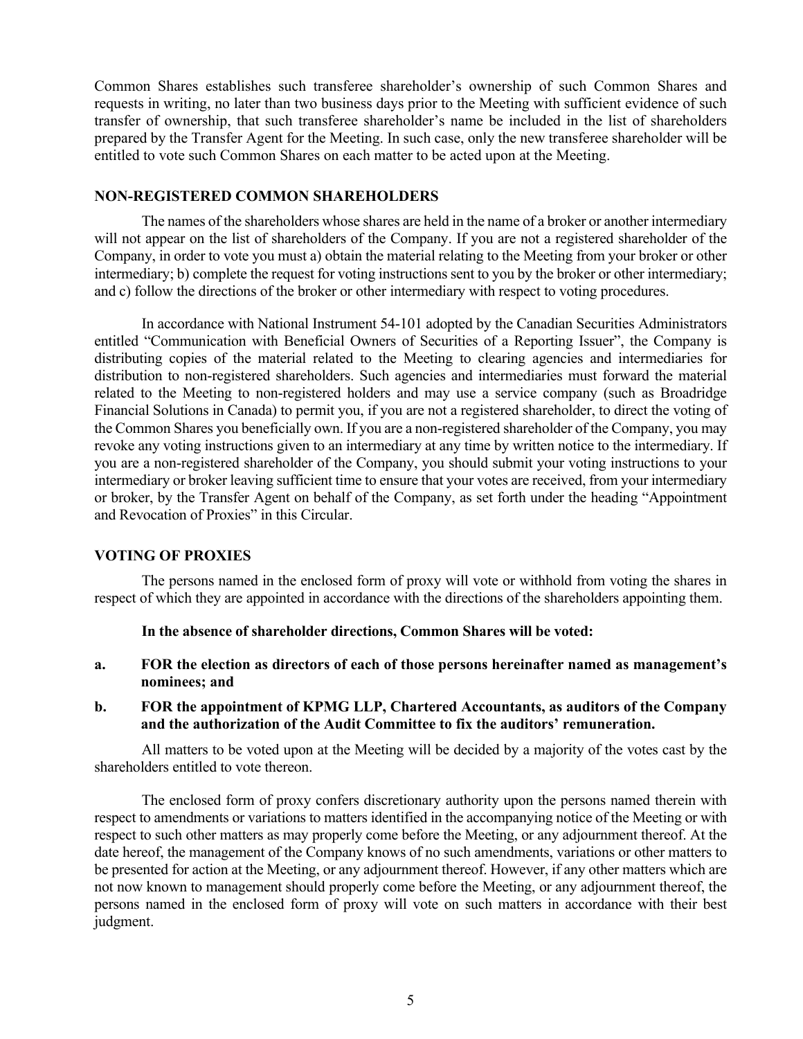Common Shares establishes such transferee shareholder's ownership of such Common Shares and requests in writing, no later than two business days prior to the Meeting with sufficient evidence of such transfer of ownership, that such transferee shareholder's name be included in the list of shareholders prepared by the Transfer Agent for the Meeting. In such case, only the new transferee shareholder will be entitled to vote such Common Shares on each matter to be acted upon at the Meeting.

## NON-REGISTERED COMMON SHAREHOLDERS

The names of the shareholders whose shares are held in the name of a broker or another intermediary will not appear on the list of shareholders of the Company. If you are not a registered shareholder of the Company, in order to vote you must a) obtain the material relating to the Meeting from your broker or other intermediary; b) complete the request for voting instructions sent to you by the broker or other intermediary; and c) follow the directions of the broker or other intermediary with respect to voting procedures.

In accordance with National Instrument 54-101 adopted by the Canadian Securities Administrators entitled "Communication with Beneficial Owners of Securities of a Reporting Issuer", the Company is distributing copies of the material related to the Meeting to clearing agencies and intermediaries for distribution to non-registered shareholders. Such agencies and intermediaries must forward the material related to the Meeting to non-registered holders and may use a service company (such as Broadridge Financial Solutions in Canada) to permit you, if you are not a registered shareholder, to direct the voting of the Common Shares you beneficially own. If you are a non-registered shareholder of the Company, you may revoke any voting instructions given to an intermediary at any time by written notice to the intermediary. If you are a non-registered shareholder of the Company, you should submit your voting instructions to your intermediary or broker leaving sufficient time to ensure that your votes are received, from your intermediary or broker, by the Transfer Agent on behalf of the Company, as set forth under the heading "Appointment and Revocation of Proxies" in this Circular.

## VOTING OF PROXIES

The persons named in the enclosed form of proxy will vote or withhold from voting the shares in respect of which they are appointed in accordance with the directions of the shareholders appointing them.

**In the absence of shareholder directions, Common Shares will be voted:**

**a. FOR the election as directors of each of those persons hereinafter named as management's nominees; and**

**b. FOR the appointment of KPMG LLP, Chartered Accountants, as auditors of the Company and the authorization of the Audit Committee to fix the auditors' remuneration.**

All matters to be voted upon at the Meeting will be decided by a majority of the votes cast by the shareholders entitled to vote thereon.

The enclosed form of proxy confers discretionary authority upon the persons named therein with respect to amendments or variations to matters identified in the accompanying notice of the Meeting or with respect to such other matters as may properly come before the Meeting, or any adjournment thereof. At the date hereof, the management of the Company knows of no such amendments, variations or other matters to be presented for action at the Meeting, or any adjournment thereof. However, if any other matters which are not now known to management should properly come before the Meeting, or any adjournment thereof, the persons named in the enclosed form of proxy will vote on such matters in accordance with their best judgment.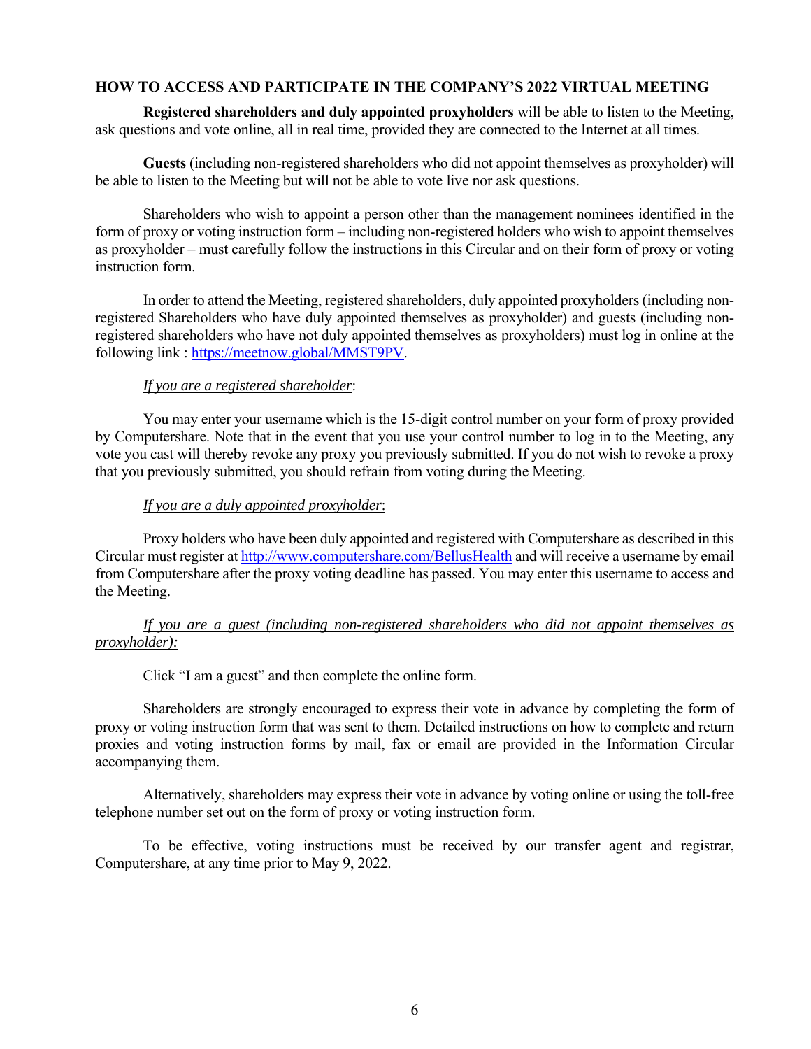## HOW TO ACCESS AND PARTICIPATE IN THE COMPANY'S 2022 VIRTUAL MEETING

**Registered shareholders and duly appointed proxyholders** will be able to listen to the Meeting, ask questions and vote online, all in real time, provided they are connected to the Internet at all times.

**Guests** (including non-registered shareholders who did not appoint themselves as proxyholder) will be able to listen to the Meeting but will not be able to vote live nor ask questions.

Shareholders who wish to appoint a person other than the management nominees identified in the form of proxy or voting instruction form – including non-registered holders who wish to appoint themselves as proxyholder – must carefully follow the instructions in this Circular and on their form of proxy or voting instruction form.

In order to attend the Meeting, registered shareholders, duly appointed proxyholders (including non-registered Shareholders who have duly appointed themselves as proxyholder) and guests (including non-registered shareholders who have not duly appointed themselves as proxyholders) must log in online at the following link : https://meetnow.global/MMST9PV.

*If you are a registered shareholder*:

You may enter your username which is the 15-digit control number on your form of proxy provided by Computershare. Note that in the event that you use your control number to log in to the Meeting, any vote you cast will thereby revoke any proxy you previously submitted. If you do not wish to revoke a proxy that you previously submitted, you should refrain from voting during the Meeting.

*If you are a duly appointed proxyholder*:

Proxy holders who have been duly appointed and registered with Computershare as described in this Circular must register at http://www.computershare.com/BellusHealth and will receive a username by email from Computershare after the proxy voting deadline has passed. You may enter this username to access and the Meeting.

*If you are a guest (including non-registered shareholders who did not appoint themselves as proxyholder):*

Click "I am a guest" and then complete the online form.

Shareholders are strongly encouraged to express their vote in advance by completing the form of proxy or voting instruction form that was sent to them. Detailed instructions on how to complete and return proxies and voting instruction forms by mail, fax or email are provided in the Information Circular accompanying them.

Alternatively, shareholders may express their vote in advance by voting online or using the toll-free telephone number set out on the form of proxy or voting instruction form.

To be effective, voting instructions must be received by our transfer agent and registrar, Computershare, at any time prior to May 9, 2022.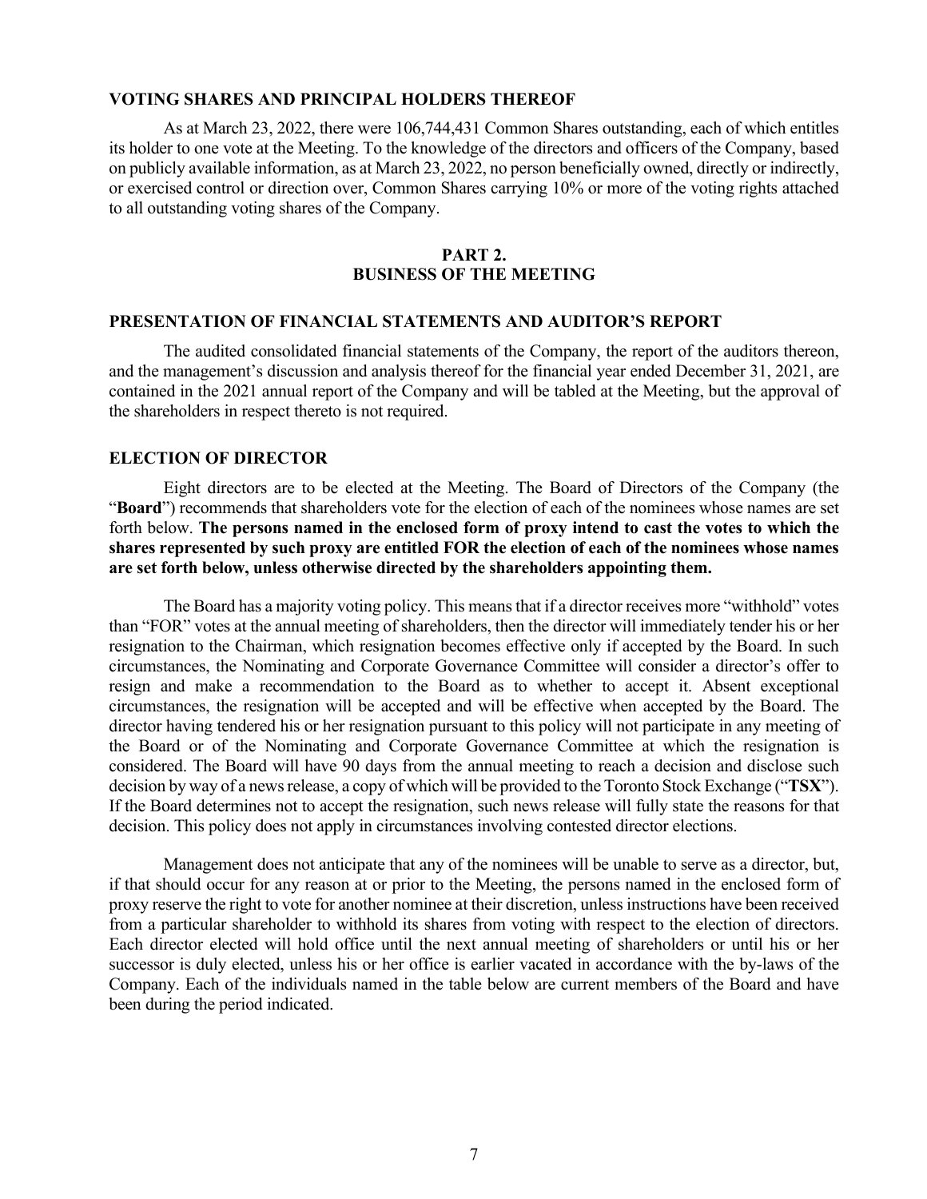## VOTING SHARES AND PRINCIPAL HOLDERS THEREOF

As at March 23, 2022, there were 106,744,431 Common Shares outstanding, each of which entitles its holder to one vote at the Meeting. To the knowledge of the directors and officers of the Company, based on publicly available information, as at March 23, 2022, no person beneficially owned, directly or indirectly, or exercised control or direction over, Common Shares carrying 10% or more of the voting rights attached to all outstanding voting shares of the Company.

# PART 2.
# BUSINESS OF THE MEETING

## PRESENTATION OF FINANCIAL STATEMENTS AND AUDITOR'S REPORT

The audited consolidated financial statements of the Company, the report of the auditors thereon, and the management's discussion and analysis thereof for the financial year ended December 31, 2021, are contained in the 2021 annual report of the Company and will be tabled at the Meeting, but the approval of the shareholders in respect thereto is not required.

## ELECTION OF DIRECTOR

Eight directors are to be elected at the Meeting. The Board of Directors of the Company (the "**Board**") recommends that shareholders vote for the election of each of the nominees whose names are set forth below. **The persons named in the enclosed form of proxy intend to cast the votes to which the shares represented by such proxy are entitled FOR the election of each of the nominees whose names are set forth below, unless otherwise directed by the shareholders appointing them.**

The Board has a majority voting policy. This means that if a director receives more "withhold" votes than "FOR" votes at the annual meeting of shareholders, then the director will immediately tender his or her resignation to the Chairman, which resignation becomes effective only if accepted by the Board. In such circumstances, the Nominating and Corporate Governance Committee will consider a director's offer to resign and make a recommendation to the Board as to whether to accept it. Absent exceptional circumstances, the resignation will be accepted and will be effective when accepted by the Board. The director having tendered his or her resignation pursuant to this policy will not participate in any meeting of the Board or of the Nominating and Corporate Governance Committee at which the resignation is considered. The Board will have 90 days from the annual meeting to reach a decision and disclose such decision by way of a news release, a copy of which will be provided to the Toronto Stock Exchange ("**TSX**"). If the Board determines not to accept the resignation, such news release will fully state the reasons for that decision. This policy does not apply in circumstances involving contested director elections.

Management does not anticipate that any of the nominees will be unable to serve as a director, but, if that should occur for any reason at or prior to the Meeting, the persons named in the enclosed form of proxy reserve the right to vote for another nominee at their discretion, unless instructions have been received from a particular shareholder to withhold its shares from voting with respect to the election of directors. Each director elected will hold office until the next annual meeting of shareholders or until his or her successor is duly elected, unless his or her office is earlier vacated in accordance with the by-laws of the Company. Each of the individuals named in the table below are current members of the Board and have been during the period indicated.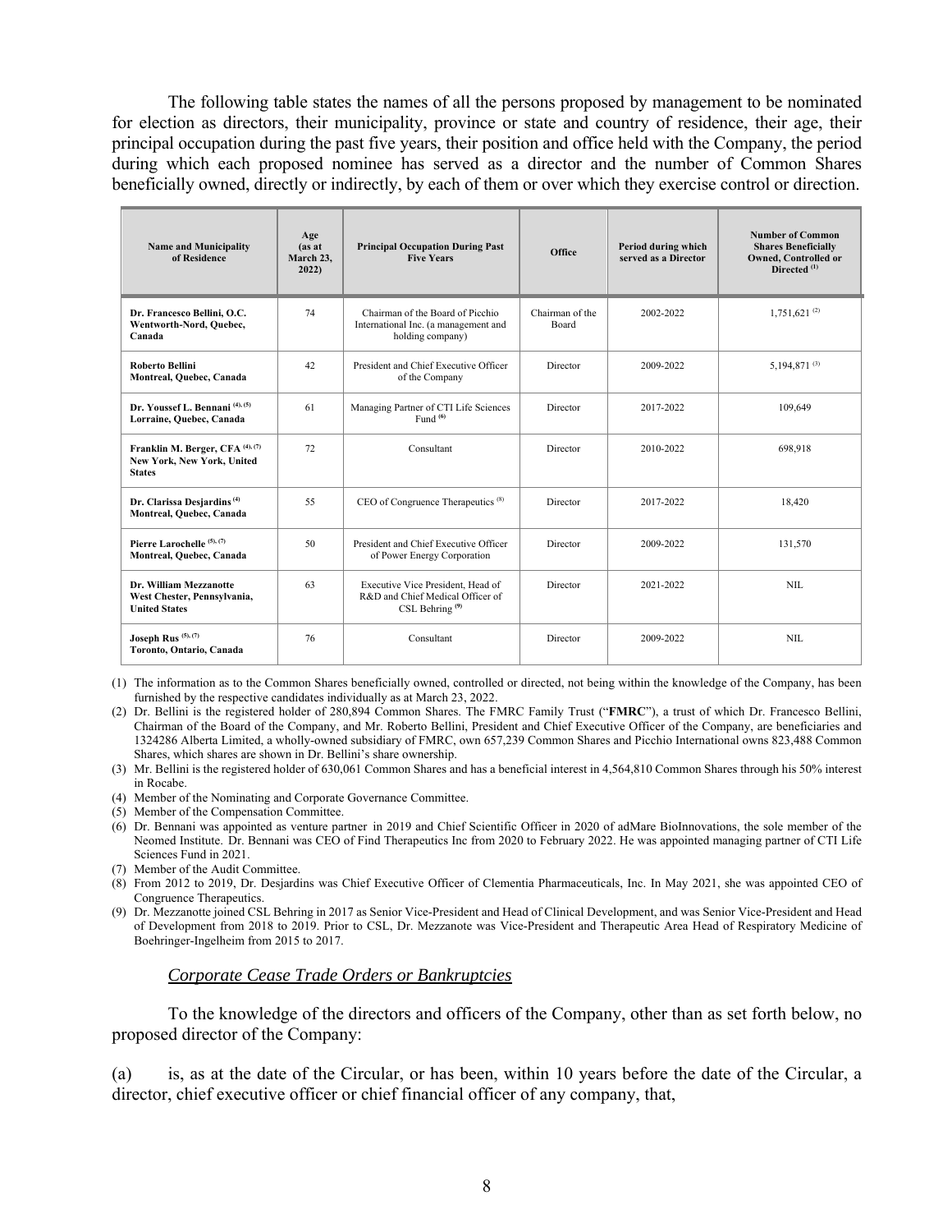The following table states the names of all the persons proposed by management to be nominated for election as directors, their municipality, province or state and country of residence, their age, their principal occupation during the past five years, their position and office held with the Company, the period during which each proposed nominee has served as a director and the number of Common Shares beneficially owned, directly or indirectly, by each of them or over which they exercise control or direction.

| Name and Municipality of Residence | Age (as at March 23, 2022) | Principal Occupation During Past Five Years | Office | Period during which served as a Director | Number of Common Shares Beneficially Owned, Controlled or Directed [(1)] |
|---|---|---|---|---|---|
| **Dr. Francesco Bellini, O.C. Wentworth-Nord, Quebec, Canada** | 74 | Chairman of the Board of Picchio International Inc. (a management and holding company) | Chairman of the Board | 2002-2022 | 1,751,621 [(2)] |
| **Roberto Bellini Montreal, Quebec, Canada** | 42 | President and Chief Executive Officer of the Company | Director | 2009-2022 | 5,194,871 [(3)] |
| **Dr. Youssef L. Bennani [(4), (5)] Lorraine, Quebec, Canada** | 61 | Managing Partner of CTI Life Sciences Fund [(6)] | Director | 2017-2022 | 109,649 |
| **Franklin M. Berger, CFA [(4), (7)] New York, New York, United States** | 72 | Consultant | Director | 2010-2022 | 698,918 |
| **Dr. Clarissa Desjardins [(4)] Montreal, Quebec, Canada** | 55 | CEO of Congruence Therapeutics [(8)] | Director | 2017-2022 | 18,420 |
| **Pierre Larochelle [(5), (7)] Montreal, Quebec, Canada** | 50 | President and Chief Executive Officer of Power Energy Corporation | Director | 2009-2022 | 131,570 |
| **Dr. William Mezzanotte West Chester, Pennsylvania, United States** | 63 | Executive Vice President, Head of R&D and Chief Medical Officer of CSL Behring [(9)] | Director | 2021-2022 | NIL |
| **Joseph Rus [(5), (7)] Toronto, Ontario, Canada** | 76 | Consultant | Director | 2009-2022 | NIL |

(1) The information as to the Common Shares beneficially owned, controlled or directed, not being within the knowledge of the Company, has been furnished by the respective candidates individually as at March 23, 2022.

(2) Dr. Bellini is the registered holder of 280,894 Common Shares. The FMRC Family Trust ("**FMRC**"), a trust of which Dr. Francesco Bellini, Chairman of the Board of the Company, and Mr. Roberto Bellini, President and Chief Executive Officer of the Company, are beneficiaries and 1324286 Alberta Limited, a wholly-owned subsidiary of FMRC, own 657,239 Common Shares and Picchio International owns 823,488 Common Shares, which shares are shown in Dr. Bellini's share ownership.

(3) Mr. Bellini is the registered holder of 630,061 Common Shares and has a beneficial interest in 4,564,810 Common Shares through his 50% interest in Rocabe.

(4) Member of the Nominating and Corporate Governance Committee.

(5) Member of the Compensation Committee.

(6) Dr. Bennani was appointed as venture partner in 2019 and Chief Scientific Officer in 2020 of adMare BioInnovations, the sole member of the Neomed Institute. Dr. Bennani was CEO of Find Therapeutics Inc from 2020 to February 2022. He was appointed managing partner of CTI Life Sciences Fund in 2021.

(7) Member of the Audit Committee.

(8) From 2012 to 2019, Dr. Desjardins was Chief Executive Officer of Clementia Pharmaceuticals, Inc. In May 2021, she was appointed CEO of Congruence Therapeutics.

(9) Dr. Mezzanotte joined CSL Behring in 2017 as Senior Vice-President and Head of Clinical Development, and was Senior Vice-President and Head of Development from 2018 to 2019. Prior to CSL, Dr. Mezzanote was Vice-President and Therapeutic Area Head of Respiratory Medicine of Boehringer-Ingelheim from 2015 to 2017.

*Corporate Cease Trade Orders or Bankruptcies*

To the knowledge of the directors and officers of the Company, other than as set forth below, no proposed director of the Company:

(a) is, as at the date of the Circular, or has been, within 10 years before the date of the Circular, a director, chief executive officer or chief financial officer of any company, that,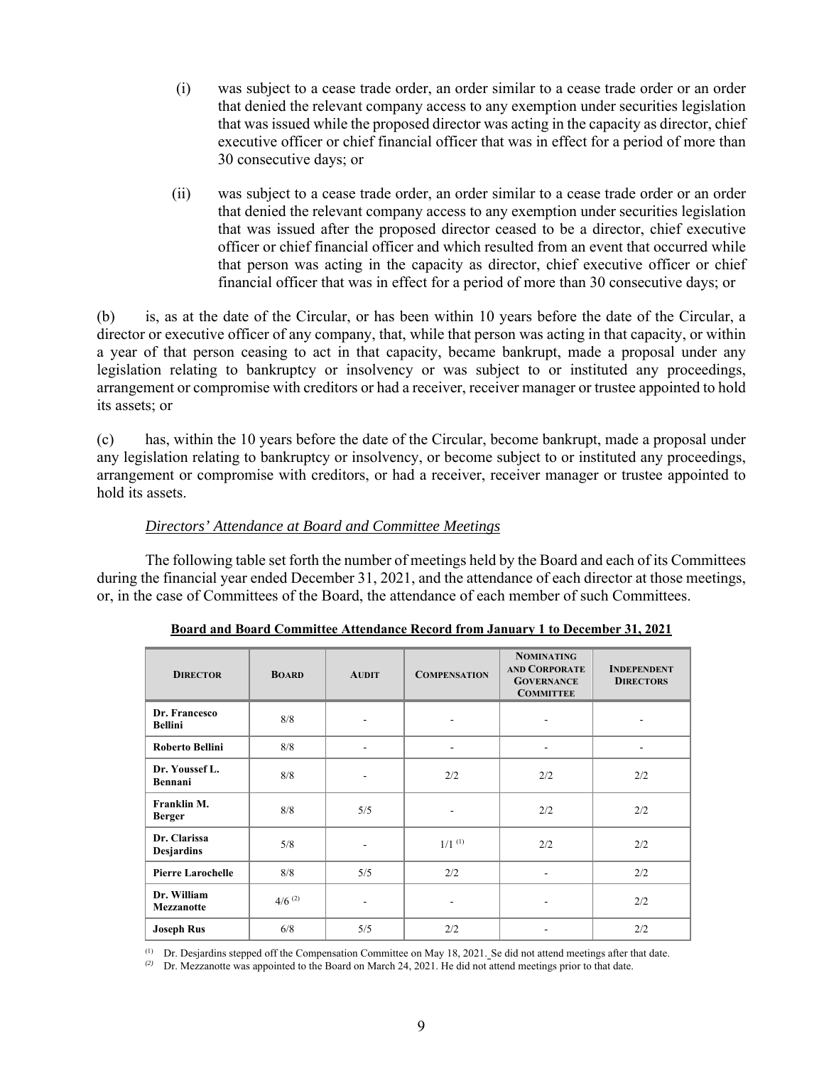(i) was subject to a cease trade order, an order similar to a cease trade order or an order that denied the relevant company access to any exemption under securities legislation that was issued while the proposed director was acting in the capacity as director, chief executive officer or chief financial officer that was in effect for a period of more than 30 consecutive days; or

(ii) was subject to a cease trade order, an order similar to a cease trade order or an order that denied the relevant company access to any exemption under securities legislation that was issued after the proposed director ceased to be a director, chief executive officer or chief financial officer and which resulted from an event that occurred while that person was acting in the capacity as director, chief executive officer or chief financial officer that was in effect for a period of more than 30 consecutive days; or

(b) is, as at the date of the Circular, or has been within 10 years before the date of the Circular, a director or executive officer of any company, that, while that person was acting in that capacity, or within a year of that person ceasing to act in that capacity, became bankrupt, made a proposal under any legislation relating to bankruptcy or insolvency or was subject to or instituted any proceedings, arrangement or compromise with creditors or had a receiver, receiver manager or trustee appointed to hold its assets; or

(c) has, within the 10 years before the date of the Circular, become bankrupt, made a proposal under any legislation relating to bankruptcy or insolvency, or become subject to or instituted any proceedings, arrangement or compromise with creditors, or had a receiver, receiver manager or trustee appointed to hold its assets.

*Directors' Attendance at Board and Committee Meetings*

The following table set forth the number of meetings held by the Board and each of its Committees during the financial year ended December 31, 2021, and the attendance of each director at those meetings, or, in the case of Committees of the Board, the attendance of each member of such Committees.

**Board and Board Committee Attendance Record from January 1 to December 31, 2021**

| Director | Board | Audit | Compensation | Nominating and Corporate Governance Committee | Independent Directors |
|---|---|---|---|---|---|
| **Dr. Francesco Bellini** | 8/8 | - | - | - | - |
| **Roberto Bellini** | 8/8 | - | - | - | - |
| **Dr. Youssef L. Bennani** | 8/8 | - | 2/2 | 2/2 | 2/2 |
| **Franklin M. Berger** | 8/8 | 5/5 | - | 2/2 | 2/2 |
| **Dr. Clarissa Desjardins** | 5/8 | - | 1/1 [(1)] | 2/2 | 2/2 |
| **Pierre Larochelle** | 8/8 | 5/5 | 2/2 | - | 2/2 |
| **Dr. William Mezzanotte** | 4/6 [(2)] | - | - | - | 2/2 |
| **Joseph Rus** | 6/8 | 5/5 | 2/2 | - | 2/2 |

(1) Dr. Desjardins stepped off the Compensation Committee on May 18, 2021. Se did not attend meetings after that date.

(2) Dr. Mezzanotte was appointed to the Board on March 24, 2021. He did not attend meetings prior to that date.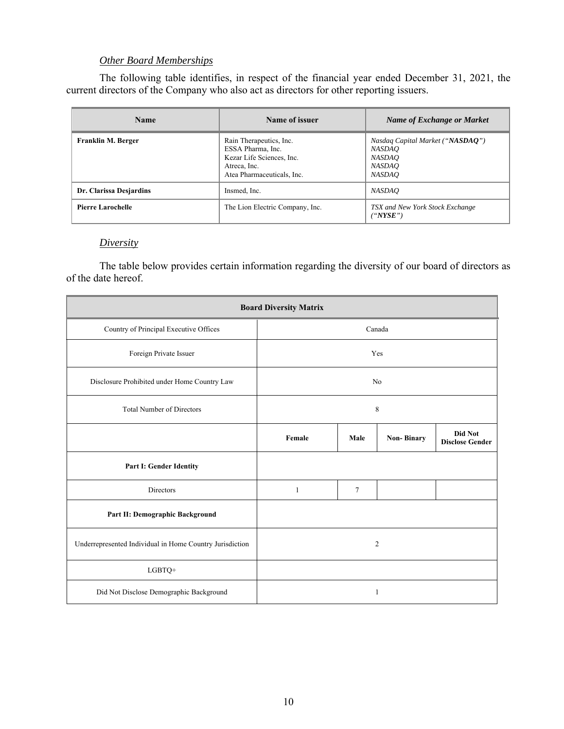### *Other Board Memberships*

The following table identifies, in respect of the financial year ended December 31, 2021, the current directors of the Company who also act as directors for other reporting issuers.

| Name | Name of issuer | *Name of Exchange or Market* |
|---|---|---|
| **Franklin M. Berger** | Rain Therapeutics, Inc.<br>ESSA Pharma, Inc.<br>Kezar Life Sciences, Inc.<br>Atreca, Inc.<br>Atea Pharmaceuticals, Inc. | *Nasdaq Capital Market (“**NASDAQ**”)*<br>*NASDAQ*<br>*NASDAQ*<br>*NASDAQ*<br>*NASDAQ* |
| **Dr. Clarissa Desjardins** | Insmed, Inc. | *NASDAQ* |
| **Pierre Larochelle** | The Lion Electric Company, Inc. | *TSX and New York Stock Exchange (“**NYSE**”)* |

### *Diversity*

The table below provides certain information regarding the diversity of our board of directors as of the date hereof.

| **Board Diversity Matrix** | | | | |
|---|---|---|---|---|
| Country of Principal Executive Offices | Canada | | | |
| Foreign Private Issuer | Yes | | | |
| Disclosure Prohibited under Home Country Law | No | | | |
| Total Number of Directors | 8 | | | |
| | **Female** | **Male** | **Non- Binary** | **Did Not Disclose Gender** |
| **Part I: Gender Identity** | | | | |
| Directors | 1 | 7 | | |
| **Part II: Demographic Background** | | | | |
| Underrepresented Individual in Home Country Jurisdiction | 2 | | | |
| LGBTQ+ | | | | |
| Did Not Disclose Demographic Background | 1 | | | |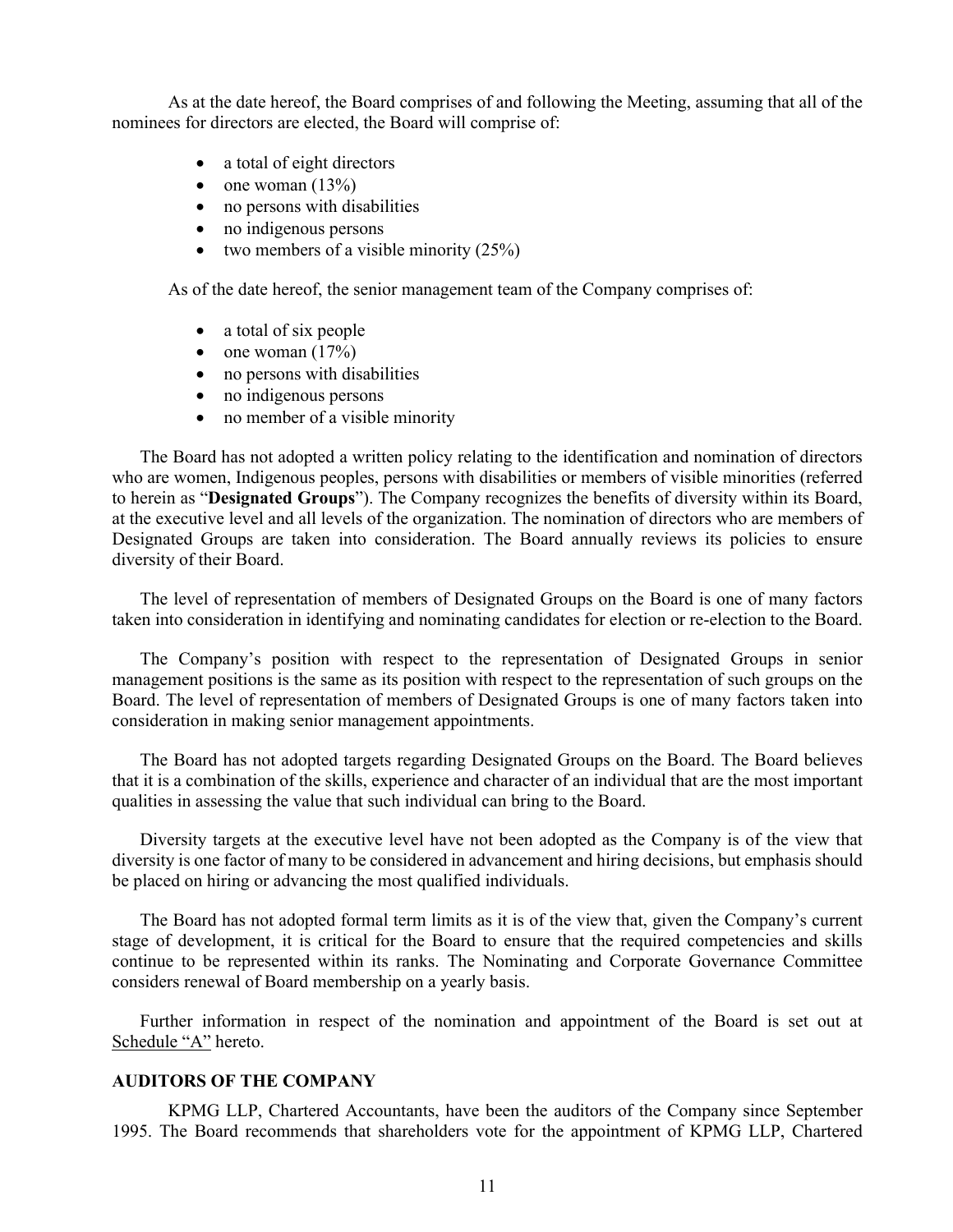As at the date hereof, the Board comprises of and following the Meeting, assuming that all of the nominees for directors are elected, the Board will comprise of:

- a total of eight directors
- one woman (13%)
- no persons with disabilities
- no indigenous persons
- two members of a visible minority (25%)

As of the date hereof, the senior management team of the Company comprises of:

- a total of six people
- one woman (17%)
- no persons with disabilities
- no indigenous persons
- no member of a visible minority

The Board has not adopted a written policy relating to the identification and nomination of directors who are women, Indigenous peoples, persons with disabilities or members of visible minorities (referred to herein as "**Designated Groups**"). The Company recognizes the benefits of diversity within its Board, at the executive level and all levels of the organization. The nomination of directors who are members of Designated Groups are taken into consideration. The Board annually reviews its policies to ensure diversity of their Board.

The level of representation of members of Designated Groups on the Board is one of many factors taken into consideration in identifying and nominating candidates for election or re-election to the Board.

The Company's position with respect to the representation of Designated Groups in senior management positions is the same as its position with respect to the representation of such groups on the Board. The level of representation of members of Designated Groups is one of many factors taken into consideration in making senior management appointments.

The Board has not adopted targets regarding Designated Groups on the Board. The Board believes that it is a combination of the skills, experience and character of an individual that are the most important qualities in assessing the value that such individual can bring to the Board.

Diversity targets at the executive level have not been adopted as the Company is of the view that diversity is one factor of many to be considered in advancement and hiring decisions, but emphasis should be placed on hiring or advancing the most qualified individuals.

The Board has not adopted formal term limits as it is of the view that, given the Company's current stage of development, it is critical for the Board to ensure that the required competencies and skills continue to be represented within its ranks. The Nominating and Corporate Governance Committee considers renewal of Board membership on a yearly basis.

Further information in respect of the nomination and appointment of the Board is set out at Schedule "A" hereto.

## AUDITORS OF THE COMPANY

KPMG LLP, Chartered Accountants, have been the auditors of the Company since September 1995. The Board recommends that shareholders vote for the appointment of KPMG LLP, Chartered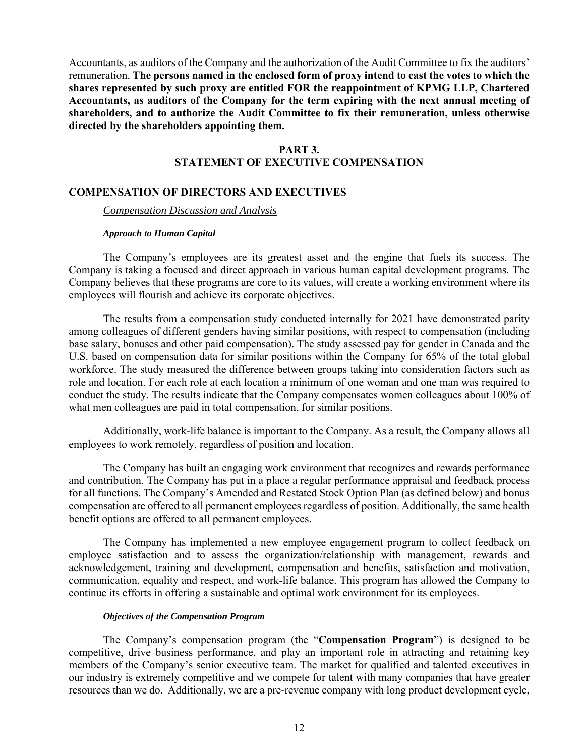Accountants, as auditors of the Company and the authorization of the Audit Committee to fix the auditors' remuneration. **The persons named in the enclosed form of proxy intend to cast the votes to which the shares represented by such proxy are entitled FOR the reappointment of KPMG LLP, Chartered Accountants, as auditors of the Company for the term expiring with the next annual meeting of shareholders, and to authorize the Audit Committee to fix their remuneration, unless otherwise directed by the shareholders appointing them.**

# PART 3.
# STATEMENT OF EXECUTIVE COMPENSATION

## COMPENSATION OF DIRECTORS AND EXECUTIVES

*Compensation Discussion and Analysis*

***Approach to Human Capital***

The Company's employees are its greatest asset and the engine that fuels its success. The Company is taking a focused and direct approach in various human capital development programs. The Company believes that these programs are core to its values, will create a working environment where its employees will flourish and achieve its corporate objectives.

The results from a compensation study conducted internally for 2021 have demonstrated parity among colleagues of different genders having similar positions, with respect to compensation (including base salary, bonuses and other paid compensation). The study assessed pay for gender in Canada and the U.S. based on compensation data for similar positions within the Company for 65% of the total global workforce. The study measured the difference between groups taking into consideration factors such as role and location. For each role at each location a minimum of one woman and one man was required to conduct the study. The results indicate that the Company compensates women colleagues about 100% of what men colleagues are paid in total compensation, for similar positions.

Additionally, work-life balance is important to the Company. As a result, the Company allows all employees to work remotely, regardless of position and location.

The Company has built an engaging work environment that recognizes and rewards performance and contribution. The Company has put in a place a regular performance appraisal and feedback process for all functions. The Company's Amended and Restated Stock Option Plan (as defined below) and bonus compensation are offered to all permanent employees regardless of position. Additionally, the same health benefit options are offered to all permanent employees.

The Company has implemented a new employee engagement program to collect feedback on employee satisfaction and to assess the organization/relationship with management, rewards and acknowledgement, training and development, compensation and benefits, satisfaction and motivation, communication, equality and respect, and work-life balance. This program has allowed the Company to continue its efforts in offering a sustainable and optimal work environment for its employees.

***Objectives of the Compensation Program***

The Company's compensation program (the "**Compensation Program**") is designed to be competitive, drive business performance, and play an important role in attracting and retaining key members of the Company's senior executive team. The market for qualified and talented executives in our industry is extremely competitive and we compete for talent with many companies that have greater resources than we do. Additionally, we are a pre-revenue company with long product development cycle,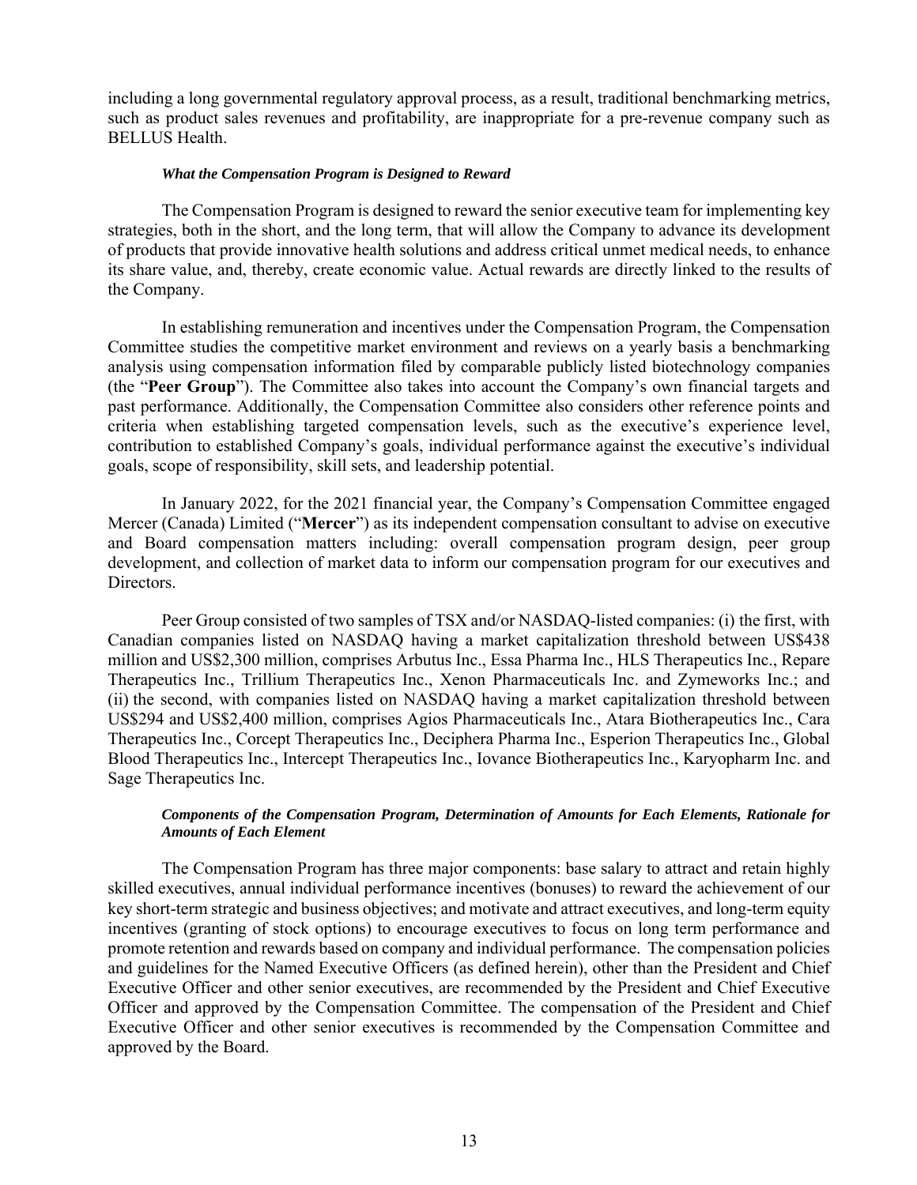including a long governmental regulatory approval process, as a result, traditional benchmarking metrics, such as product sales revenues and profitability, are inappropriate for a pre-revenue company such as BELLUS Health.

***What the Compensation Program is Designed to Reward***

The Compensation Program is designed to reward the senior executive team for implementing key strategies, both in the short, and the long term, that will allow the Company to advance its development of products that provide innovative health solutions and address critical unmet medical needs, to enhance its share value, and, thereby, create economic value. Actual rewards are directly linked to the results of the Company.

In establishing remuneration and incentives under the Compensation Program, the Compensation Committee studies the competitive market environment and reviews on a yearly basis a benchmarking analysis using compensation information filed by comparable publicly listed biotechnology companies (the "**Peer Group**"). The Committee also takes into account the Company's own financial targets and past performance. Additionally, the Compensation Committee also considers other reference points and criteria when establishing targeted compensation levels, such as the executive's experience level, contribution to established Company's goals, individual performance against the executive's individual goals, scope of responsibility, skill sets, and leadership potential.

In January 2022, for the 2021 financial year, the Company's Compensation Committee engaged Mercer (Canada) Limited ("**Mercer**") as its independent compensation consultant to advise on executive and Board compensation matters including: overall compensation program design, peer group development, and collection of market data to inform our compensation program for our executives and Directors.

Peer Group consisted of two samples of TSX and/or NASDAQ-listed companies: (i) the first, with Canadian companies listed on NASDAQ having a market capitalization threshold between US$438 million and US$2,300 million, comprises Arbutus Inc., Essa Pharma Inc., HLS Therapeutics Inc., Repare Therapeutics Inc., Trillium Therapeutics Inc., Xenon Pharmaceuticals Inc. and Zymeworks Inc.; and (ii) the second, with companies listed on NASDAQ having a market capitalization threshold between US$294 and US$2,400 million, comprises Agios Pharmaceuticals Inc., Atara Biotherapeutics Inc., Cara Therapeutics Inc., Corcept Therapeutics Inc., Deciphera Pharma Inc., Esperion Therapeutics Inc., Global Blood Therapeutics Inc., Intercept Therapeutics Inc., Iovance Biotherapeutics Inc., Karyopharm Inc. and Sage Therapeutics Inc.

***Components of the Compensation Program, Determination of Amounts for Each Elements, Rationale for Amounts of Each Element***

The Compensation Program has three major components: base salary to attract and retain highly skilled executives, annual individual performance incentives (bonuses) to reward the achievement of our key short-term strategic and business objectives; and motivate and attract executives, and long-term equity incentives (granting of stock options) to encourage executives to focus on long term performance and promote retention and rewards based on company and individual performance. The compensation policies and guidelines for the Named Executive Officers (as defined herein), other than the President and Chief Executive Officer and other senior executives, are recommended by the President and Chief Executive Officer and approved by the Compensation Committee. The compensation of the President and Chief Executive Officer and other senior executives is recommended by the Compensation Committee and approved by the Board.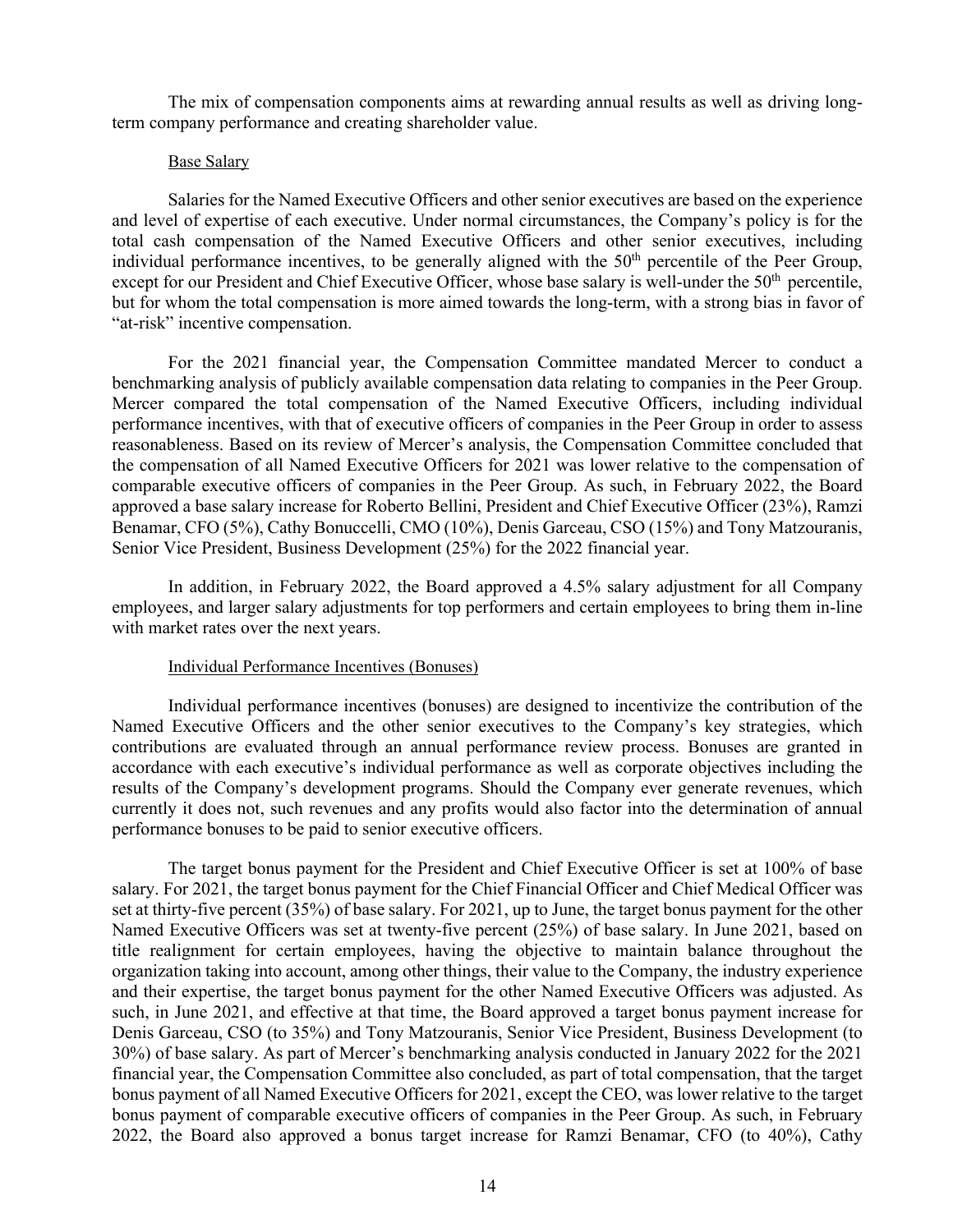The mix of compensation components aims at rewarding annual results as well as driving long-term company performance and creating shareholder value.

Base Salary

Salaries for the Named Executive Officers and other senior executives are based on the experience and level of expertise of each executive. Under normal circumstances, the Company's policy is for the total cash compensation of the Named Executive Officers and other senior executives, including individual performance incentives, to be generally aligned with the 50th percentile of the Peer Group, except for our President and Chief Executive Officer, whose base salary is well-under the 50th percentile, but for whom the total compensation is more aimed towards the long-term, with a strong bias in favor of "at-risk" incentive compensation.

For the 2021 financial year, the Compensation Committee mandated Mercer to conduct a benchmarking analysis of publicly available compensation data relating to companies in the Peer Group. Mercer compared the total compensation of the Named Executive Officers, including individual performance incentives, with that of executive officers of companies in the Peer Group in order to assess reasonableness. Based on its review of Mercer's analysis, the Compensation Committee concluded that the compensation of all Named Executive Officers for 2021 was lower relative to the compensation of comparable executive officers of companies in the Peer Group. As such, in February 2022, the Board approved a base salary increase for Roberto Bellini, President and Chief Executive Officer (23%), Ramzi Benamar, CFO (5%), Cathy Bonuccelli, CMO (10%), Denis Garceau, CSO (15%) and Tony Matzouranis, Senior Vice President, Business Development (25%) for the 2022 financial year.

In addition, in February 2022, the Board approved a 4.5% salary adjustment for all Company employees, and larger salary adjustments for top performers and certain employees to bring them in-line with market rates over the next years.

Individual Performance Incentives (Bonuses)

Individual performance incentives (bonuses) are designed to incentivize the contribution of the Named Executive Officers and the other senior executives to the Company's key strategies, which contributions are evaluated through an annual performance review process. Bonuses are granted in accordance with each executive's individual performance as well as corporate objectives including the results of the Company's development programs. Should the Company ever generate revenues, which currently it does not, such revenues and any profits would also factor into the determination of annual performance bonuses to be paid to senior executive officers.

The target bonus payment for the President and Chief Executive Officer is set at 100% of base salary. For 2021, the target bonus payment for the Chief Financial Officer and Chief Medical Officer was set at thirty-five percent (35%) of base salary. For 2021, up to June, the target bonus payment for the other Named Executive Officers was set at twenty-five percent (25%) of base salary. In June 2021, based on title realignment for certain employees, having the objective to maintain balance throughout the organization taking into account, among other things, their value to the Company, the industry experience and their expertise, the target bonus payment for the other Named Executive Officers was adjusted. As such, in June 2021, and effective at that time, the Board approved a target bonus payment increase for Denis Garceau, CSO (to 35%) and Tony Matzouranis, Senior Vice President, Business Development (to 30%) of base salary. As part of Mercer's benchmarking analysis conducted in January 2022 for the 2021 financial year, the Compensation Committee also concluded, as part of total compensation, that the target bonus payment of all Named Executive Officers for 2021, except the CEO, was lower relative to the target bonus payment of comparable executive officers of companies in the Peer Group. As such, in February 2022, the Board also approved a bonus target increase for Ramzi Benamar, CFO (to 40%), Cathy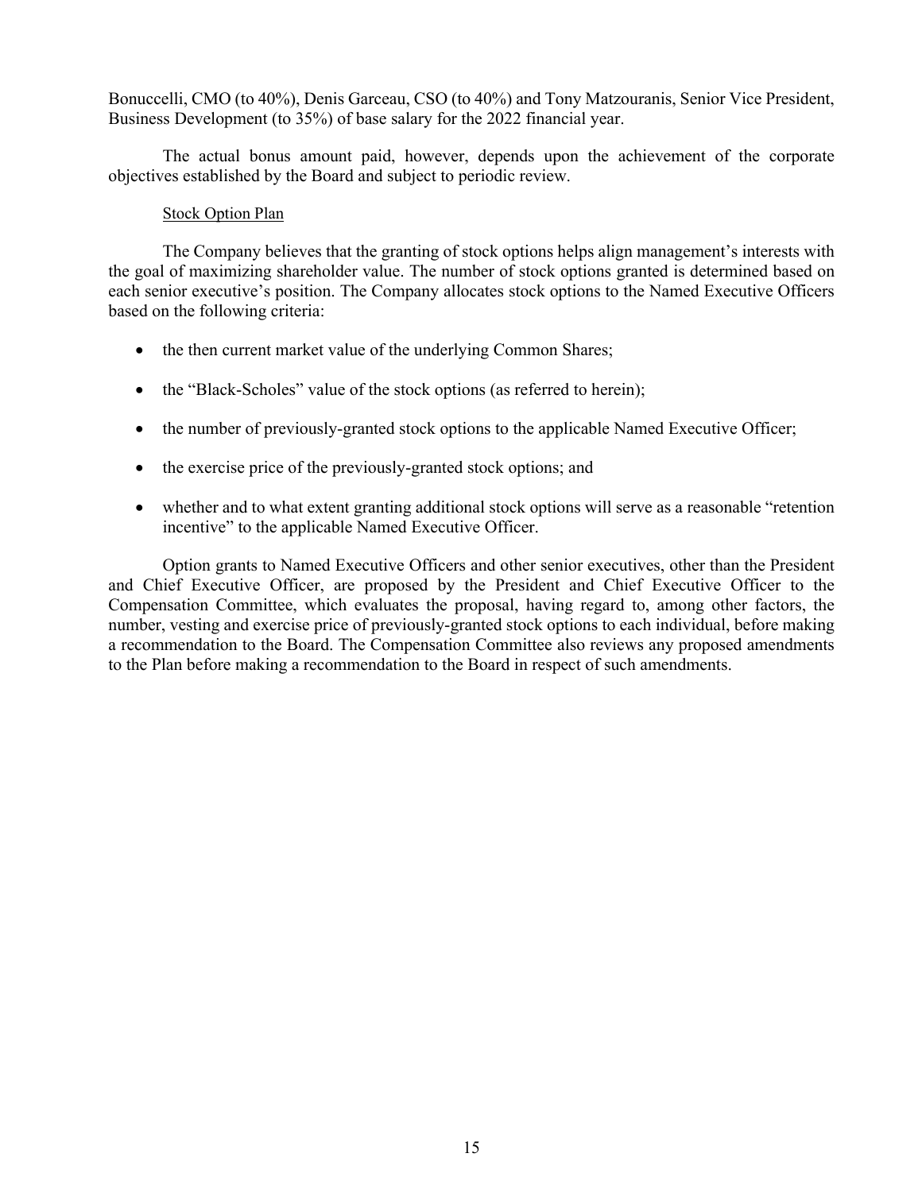Bonuccelli, CMO (to 40%), Denis Garceau, CSO (to 40%) and Tony Matzouranis, Senior Vice President, Business Development (to 35%) of base salary for the 2022 financial year.

The actual bonus amount paid, however, depends upon the achievement of the corporate objectives established by the Board and subject to periodic review.

Stock Option Plan

The Company believes that the granting of stock options helps align management's interests with the goal of maximizing shareholder value. The number of stock options granted is determined based on each senior executive's position. The Company allocates stock options to the Named Executive Officers based on the following criteria:

- the then current market value of the underlying Common Shares;
- the "Black-Scholes" value of the stock options (as referred to herein);
- the number of previously-granted stock options to the applicable Named Executive Officer;
- the exercise price of the previously-granted stock options; and
- whether and to what extent granting additional stock options will serve as a reasonable "retention incentive" to the applicable Named Executive Officer.

Option grants to Named Executive Officers and other senior executives, other than the President and Chief Executive Officer, are proposed by the President and Chief Executive Officer to the Compensation Committee, which evaluates the proposal, having regard to, among other factors, the number, vesting and exercise price of previously-granted stock options to each individual, before making a recommendation to the Board. The Compensation Committee also reviews any proposed amendments to the Plan before making a recommendation to the Board in respect of such amendments.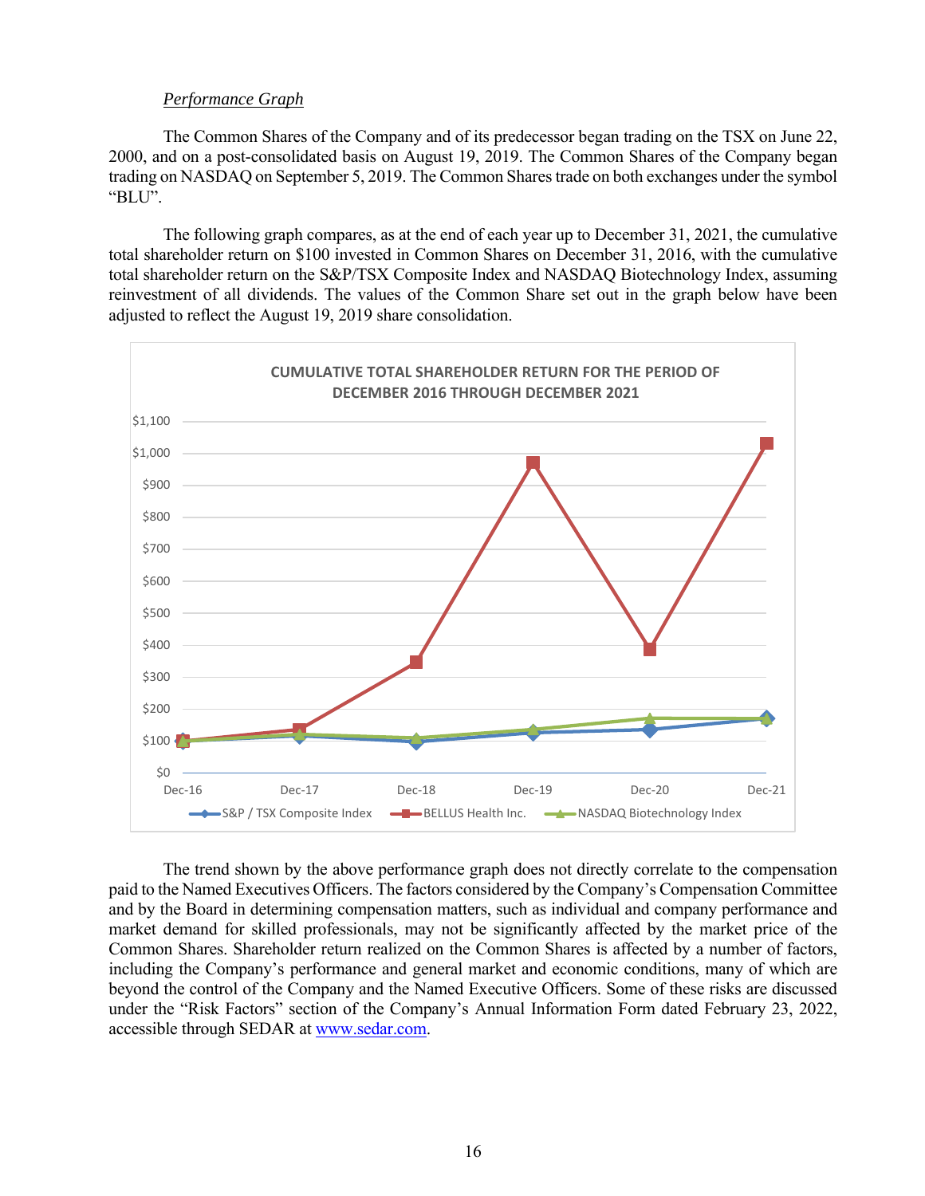*Performance Graph*

The Common Shares of the Company and of its predecessor began trading on the TSX on June 22, 2000, and on a post-consolidated basis on August 19, 2019. The Common Shares of the Company began trading on NASDAQ on September 5, 2019. The Common Shares trade on both exchanges under the symbol "BLU".

The following graph compares, as at the end of each year up to December 31, 2021, the cumulative total shareholder return on $100 invested in Common Shares on December 31, 2016, with the cumulative total shareholder return on the S&P/TSX Composite Index and NASDAQ Biotechnology Index, assuming reinvestment of all dividends. The values of the Common Share set out in the graph below have been adjusted to reflect the August 19, 2019 share consolidation.

**CUMULATIVE TOTAL SHAREHOLDER RETURN FOR THE PERIOD OF DECEMBER 2016 THROUGH DECEMBER 2021**

Legend: S&P / TSX Composite Index; BELLUS Health Inc.; NASDAQ Biotechnology Index

The trend shown by the above performance graph does not directly correlate to the compensation paid to the Named Executives Officers. The factors considered by the Company's Compensation Committee and by the Board in determining compensation matters, such as individual and company performance and market demand for skilled professionals, may not be significantly affected by the market price of the Common Shares. Shareholder return realized on the Common Shares is affected by a number of factors, including the Company's performance and general market and economic conditions, many of which are beyond the control of the Company and the Named Executive Officers. Some of these risks are discussed under the "Risk Factors" section of the Company's Annual Information Form dated February 23, 2022, accessible through SEDAR at www.sedar.com.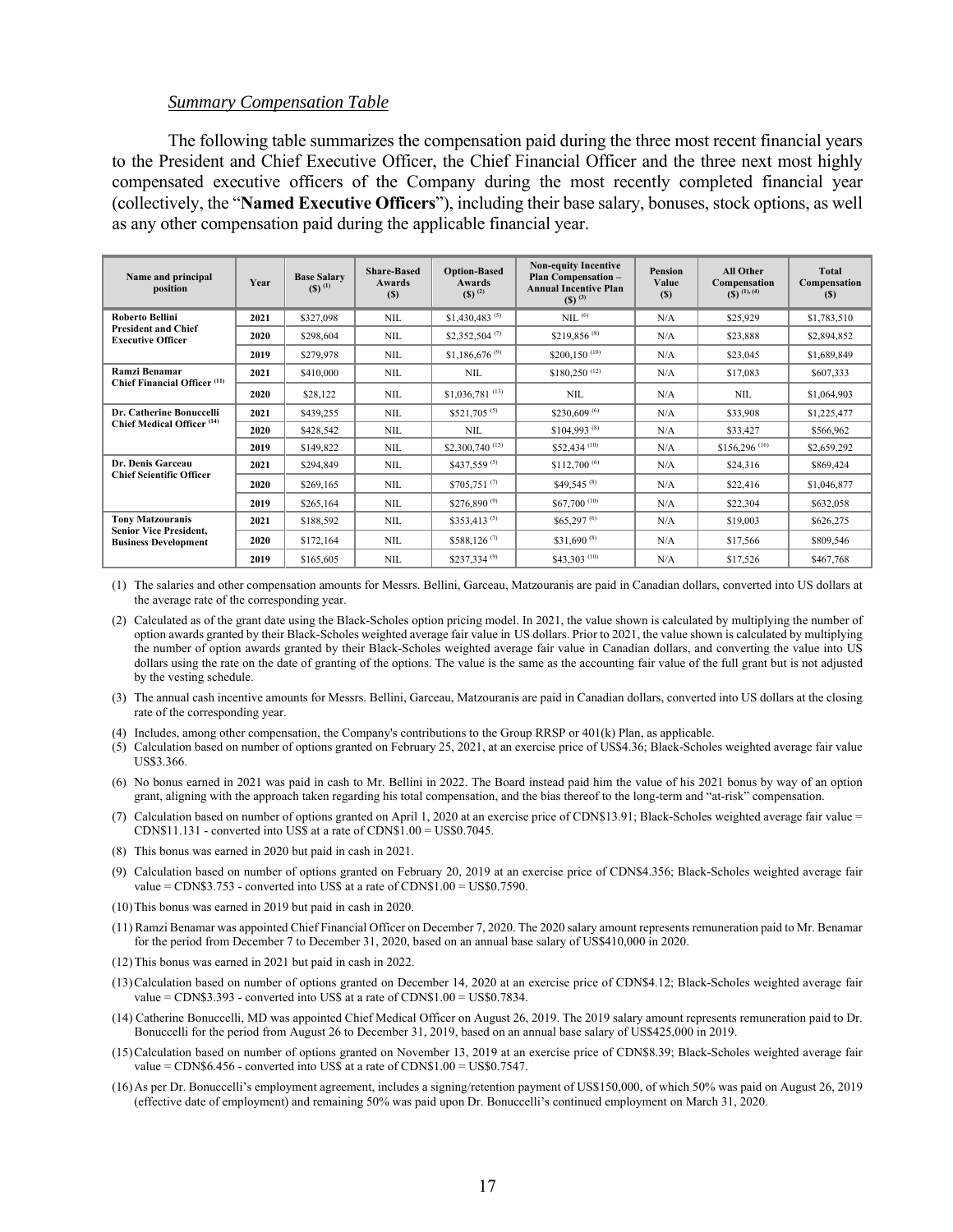*Summary Compensation Table*

The following table summarizes the compensation paid during the three most recent financial years to the President and Chief Executive Officer, the Chief Financial Officer and the three next most highly compensated executive officers of the Company during the most recently completed financial year (collectively, the "**Named Executive Officers**"), including their base salary, bonuses, stock options, as well as any other compensation paid during the applicable financial year.

| Name and principal position | Year | Base Salary ($) (1) | Share-Based Awards ($) | Option-Based Awards ($) (2) | Non-equity Incentive Plan Compensation – Annual Incentive Plan ($) (3) | Pension Value ($) | All Other Compensation ($) (1), (4) | Total Compensation ($) |
|---|---|---|---|---|---|---|---|---|
| **Roberto Bellini** **President and Chief Executive Officer** | 2021 | $327,098 | NIL | $1,430,483 (5) | NIL (6) | N/A | $25,929 | $1,783,510 |
| | 2020 | $298,604 | NIL | $2,352,504 (7) | $219,856 (8) | N/A | $23,888 | $2,894,852 |
| | 2019 | $279,978 | NIL | $1,186,676 (9) | $200,150 (10) | N/A | $23,045 | $1,689,849 |
| **Ramzi Benamar** **Chief Financial Officer (11)** | 2021 | $410,000 | NIL | NIL | $180,250 (12) | N/A | $17,083 | $607,333 |
| | 2020 | $28,122 | NIL | $1,036,781 (13) | NIL | N/A | NIL | $1,064,903 |
| **Dr. Catherine Bonuccelli** **Chief Medical Officer (14)** | 2021 | $439,255 | NIL | $521,705 (5) | $230,609 (6) | N/A | $33,908 | $1,225,477 |
| | 2020 | $428,542 | NIL | NIL | $104,993 (8) | N/A | $33,427 | $566,962 |
| | 2019 | $149,822 | NIL | $2,300,740 (15) | $52,434 (10) | N/A | $156,296 (16) | $2,659,292 |
| **Dr. Denis Garceau** **Chief Scientific Officer** | 2021 | $294,849 | NIL | $437,559 (5) | $112,700 (6) | N/A | $24,316 | $869,424 |
| | 2020 | $269,165 | NIL | $705,751 (7) | $49,545 (8) | N/A | $22,416 | $1,046,877 |
| | 2019 | $265,164 | NIL | $276,890 (9) | $67,700 (10) | N/A | $22,304 | $632,058 |
| **Tony Matzouranis** **Senior Vice President, Business Development** | 2021 | $188,592 | NIL | $353,413 (5) | $65,297 (6) | N/A | $19,003 | $626,275 |
| | 2020 | $172,164 | NIL | $588,126 (7) | $31,690 (8) | N/A | $17,566 | $809,546 |
| | 2019 | $165,605 | NIL | $237,334 (9) | $43,303 (10) | N/A | $17,526 | $467,768 |

(1) The salaries and other compensation amounts for Messrs. Bellini, Garceau, Matzouranis are paid in Canadian dollars, converted into US dollars at the average rate of the corresponding year.

(2) Calculated as of the grant date using the Black-Scholes option pricing model. In 2021, the value shown is calculated by multiplying the number of option awards granted by their Black-Scholes weighted average fair value in US dollars. Prior to 2021, the value shown is calculated by multiplying the number of option awards granted by their Black-Scholes weighted average fair value in Canadian dollars, and converting the value into US dollars using the rate on the date of granting of the options. The value is the same as the accounting fair value of the full grant but is not adjusted by the vesting schedule.

(3) The annual cash incentive amounts for Messrs. Bellini, Garceau, Matzouranis are paid in Canadian dollars, converted into US dollars at the closing rate of the corresponding year.

(4) Includes, among other compensation, the Company's contributions to the Group RRSP or 401(k) Plan, as applicable.

(5) Calculation based on number of options granted on February 25, 2021, at an exercise price of US$4.36; Black-Scholes weighted average fair value US$3.366.

(6) No bonus earned in 2021 was paid in cash to Mr. Bellini in 2022. The Board instead paid him the value of his 2021 bonus by way of an option grant, aligning with the approach taken regarding his total compensation, and the bias thereof to the long-term and "at-risk" compensation.

(7) Calculation based on number of options granted on April 1, 2020 at an exercise price of CDN$13.91; Black-Scholes weighted average fair value = CDN$11.131 - converted into US$ at a rate of CDN$1.00 = US$0.7045.

(8) This bonus was earned in 2020 but paid in cash in 2021.

(9) Calculation based on number of options granted on February 20, 2019 at an exercise price of CDN$4.356; Black-Scholes weighted average fair value = CDN$3.753 - converted into US$ at a rate of CDN$1.00 = US$0.7590.

(10) This bonus was earned in 2019 but paid in cash in 2020.

(11) Ramzi Benamar was appointed Chief Financial Officer on December 7, 2020. The 2020 salary amount represents remuneration paid to Mr. Benamar for the period from December 7 to December 31, 2020, based on an annual base salary of US$410,000 in 2020.

(12) This bonus was earned in 2021 but paid in cash in 2022.

(13) Calculation based on number of options granted on December 14, 2020 at an exercise price of CDN$4.12; Black-Scholes weighted average fair value = CDN$3.393 - converted into US$ at a rate of CDN$1.00 = US$0.7834.

(14) Catherine Bonuccelli, MD was appointed Chief Medical Officer on August 26, 2019. The 2019 salary amount represents remuneration paid to Dr. Bonuccelli for the period from August 26 to December 31, 2019, based on an annual base salary of US$425,000 in 2019.

(15) Calculation based on number of options granted on November 13, 2019 at an exercise price of CDN$8.39; Black-Scholes weighted average fair value = CDN$6.456 - converted into US$ at a rate of CDN$1.00 = US$0.7547.

(16) As per Dr. Bonuccelli's employment agreement, includes a signing/retention payment of US$150,000, of which 50% was paid on August 26, 2019 (effective date of employment) and remaining 50% was paid upon Dr. Bonuccelli's continued employment on March 31, 2020.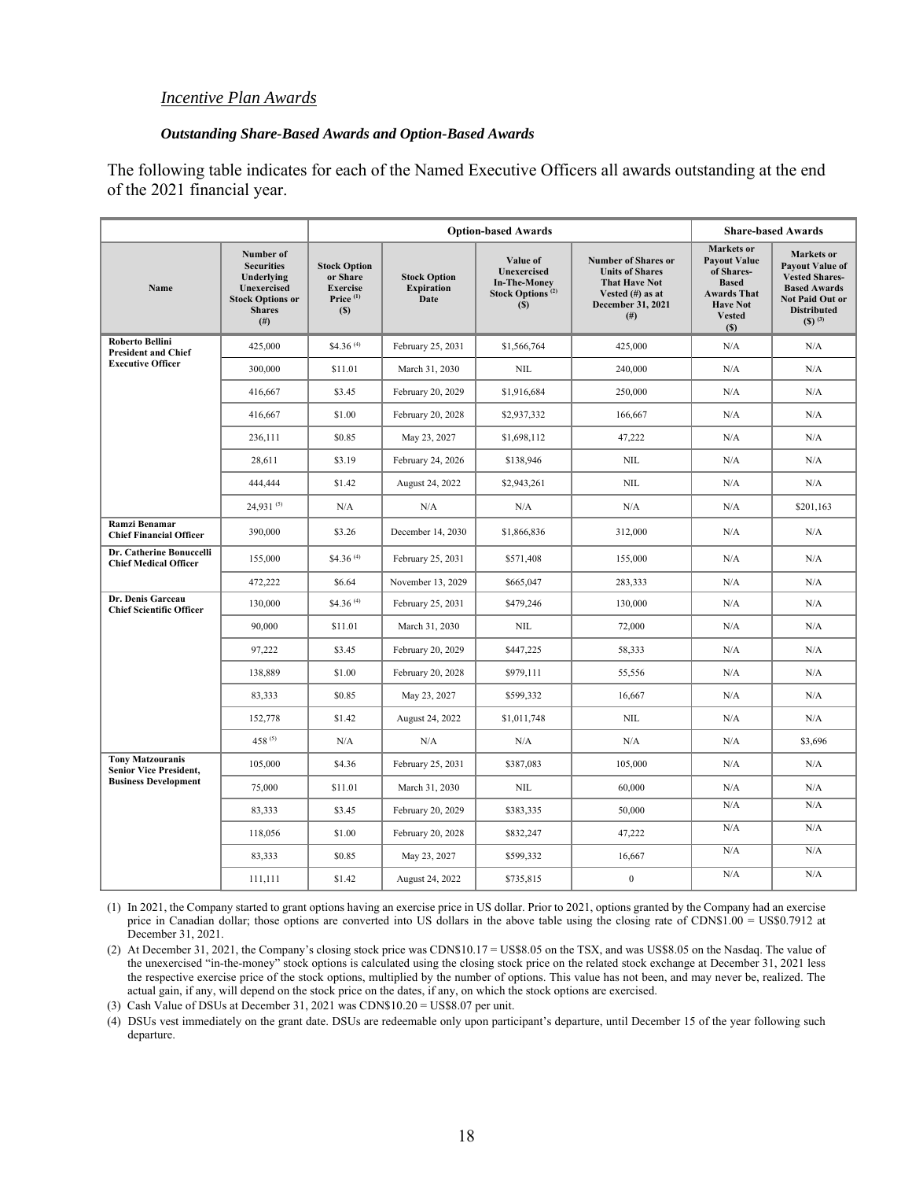### *Incentive Plan Awards*

#### ***Outstanding Share-Based Awards and Option-Based Awards***

The following table indicates for each of the Named Executive Officers all awards outstanding at the end of the 2021 financial year.

| | Option-based Awards | | | | | Share-based Awards | |
|---|---|---|---|---|---|---|---|
| **Name** | **Number of Securities Underlying Unexercised Stock Options or Shares (#)** | **Stock Option or Share Exercise Price (1) ($)** | **Stock Option Expiration Date** | **Value of Unexercised In-The-Money Stock Options (2) ($)** | **Number of Shares or Units of Shares That Have Not Vested (#) as at December 31, 2021 (#)** | **Markets or Payout Value of Shares-Based Awards That Have Not Vested ($)** | **Markets or Payout Value of Vested Shares-Based Awards Not Paid Out or Distributed ($) (3)** |
| **Roberto Bellini President and Chief Executive Officer** | 425,000 | $4.36 (4) | February 25, 2031 | $1,566,764 | 425,000 | N/A | N/A |
| | 300,000 | $11.01 | March 31, 2030 | NIL | 240,000 | N/A | N/A |
| | 416,667 | $3.45 | February 20, 2029 | $1,916,684 | 250,000 | N/A | N/A |
| | 416,667 | $1.00 | February 20, 2028 | $2,937,332 | 166,667 | N/A | N/A |
| | 236,111 | $0.85 | May 23, 2027 | $1,698,112 | 47,222 | N/A | N/A |
| | 28,611 | $3.19 | February 24, 2026 | $138,946 | NIL | N/A | N/A |
| | 444,444 | $1.42 | August 24, 2022 | $2,943,261 | NIL | N/A | N/A |
| | 24,931 (5) | N/A | N/A | N/A | N/A | N/A | $201,163 |
| **Ramzi Benamar Chief Financial Officer** | 390,000 | $3.26 | December 14, 2030 | $1,866,836 | 312,000 | N/A | N/A |
| **Dr. Catherine Bonuccelli Chief Medical Officer** | 155,000 | $4.36 (4) | February 25, 2031 | $571,408 | 155,000 | N/A | N/A |
| | 472,222 | $6.64 | November 13, 2029 | $665,047 | 283,333 | N/A | N/A |
| **Dr. Denis Garceau Chief Scientific Officer** | 130,000 | $4.36 (4) | February 25, 2031 | $479,246 | 130,000 | N/A | N/A |
| | 90,000 | $11.01 | March 31, 2030 | NIL | 72,000 | N/A | N/A |
| | 97,222 | $3.45 | February 20, 2029 | $447,225 | 58,333 | N/A | N/A |
| | 138,889 | $1.00 | February 20, 2028 | $979,111 | 55,556 | N/A | N/A |
| | 83,333 | $0.85 | May 23, 2027 | $599,332 | 16,667 | N/A | N/A |
| | 152,778 | $1.42 | August 24, 2022 | $1,011,748 | NIL | N/A | N/A |
| | 458 (5) | N/A | N/A | N/A | N/A | N/A | $3,696 |
| **Tony Matzouranis Senior Vice President, Business Development** | 105,000 | $4.36 | February 25, 2031 | $387,083 | 105,000 | N/A | N/A |
| | 75,000 | $11.01 | March 31, 2030 | NIL | 60,000 | N/A | N/A |
| | 83,333 | $3.45 | February 20, 2029 | $383,335 | 50,000 | N/A | N/A |
| | 118,056 | $1.00 | February 20, 2028 | $832,247 | 47,222 | N/A | N/A |
| | 83,333 | $0.85 | May 23, 2027 | $599,332 | 16,667 | N/A | N/A |
| | 111,111 | $1.42 | August 24, 2022 | $735,815 | 0 | N/A | N/A |

(1) In 2021, the Company started to grant options having an exercise price in US dollar. Prior to 2021, options granted by the Company had an exercise price in Canadian dollar; those options are converted into US dollars in the above table using the closing rate of CDN$1.00 = US$0.7912 at December 31, 2021.

(2) At December 31, 2021, the Company's closing stock price was CDN$10.17 = US$8.05 on the TSX, and was US$8.05 on the Nasdaq. The value of the unexercised "in-the-money" stock options is calculated using the closing stock price on the related stock exchange at December 31, 2021 less the respective exercise price of the stock options, multiplied by the number of options. This value has not been, and may never be, realized. The actual gain, if any, will depend on the stock price on the dates, if any, on which the stock options are exercised.

(3) Cash Value of DSUs at December 31, 2021 was CDN$10.20 = US$8.07 per unit.

(4) DSUs vest immediately on the grant date. DSUs are redeemable only upon participant's departure, until December 15 of the year following such departure.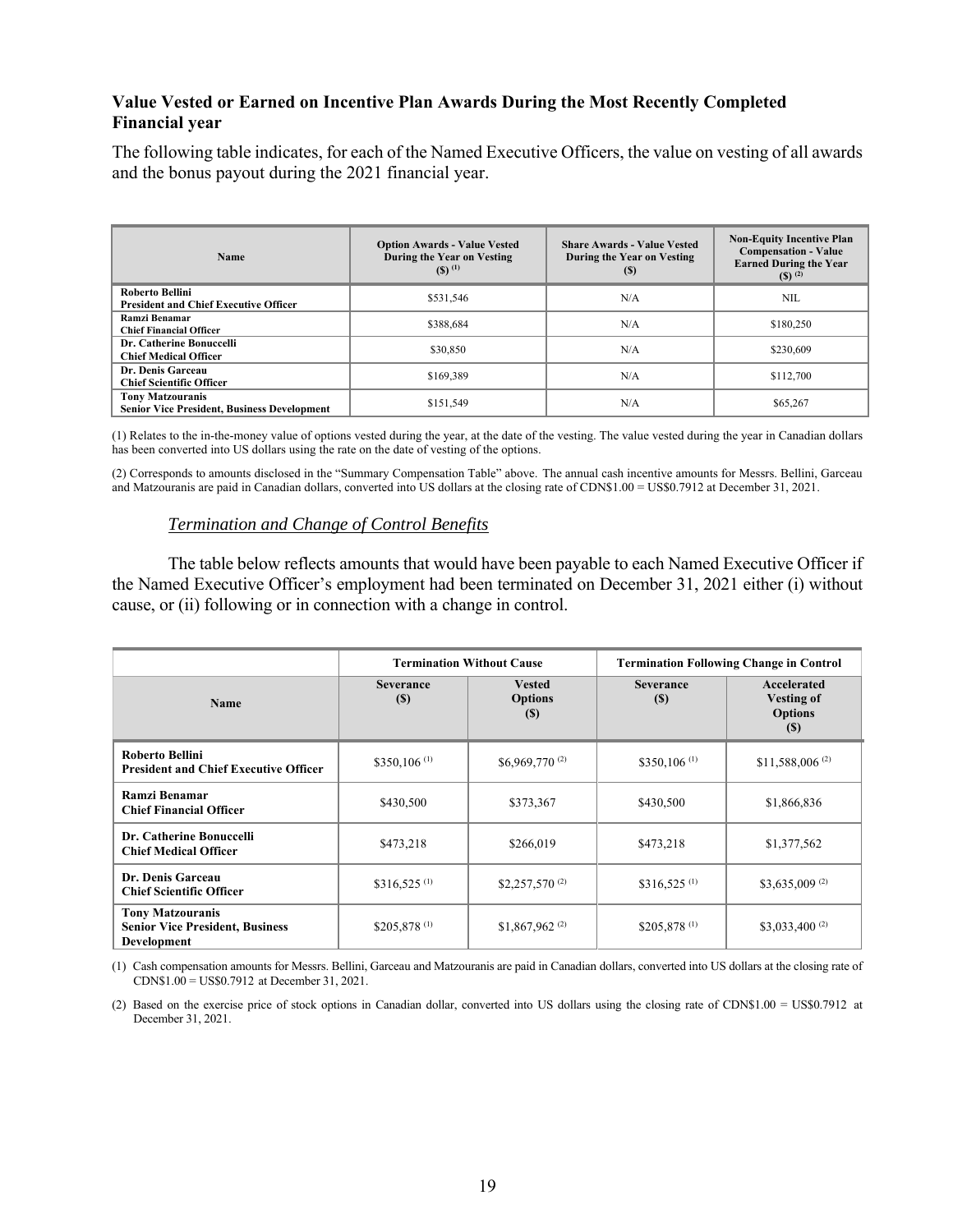## Value Vested or Earned on Incentive Plan Awards During the Most Recently Completed Financial year

The following table indicates, for each of the Named Executive Officers, the value on vesting of all awards and the bonus payout during the 2021 financial year.

| Name | Option Awards - Value Vested During the Year on Vesting ($) (1) | Share Awards - Value Vested During the Year on Vesting ($) | Non-Equity Incentive Plan Compensation - Value Earned During the Year ($) (2) |
|---|---|---|---|
| **Roberto Bellini** **President and Chief Executive Officer** | $531,546 | N/A | NIL |
| **Ramzi Benamar** **Chief Financial Officer** | $388,684 | N/A | $180,250 |
| **Dr. Catherine Bonuccelli** **Chief Medical Officer** | $30,850 | N/A | $230,609 |
| **Dr. Denis Garceau** **Chief Scientific Officer** | $169,389 | N/A | $112,700 |
| **Tony Matzouranis** **Senior Vice President, Business Development** | $151,549 | N/A | $65,267 |

(1) Relates to the in-the-money value of options vested during the year, at the date of the vesting. The value vested during the year in Canadian dollars has been converted into US dollars using the rate on the date of vesting of the options.

(2) Corresponds to amounts disclosed in the "Summary Compensation Table" above. The annual cash incentive amounts for Messrs. Bellini, Garceau and Matzouranis are paid in Canadian dollars, converted into US dollars at the closing rate of CDN$1.00 = US$0.7912 at December 31, 2021.

### *Termination and Change of Control Benefits*

The table below reflects amounts that would have been payable to each Named Executive Officer if the Named Executive Officer's employment had been terminated on December 31, 2021 either (i) without cause, or (ii) following or in connection with a change in control.

| | Termination Without Cause | | Termination Following Change in Control | |
|---|---|---|---|---|
| **Name** | **Severance ($)** | **Vested Options ($)** | **Severance ($)** | **Accelerated Vesting of Options ($)** |
| **Roberto Bellini** **President and Chief Executive Officer** | $350,106 (1) | $6,969,770 (2) | $350,106 (1) | $11,588,006 (2) |
| **Ramzi Benamar** **Chief Financial Officer** | $430,500 | $373,367 | $430,500 | $1,866,836 |
| **Dr. Catherine Bonuccelli** **Chief Medical Officer** | $473,218 | $266,019 | $473,218 | $1,377,562 |
| **Dr. Denis Garceau** **Chief Scientific Officer** | $316,525 (1) | $2,257,570 (2) | $316,525 (1) | $3,635,009 (2) |
| **Tony Matzouranis** **Senior Vice President, Business Development** | $205,878 (1) | $1,867,962 (2) | $205,878 (1) | $3,033,400 (2) |

(1) Cash compensation amounts for Messrs. Bellini, Garceau and Matzouranis are paid in Canadian dollars, converted into US dollars at the closing rate of CDN$1.00 = US$0.7912 at December 31, 2021.

(2) Based on the exercise price of stock options in Canadian dollar, converted into US dollars using the closing rate of CDN$1.00 = US$0.7912 at December 31, 2021.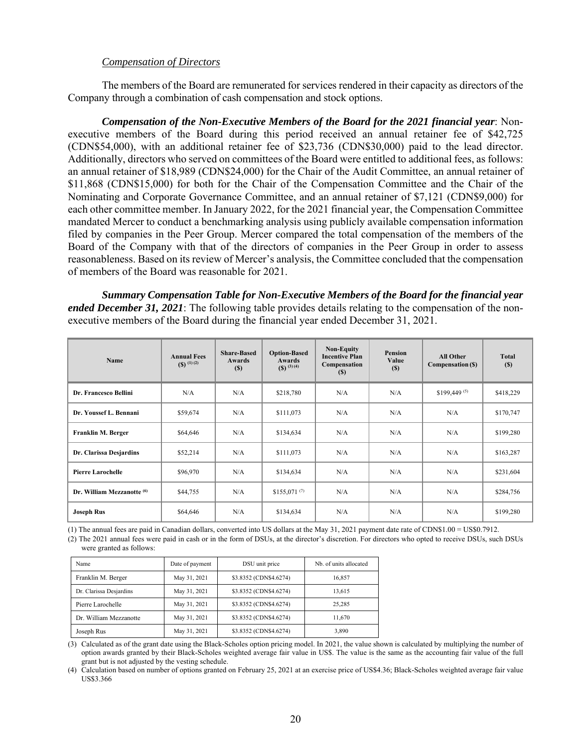*Compensation of Directors*

The members of the Board are remunerated for services rendered in their capacity as directors of the Company through a combination of cash compensation and stock options.

***Compensation of the Non-Executive Members of the Board for the 2021 financial year***: Non-executive members of the Board during this period received an annual retainer fee of $42,725 (CDN$54,000), with an additional retainer fee of $23,736 (CDN$30,000) paid to the lead director. Additionally, directors who served on committees of the Board were entitled to additional fees, as follows: an annual retainer of $18,989 (CDN$24,000) for the Chair of the Audit Committee, an annual retainer of $11,868 (CDN$15,000) for both for the Chair of the Compensation Committee and the Chair of the Nominating and Corporate Governance Committee, and an annual retainer of $7,121 (CDN$9,000) for each other committee member. In January 2022, for the 2021 financial year, the Compensation Committee mandated Mercer to conduct a benchmarking analysis using publicly available compensation information filed by companies in the Peer Group. Mercer compared the total compensation of the members of the Board of the Company with that of the directors of companies in the Peer Group in order to assess reasonableness. Based on its review of Mercer's analysis, the Committee concluded that the compensation of members of the Board was reasonable for 2021.

***Summary Compensation Table for Non-Executive Members of the Board for the financial year ended December 31, 2021***: The following table provides details relating to the compensation of the non-executive members of the Board during the financial year ended December 31, 2021.

| Name | Annual Fees ($) (1) (2) | Share-Based Awards ($) | Option-Based Awards ($) (3) (4) | Non-Equity Incentive Plan Compensation ($) | Pension Value ($) | All Other Compensation ($) | Total ($) |
|---|---|---|---|---|---|---|---|
| **Dr. Francesco Bellini** | N/A | N/A | $218,780 | N/A | N/A | $199,449 (5) | $418,229 |
| **Dr. Youssef L. Bennani** | $59,674 | N/A | $111,073 | N/A | N/A | N/A | $170,747 |
| **Franklin M. Berger** | $64,646 | N/A | $134,634 | N/A | N/A | N/A | $199,280 |
| **Dr. Clarissa Desjardins** | $52,214 | N/A | $111,073 | N/A | N/A | N/A | $163,287 |
| **Pierre Larochelle** | $96,970 | N/A | $134,634 | N/A | N/A | N/A | $231,604 |
| **Dr. William Mezzanotte (6)** | $44,755 | N/A | $155,071 (7) | N/A | N/A | N/A | $284,756 |
| **Joseph Rus** | $64,646 | N/A | $134,634 | N/A | N/A | N/A | $199,280 |

(1) The annual fees are paid in Canadian dollars, converted into US dollars at the May 31, 2021 payment date rate of CDN$1.00 = US$0.7912.

(2) The 2021 annual fees were paid in cash or in the form of DSUs, at the director's discretion. For directors who opted to receive DSUs, such DSUs were granted as follows:

| Name | Date of payment | DSU unit price | Nb. of units allocated |
|---|---|---|---|
| Franklin M. Berger | May 31, 2021 | $3.8352 (CDN$4.6274) | 16,857 |
| Dr. Clarissa Desjardins | May 31, 2021 | $3.8352 (CDN$4.6274) | 13,615 |
| Pierre Larochelle | May 31, 2021 | $3.8352 (CDN$4.6274) | 25,285 |
| Dr. William Mezzanotte | May 31, 2021 | $3.8352 (CDN$4.6274) | 11,670 |
| Joseph Rus | May 31, 2021 | $3.8352 (CDN$4.6274) | 3,890 |

(3) Calculated as of the grant date using the Black-Scholes option pricing model. In 2021, the value shown is calculated by multiplying the number of option awards granted by their Black-Scholes weighted average fair value in US$. The value is the same as the accounting fair value of the full grant but is not adjusted by the vesting schedule.

(4) Calculation based on number of options granted on February 25, 2021 at an exercise price of US$4.36; Black-Scholes weighted average fair value US$3.366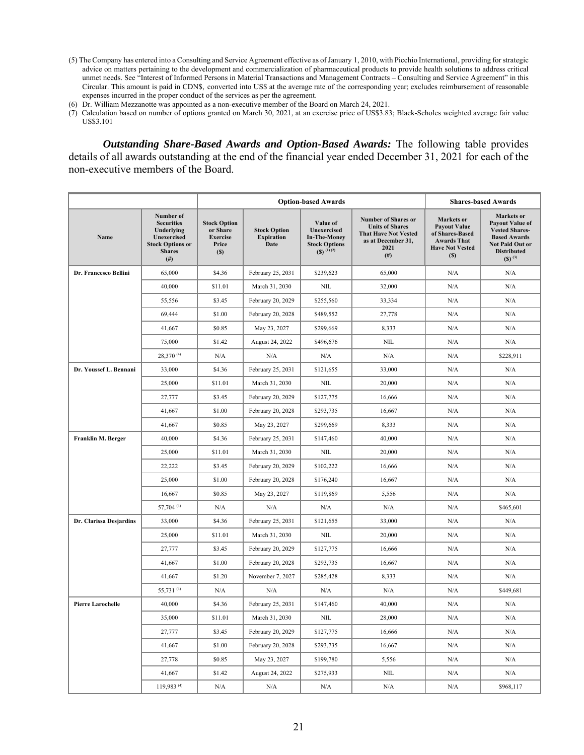(5) The Company has entered into a Consulting and Service Agreement effective as of January 1, 2010, with Picchio International, providing for strategic advice on matters pertaining to the development and commercialization of pharmaceutical products to provide health solutions to address critical unmet needs. See "Interest of Informed Persons in Material Transactions and Management Contracts – Consulting and Service Agreement" in this Circular. This amount is paid in CDN$, converted into US$ at the average rate of the corresponding year; excludes reimbursement of reasonable expenses incurred in the proper conduct of the services as per the agreement.

(6) Dr. William Mezzanotte was appointed as a non-executive member of the Board on March 24, 2021.

(7) Calculation based on number of options granted on March 30, 2021, at an exercise price of US$3.83; Black-Scholes weighted average fair value US$3.101

***Outstanding Share-Based Awards and Option-Based Awards:*** The following table provides details of all awards outstanding at the end of the financial year ended December 31, 2021 for each of the non-executive members of the Board.

| | Option-based Awards | | | | | Shares-based Awards | |
|---|---|---|---|---|---|---|---|
| **Name** | **Number of Securities Underlying Unexercised Stock Options or Shares (#)** | **Stock Option or Share Exercise Price ($)** | **Stock Option Expiration Date** | **Value of Unexercised In-The-Money Stock Options ($) (1) (2)** | **Number of Shares or Units of Shares That Have Not Vested as at December 31, 2021 (#)** | **Markets or Payout Value of Shares-Based Awards That Have Not Vested ($)** | **Markets or Payout Value of Vested Shares-Based Awards Not Paid Out or Distributed ($) (3)** |
| **Dr. Francesco Bellini** | 65,000 | $4.36 | February 25, 2031 | $239,623 | 65,000 | N/A | N/A |
| | 40,000 | $11.01 | March 31, 2030 | NIL | 32,000 | N/A | N/A |
| | 55,556 | $3.45 | February 20, 2029 | $255,560 | 33,334 | N/A | N/A |
| | 69,444 | $1.00 | February 20, 2028 | $489,552 | 27,778 | N/A | N/A |
| | 41,667 | $0.85 | May 23, 2027 | $299,669 | 8,333 | N/A | N/A |
| | 75,000 | $1.42 | August 24, 2022 | $496,676 | NIL | N/A | N/A |
| | 28,370 (4) | N/A | N/A | N/A | N/A | N/A | $228,911 |
| **Dr. Youssef L. Bennani** | 33,000 | $4.36 | February 25, 2031 | $121,655 | 33,000 | N/A | N/A |
| | 25,000 | $11.01 | March 31, 2030 | NIL | 20,000 | N/A | N/A |
| | 27,777 | $3.45 | February 20, 2029 | $127,775 | 16,666 | N/A | N/A |
| | 41,667 | $1.00 | February 20, 2028 | $293,735 | 16,667 | N/A | N/A |
| | 41,667 | $0.85 | May 23, 2027 | $299,669 | 8,333 | N/A | N/A |
| **Franklin M. Berger** | 40,000 | $4.36 | February 25, 2031 | $147,460 | 40,000 | N/A | N/A |
| | 25,000 | $11.01 | March 31, 2030 | NIL | 20,000 | N/A | N/A |
| | 22,222 | $3.45 | February 20, 2029 | $102,222 | 16,666 | N/A | N/A |
| | 25,000 | $1.00 | February 20, 2028 | $176,240 | 16,667 | N/A | N/A |
| | 16,667 | $0.85 | May 23, 2027 | $119,869 | 5,556 | N/A | N/A |
| | 57,704 (4) | N/A | N/A | N/A | N/A | N/A | $465,601 |
| **Dr. Clarissa Desjardins** | 33,000 | $4.36 | February 25, 2031 | $121,655 | 33,000 | N/A | N/A |
| | 25,000 | $11.01 | March 31, 2030 | NIL | 20,000 | N/A | N/A |
| | 27,777 | $3.45 | February 20, 2029 | $127,775 | 16,666 | N/A | N/A |
| | 41,667 | $1.00 | February 20, 2028 | $293,735 | 16,667 | N/A | N/A |
| | 41,667 | $1.20 | November 7, 2027 | $285,428 | 8,333 | N/A | N/A |
| | 55,731 (4) | N/A | N/A | N/A | N/A | N/A | $449,681 |
| **Pierre Larochelle** | 40,000 | $4.36 | February 25, 2031 | $147,460 | 40,000 | N/A | N/A |
| | 35,000 | $11.01 | March 31, 2030 | NIL | 28,000 | N/A | N/A |
| | 27,777 | $3.45 | February 20, 2029 | $127,775 | 16,666 | N/A | N/A |
| | 41,667 | $1.00 | February 20, 2028 | $293,735 | 16,667 | N/A | N/A |
| | 27,778 | $0.85 | May 23, 2027 | $199,780 | 5,556 | N/A | N/A |
| | 41,667 | $1.42 | August 24, 2022 | $275,933 | NIL | N/A | N/A |
| | 119,983 (4) | N/A | N/A | N/A | N/A | N/A | $968,117 |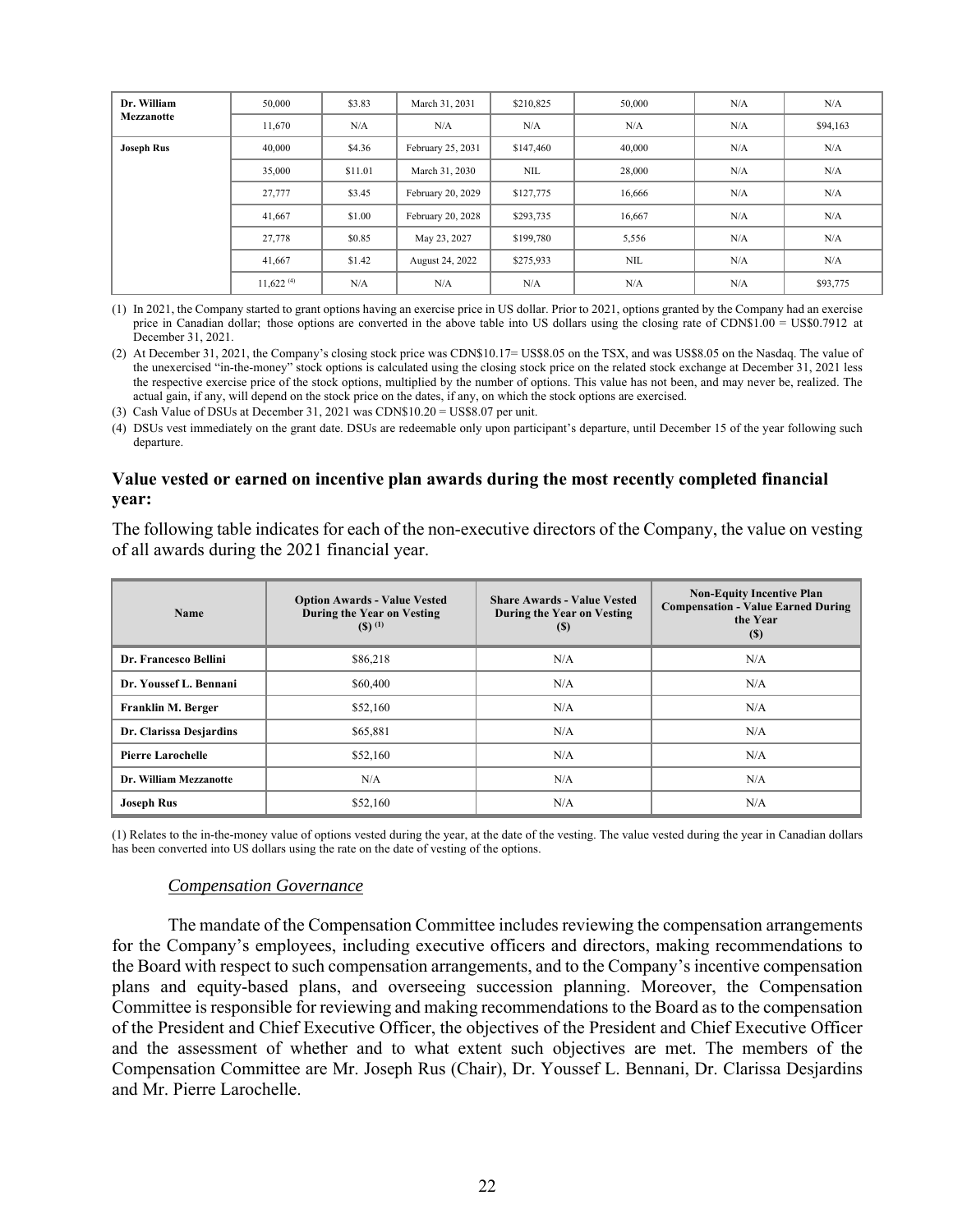| Dr. William Mezzanotte | 50,000 | $3.83 | March 31, 2031 | $210,825 | 50,000 | N/A | N/A |
|---|---|---|---|---|---|---|---|
| | 11,670 | N/A | N/A | N/A | N/A | N/A | $94,163 |
| **Joseph Rus** | 40,000 | $4.36 | February 25, 2031 | $147,460 | 40,000 | N/A | N/A |
| | 35,000 | $11.01 | March 31, 2030 | NIL | 28,000 | N/A | N/A |
| | 27,777 | $3.45 | February 20, 2029 | $127,775 | 16,666 | N/A | N/A |
| | 41,667 | $1.00 | February 20, 2028 | $293,735 | 16,667 | N/A | N/A |
| | 27,778 | $0.85 | May 23, 2027 | $199,780 | 5,556 | N/A | N/A |
| | 41,667 | $1.42 | August 24, 2022 | $275,933 | NIL | N/A | N/A |
| | 11,622 [(4)] | N/A | N/A | N/A | N/A | N/A | $93,775 |

(1) In 2021, the Company started to grant options having an exercise price in US dollar. Prior to 2021, options granted by the Company had an exercise price in Canadian dollar; those options are converted in the above table into US dollars using the closing rate of CDN$1.00 = US$0.7912 at December 31, 2021.

(2) At December 31, 2021, the Company's closing stock price was CDN$10.17= US$8.05 on the TSX, and was US$8.05 on the Nasdaq. The value of the unexercised "in-the-money" stock options is calculated using the closing stock price on the related stock exchange at December 31, 2021 less the respective exercise price of the stock options, multiplied by the number of options. This value has not been, and may never be, realized. The actual gain, if any, will depend on the stock price on the dates, if any, on which the stock options are exercised.

(3) Cash Value of DSUs at December 31, 2021 was CDN$10.20 = US$8.07 per unit.

(4) DSUs vest immediately on the grant date. DSUs are redeemable only upon participant's departure, until December 15 of the year following such departure.

### Value vested or earned on incentive plan awards during the most recently completed financial year:

The following table indicates for each of the non-executive directors of the Company, the value on vesting of all awards during the 2021 financial year.

| Name | Option Awards - Value Vested During the Year on Vesting ($) [(1)] | Share Awards - Value Vested During the Year on Vesting ($) | Non-Equity Incentive Plan Compensation - Value Earned During the Year ($) |
|---|---|---|---|
| **Dr. Francesco Bellini** | $86,218 | N/A | N/A |
| **Dr. Youssef L. Bennani** | $60,400 | N/A | N/A |
| **Franklin M. Berger** | $52,160 | N/A | N/A |
| **Dr. Clarissa Desjardins** | $65,881 | N/A | N/A |
| **Pierre Larochelle** | $52,160 | N/A | N/A |
| **Dr. William Mezzanotte** | N/A | N/A | N/A |
| **Joseph Rus** | $52,160 | N/A | N/A |

(1) Relates to the in-the-money value of options vested during the year, at the date of the vesting. The value vested during the year in Canadian dollars has been converted into US dollars using the rate on the date of vesting of the options.

*Compensation Governance*

The mandate of the Compensation Committee includes reviewing the compensation arrangements for the Company's employees, including executive officers and directors, making recommendations to the Board with respect to such compensation arrangements, and to the Company's incentive compensation plans and equity-based plans, and overseeing succession planning. Moreover, the Compensation Committee is responsible for reviewing and making recommendations to the Board as to the compensation of the President and Chief Executive Officer, the objectives of the President and Chief Executive Officer and the assessment of whether and to what extent such objectives are met. The members of the Compensation Committee are Mr. Joseph Rus (Chair), Dr. Youssef L. Bennani, Dr. Clarissa Desjardins and Mr. Pierre Larochelle.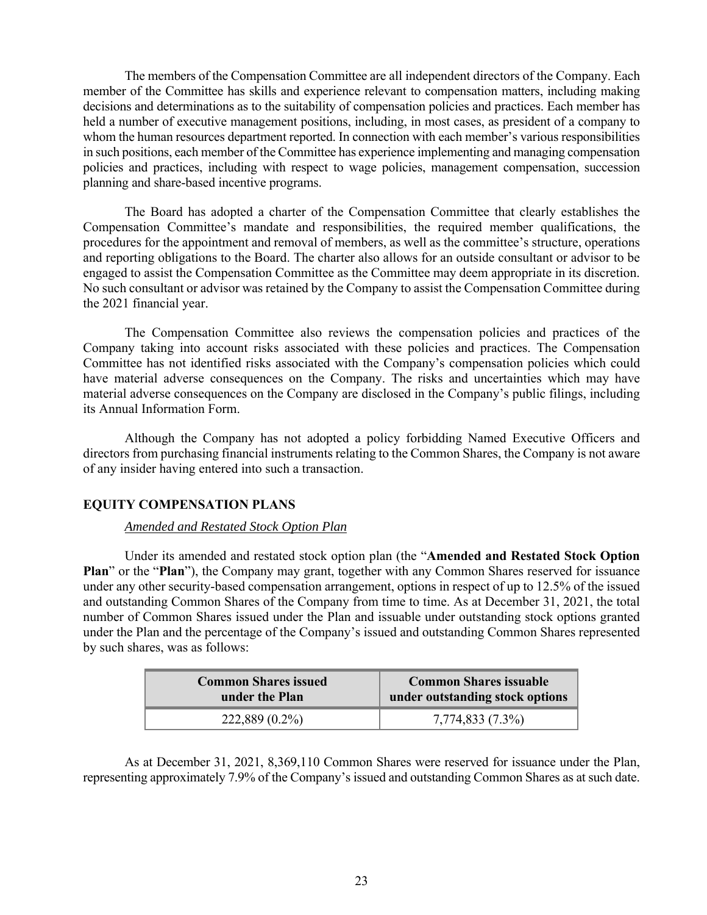The members of the Compensation Committee are all independent directors of the Company. Each member of the Committee has skills and experience relevant to compensation matters, including making decisions and determinations as to the suitability of compensation policies and practices. Each member has held a number of executive management positions, including, in most cases, as president of a company to whom the human resources department reported. In connection with each member's various responsibilities in such positions, each member of the Committee has experience implementing and managing compensation policies and practices, including with respect to wage policies, management compensation, succession planning and share-based incentive programs.

The Board has adopted a charter of the Compensation Committee that clearly establishes the Compensation Committee's mandate and responsibilities, the required member qualifications, the procedures for the appointment and removal of members, as well as the committee's structure, operations and reporting obligations to the Board. The charter also allows for an outside consultant or advisor to be engaged to assist the Compensation Committee as the Committee may deem appropriate in its discretion. No such consultant or advisor was retained by the Company to assist the Compensation Committee during the 2021 financial year.

The Compensation Committee also reviews the compensation policies and practices of the Company taking into account risks associated with these policies and practices. The Compensation Committee has not identified risks associated with the Company's compensation policies which could have material adverse consequences on the Company. The risks and uncertainties which may have material adverse consequences on the Company are disclosed in the Company's public filings, including its Annual Information Form.

Although the Company has not adopted a policy forbidding Named Executive Officers and directors from purchasing financial instruments relating to the Common Shares, the Company is not aware of any insider having entered into such a transaction.

## EQUITY COMPENSATION PLANS

*Amended and Restated Stock Option Plan*

Under its amended and restated stock option plan (the "**Amended and Restated Stock Option Plan**" or the "**Plan**"), the Company may grant, together with any Common Shares reserved for issuance under any other security-based compensation arrangement, options in respect of up to 12.5% of the issued and outstanding Common Shares of the Company from time to time. As at December 31, 2021, the total number of Common Shares issued under the Plan and issuable under outstanding stock options granted under the Plan and the percentage of the Company's issued and outstanding Common Shares represented by such shares, was as follows:

| Common Shares issued under the Plan | Common Shares issuable under outstanding stock options |
|---|---|
| 222,889 (0.2%) | 7,774,833 (7.3%) |

As at December 31, 2021, 8,369,110 Common Shares were reserved for issuance under the Plan, representing approximately 7.9% of the Company's issued and outstanding Common Shares as at such date.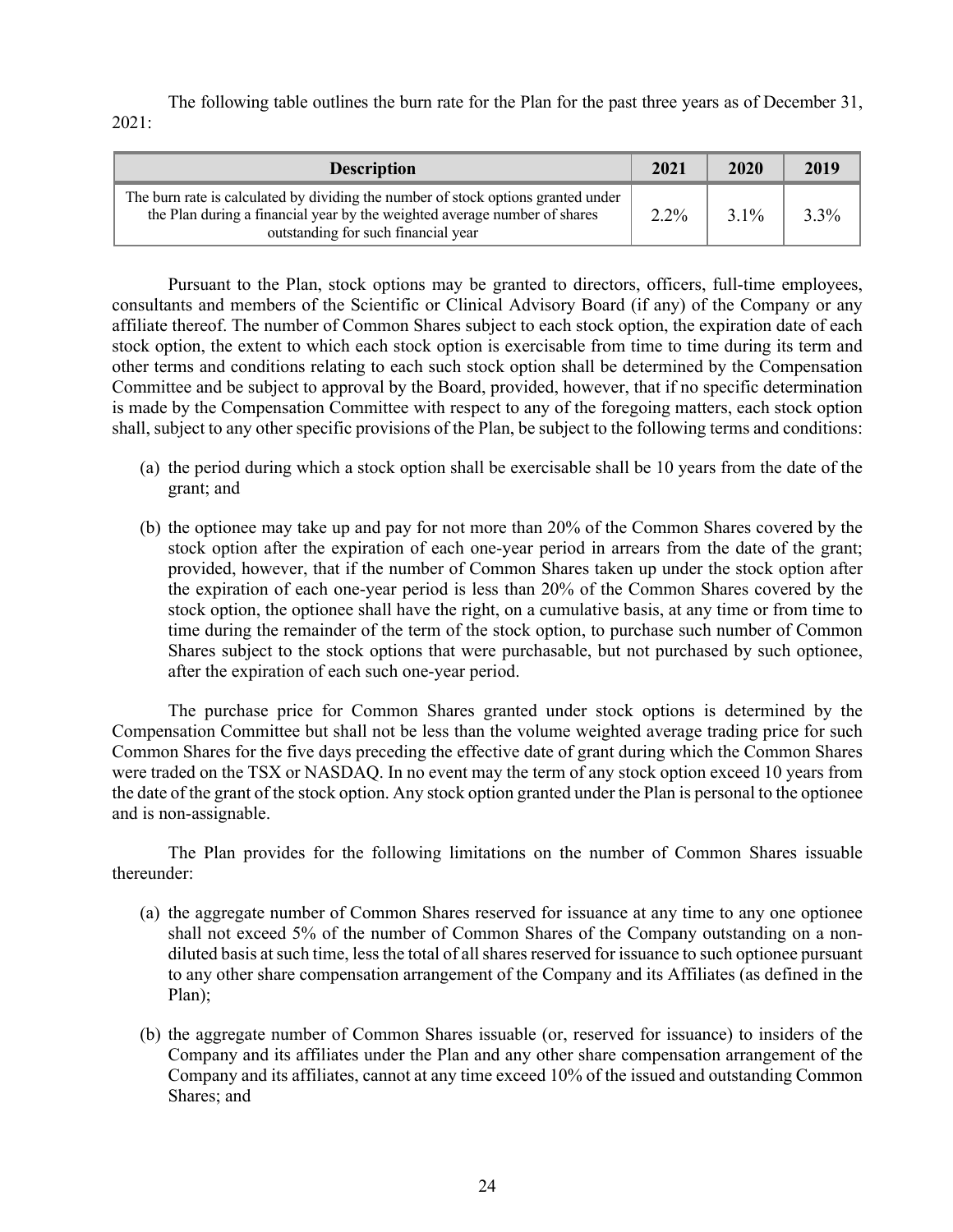The following table outlines the burn rate for the Plan for the past three years as of December 31, 2021:

| Description | 2021 | 2020 | 2019 |
|---|---|---|---|
| The burn rate is calculated by dividing the number of stock options granted under the Plan during a financial year by the weighted average number of shares outstanding for such financial year | 2.2% | 3.1% | 3.3% |

Pursuant to the Plan, stock options may be granted to directors, officers, full-time employees, consultants and members of the Scientific or Clinical Advisory Board (if any) of the Company or any affiliate thereof. The number of Common Shares subject to each stock option, the expiration date of each stock option, the extent to which each stock option is exercisable from time to time during its term and other terms and conditions relating to each such stock option shall be determined by the Compensation Committee and be subject to approval by the Board, provided, however, that if no specific determination is made by the Compensation Committee with respect to any of the foregoing matters, each stock option shall, subject to any other specific provisions of the Plan, be subject to the following terms and conditions:

(a) the period during which a stock option shall be exercisable shall be 10 years from the date of the grant; and

(b) the optionee may take up and pay for not more than 20% of the Common Shares covered by the stock option after the expiration of each one-year period in arrears from the date of the grant; provided, however, that if the number of Common Shares taken up under the stock option after the expiration of each one-year period is less than 20% of the Common Shares covered by the stock option, the optionee shall have the right, on a cumulative basis, at any time or from time to time during the remainder of the term of the stock option, to purchase such number of Common Shares subject to the stock options that were purchasable, but not purchased by such optionee, after the expiration of each such one-year period.

The purchase price for Common Shares granted under stock options is determined by the Compensation Committee but shall not be less than the volume weighted average trading price for such Common Shares for the five days preceding the effective date of grant during which the Common Shares were traded on the TSX or NASDAQ. In no event may the term of any stock option exceed 10 years from the date of the grant of the stock option. Any stock option granted under the Plan is personal to the optionee and is non-assignable.

The Plan provides for the following limitations on the number of Common Shares issuable thereunder:

(a) the aggregate number of Common Shares reserved for issuance at any time to any one optionee shall not exceed 5% of the number of Common Shares of the Company outstanding on a non-diluted basis at such time, less the total of all shares reserved for issuance to such optionee pursuant to any other share compensation arrangement of the Company and its Affiliates (as defined in the Plan);

(b) the aggregate number of Common Shares issuable (or, reserved for issuance) to insiders of the Company and its affiliates under the Plan and any other share compensation arrangement of the Company and its affiliates, cannot at any time exceed 10% of the issued and outstanding Common Shares; and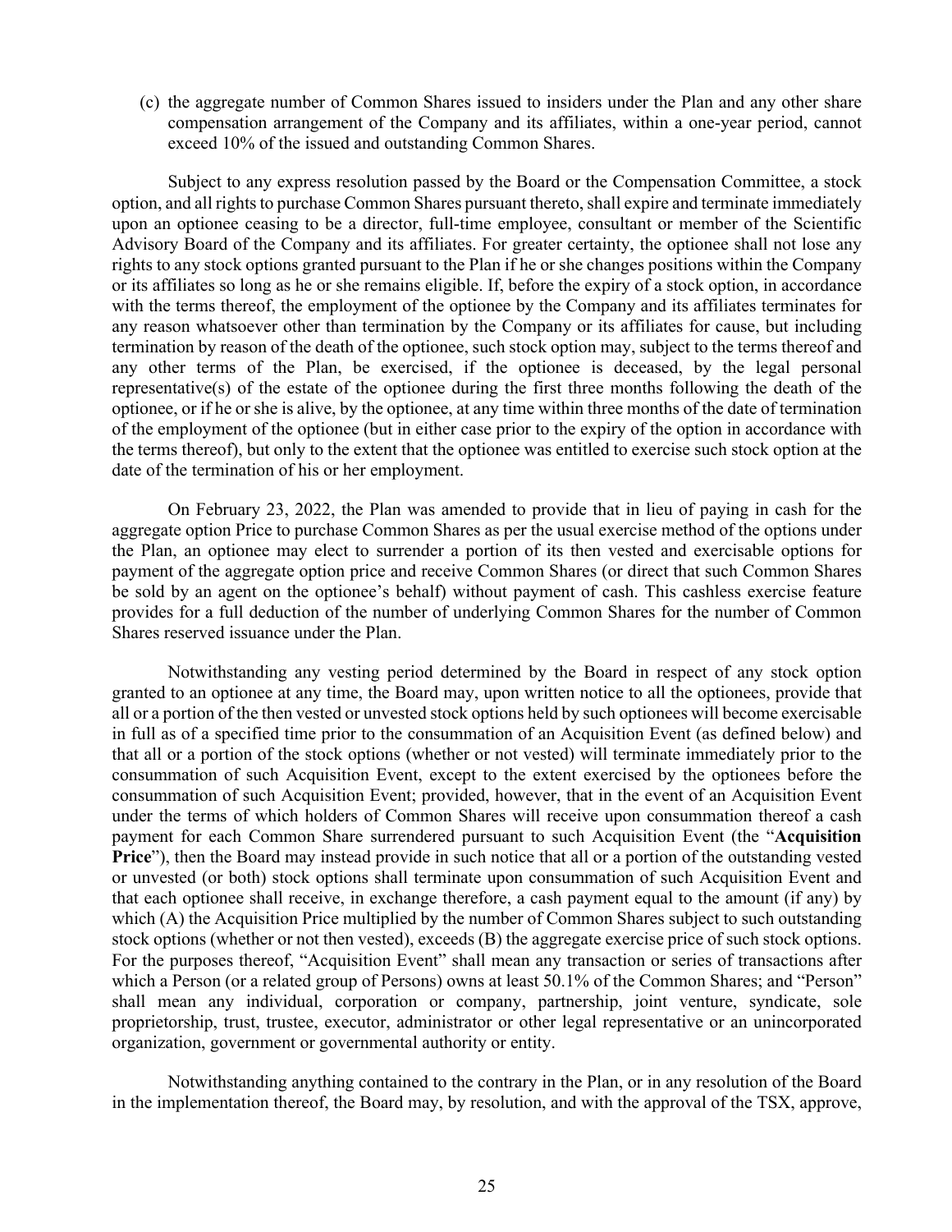(c) the aggregate number of Common Shares issued to insiders under the Plan and any other share compensation arrangement of the Company and its affiliates, within a one-year period, cannot exceed 10% of the issued and outstanding Common Shares.

Subject to any express resolution passed by the Board or the Compensation Committee, a stock option, and all rights to purchase Common Shares pursuant thereto, shall expire and terminate immediately upon an optionee ceasing to be a director, full-time employee, consultant or member of the Scientific Advisory Board of the Company and its affiliates. For greater certainty, the optionee shall not lose any rights to any stock options granted pursuant to the Plan if he or she changes positions within the Company or its affiliates so long as he or she remains eligible. If, before the expiry of a stock option, in accordance with the terms thereof, the employment of the optionee by the Company and its affiliates terminates for any reason whatsoever other than termination by the Company or its affiliates for cause, but including termination by reason of the death of the optionee, such stock option may, subject to the terms thereof and any other terms of the Plan, be exercised, if the optionee is deceased, by the legal personal representative(s) of the estate of the optionee during the first three months following the death of the optionee, or if he or she is alive, by the optionee, at any time within three months of the date of termination of the employment of the optionee (but in either case prior to the expiry of the option in accordance with the terms thereof), but only to the extent that the optionee was entitled to exercise such stock option at the date of the termination of his or her employment.

On February 23, 2022, the Plan was amended to provide that in lieu of paying in cash for the aggregate option Price to purchase Common Shares as per the usual exercise method of the options under the Plan, an optionee may elect to surrender a portion of its then vested and exercisable options for payment of the aggregate option price and receive Common Shares (or direct that such Common Shares be sold by an agent on the optionee's behalf) without payment of cash. This cashless exercise feature provides for a full deduction of the number of underlying Common Shares for the number of Common Shares reserved issuance under the Plan.

Notwithstanding any vesting period determined by the Board in respect of any stock option granted to an optionee at any time, the Board may, upon written notice to all the optionees, provide that all or a portion of the then vested or unvested stock options held by such optionees will become exercisable in full as of a specified time prior to the consummation of an Acquisition Event (as defined below) and that all or a portion of the stock options (whether or not vested) will terminate immediately prior to the consummation of such Acquisition Event, except to the extent exercised by the optionees before the consummation of such Acquisition Event; provided, however, that in the event of an Acquisition Event under the terms of which holders of Common Shares will receive upon consummation thereof a cash payment for each Common Share surrendered pursuant to such Acquisition Event (the "**Acquisition Price**"), then the Board may instead provide in such notice that all or a portion of the outstanding vested or unvested (or both) stock options shall terminate upon consummation of such Acquisition Event and that each optionee shall receive, in exchange therefore, a cash payment equal to the amount (if any) by which (A) the Acquisition Price multiplied by the number of Common Shares subject to such outstanding stock options (whether or not then vested), exceeds (B) the aggregate exercise price of such stock options. For the purposes thereof, "Acquisition Event" shall mean any transaction or series of transactions after which a Person (or a related group of Persons) owns at least 50.1% of the Common Shares; and "Person" shall mean any individual, corporation or company, partnership, joint venture, syndicate, sole proprietorship, trust, trustee, executor, administrator or other legal representative or an unincorporated organization, government or governmental authority or entity.

Notwithstanding anything contained to the contrary in the Plan, or in any resolution of the Board in the implementation thereof, the Board may, by resolution, and with the approval of the TSX, approve,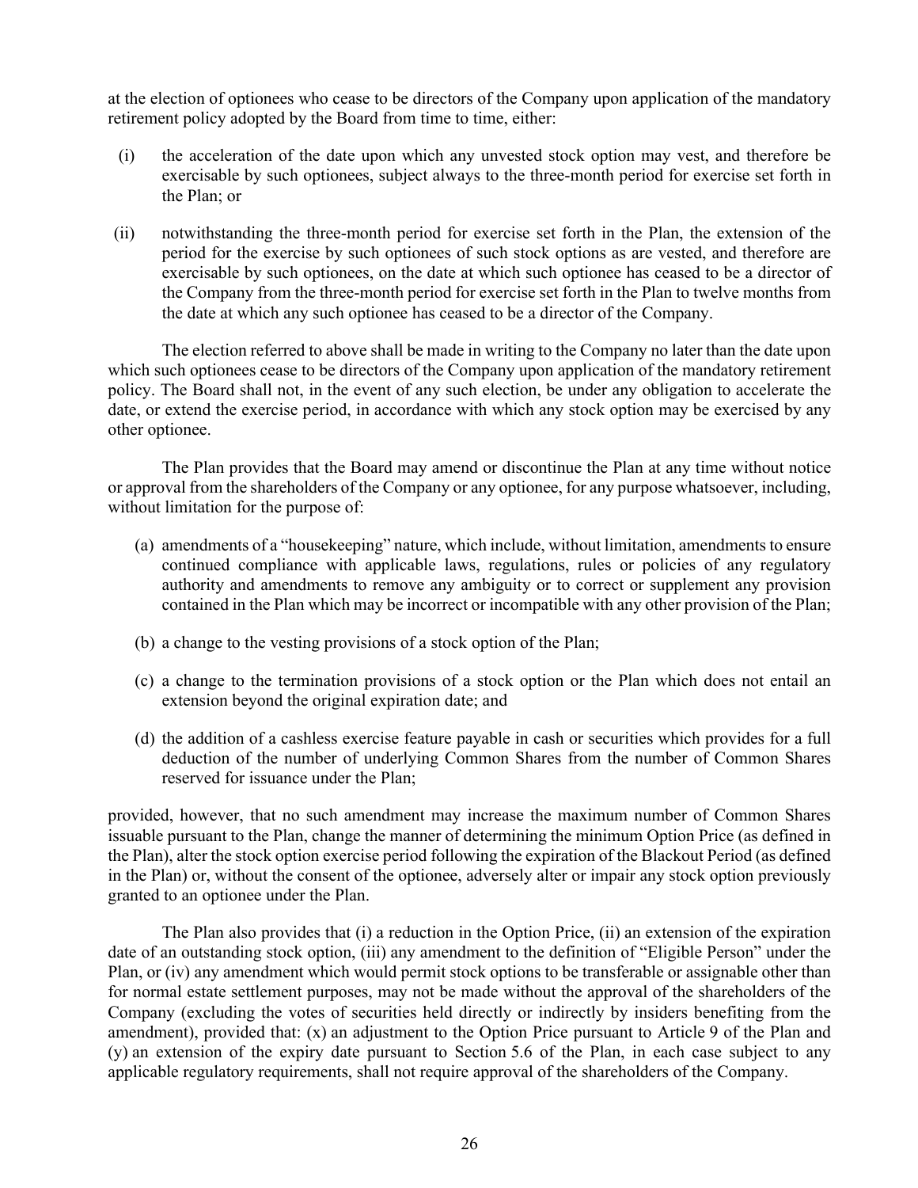at the election of optionees who cease to be directors of the Company upon application of the mandatory retirement policy adopted by the Board from time to time, either:

(i) the acceleration of the date upon which any unvested stock option may vest, and therefore be exercisable by such optionees, subject always to the three-month period for exercise set forth in the Plan; or

(ii) notwithstanding the three-month period for exercise set forth in the Plan, the extension of the period for the exercise by such optionees of such stock options as are vested, and therefore are exercisable by such optionees, on the date at which such optionee has ceased to be a director of the Company from the three-month period for exercise set forth in the Plan to twelve months from the date at which any such optionee has ceased to be a director of the Company.

The election referred to above shall be made in writing to the Company no later than the date upon which such optionees cease to be directors of the Company upon application of the mandatory retirement policy. The Board shall not, in the event of any such election, be under any obligation to accelerate the date, or extend the exercise period, in accordance with which any stock option may be exercised by any other optionee.

The Plan provides that the Board may amend or discontinue the Plan at any time without notice or approval from the shareholders of the Company or any optionee, for any purpose whatsoever, including, without limitation for the purpose of:

(a) amendments of a "housekeeping" nature, which include, without limitation, amendments to ensure continued compliance with applicable laws, regulations, rules or policies of any regulatory authority and amendments to remove any ambiguity or to correct or supplement any provision contained in the Plan which may be incorrect or incompatible with any other provision of the Plan;

(b) a change to the vesting provisions of a stock option of the Plan;

(c) a change to the termination provisions of a stock option or the Plan which does not entail an extension beyond the original expiration date; and

(d) the addition of a cashless exercise feature payable in cash or securities which provides for a full deduction of the number of underlying Common Shares from the number of Common Shares reserved for issuance under the Plan;

provided, however, that no such amendment may increase the maximum number of Common Shares issuable pursuant to the Plan, change the manner of determining the minimum Option Price (as defined in the Plan), alter the stock option exercise period following the expiration of the Blackout Period (as defined in the Plan) or, without the consent of the optionee, adversely alter or impair any stock option previously granted to an optionee under the Plan.

The Plan also provides that (i) a reduction in the Option Price, (ii) an extension of the expiration date of an outstanding stock option, (iii) any amendment to the definition of "Eligible Person" under the Plan, or (iv) any amendment which would permit stock options to be transferable or assignable other than for normal estate settlement purposes, may not be made without the approval of the shareholders of the Company (excluding the votes of securities held directly or indirectly by insiders benefiting from the amendment), provided that: (x) an adjustment to the Option Price pursuant to Article 9 of the Plan and (y) an extension of the expiry date pursuant to Section 5.6 of the Plan, in each case subject to any applicable regulatory requirements, shall not require approval of the shareholders of the Company.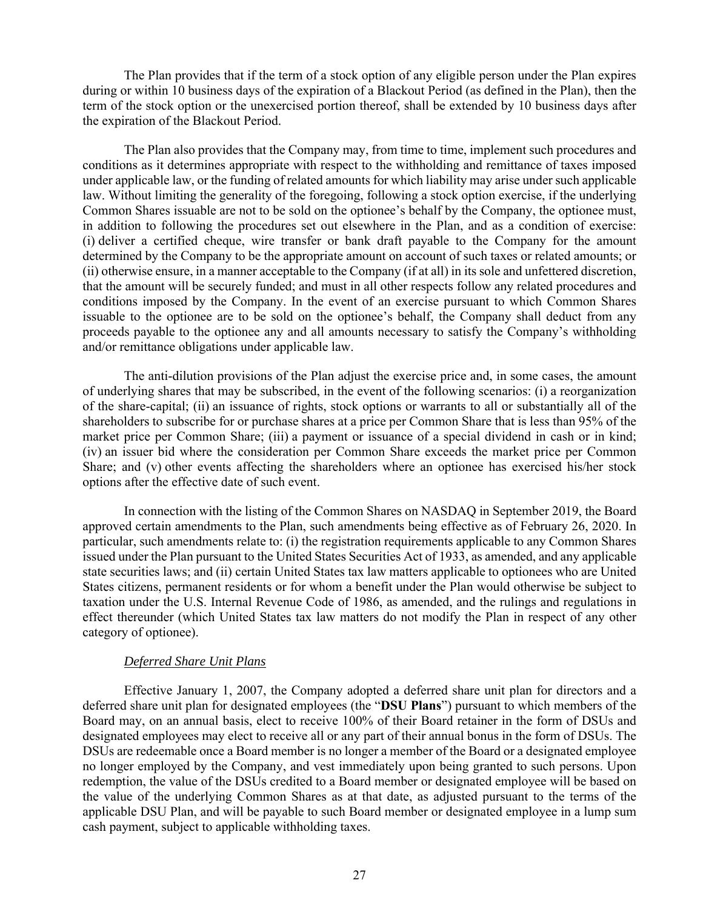The Plan provides that if the term of a stock option of any eligible person under the Plan expires during or within 10 business days of the expiration of a Blackout Period (as defined in the Plan), then the term of the stock option or the unexercised portion thereof, shall be extended by 10 business days after the expiration of the Blackout Period.

The Plan also provides that the Company may, from time to time, implement such procedures and conditions as it determines appropriate with respect to the withholding and remittance of taxes imposed under applicable law, or the funding of related amounts for which liability may arise under such applicable law. Without limiting the generality of the foregoing, following a stock option exercise, if the underlying Common Shares issuable are not to be sold on the optionee's behalf by the Company, the optionee must, in addition to following the procedures set out elsewhere in the Plan, and as a condition of exercise: (i) deliver a certified cheque, wire transfer or bank draft payable to the Company for the amount determined by the Company to be the appropriate amount on account of such taxes or related amounts; or (ii) otherwise ensure, in a manner acceptable to the Company (if at all) in its sole and unfettered discretion, that the amount will be securely funded; and must in all other respects follow any related procedures and conditions imposed by the Company. In the event of an exercise pursuant to which Common Shares issuable to the optionee are to be sold on the optionee's behalf, the Company shall deduct from any proceeds payable to the optionee any and all amounts necessary to satisfy the Company's withholding and/or remittance obligations under applicable law.

The anti-dilution provisions of the Plan adjust the exercise price and, in some cases, the amount of underlying shares that may be subscribed, in the event of the following scenarios: (i) a reorganization of the share-capital; (ii) an issuance of rights, stock options or warrants to all or substantially all of the shareholders to subscribe for or purchase shares at a price per Common Share that is less than 95% of the market price per Common Share; (iii) a payment or issuance of a special dividend in cash or in kind; (iv) an issuer bid where the consideration per Common Share exceeds the market price per Common Share; and (v) other events affecting the shareholders where an optionee has exercised his/her stock options after the effective date of such event.

In connection with the listing of the Common Shares on NASDAQ in September 2019, the Board approved certain amendments to the Plan, such amendments being effective as of February 26, 2020. In particular, such amendments relate to: (i) the registration requirements applicable to any Common Shares issued under the Plan pursuant to the United States Securities Act of 1933, as amended, and any applicable state securities laws; and (ii) certain United States tax law matters applicable to optionees who are United States citizens, permanent residents or for whom a benefit under the Plan would otherwise be subject to taxation under the U.S. Internal Revenue Code of 1986, as amended, and the rulings and regulations in effect thereunder (which United States tax law matters do not modify the Plan in respect of any other category of optionee).

*Deferred Share Unit Plans*

Effective January 1, 2007, the Company adopted a deferred share unit plan for directors and a deferred share unit plan for designated employees (the "**DSU Plans**") pursuant to which members of the Board may, on an annual basis, elect to receive 100% of their Board retainer in the form of DSUs and designated employees may elect to receive all or any part of their annual bonus in the form of DSUs. The DSUs are redeemable once a Board member is no longer a member of the Board or a designated employee no longer employed by the Company, and vest immediately upon being granted to such persons. Upon redemption, the value of the DSUs credited to a Board member or designated employee will be based on the value of the underlying Common Shares as at that date, as adjusted pursuant to the terms of the applicable DSU Plan, and will be payable to such Board member or designated employee in a lump sum cash payment, subject to applicable withholding taxes.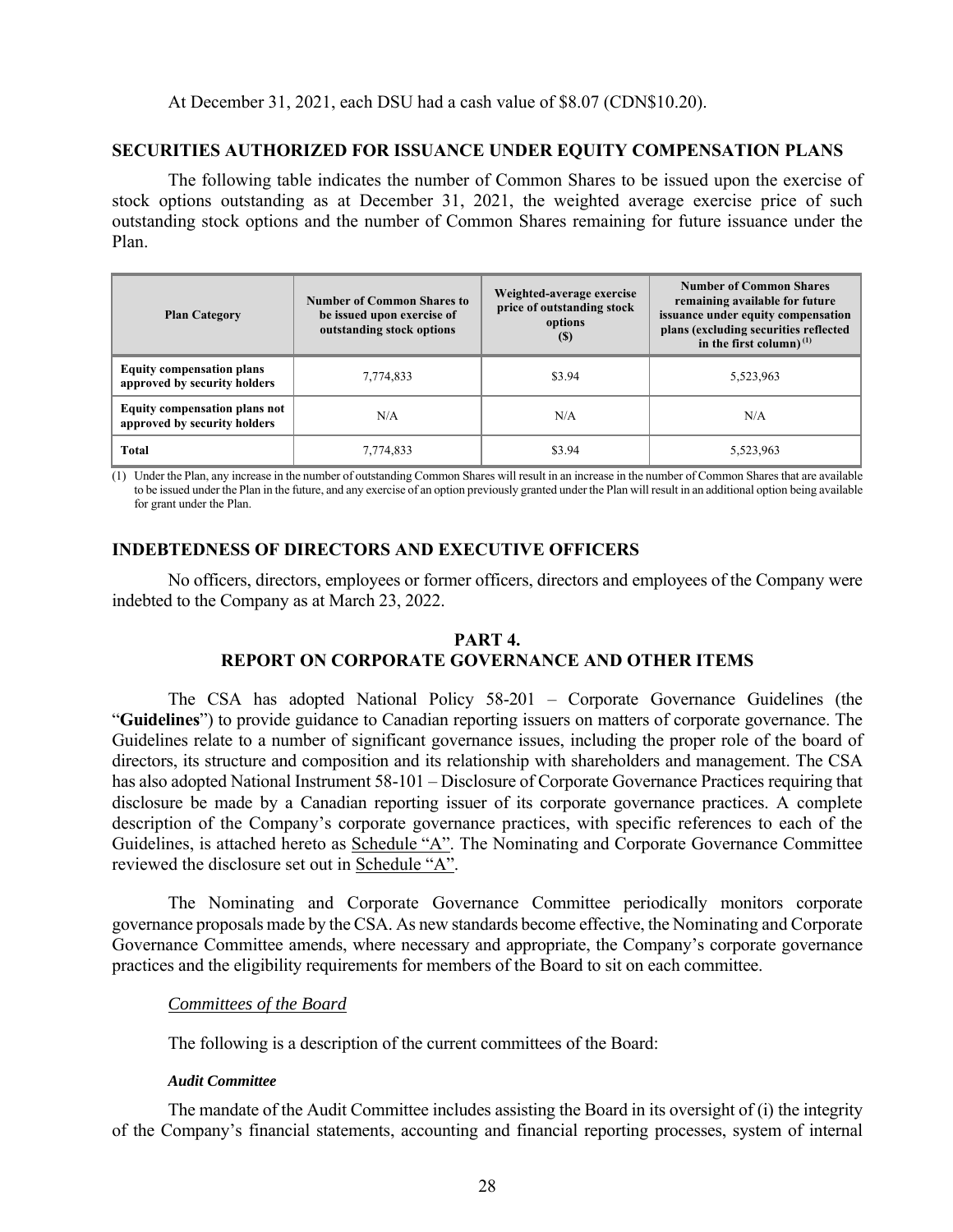At December 31, 2021, each DSU had a cash value of $8.07 (CDN$10.20).

## SECURITIES AUTHORIZED FOR ISSUANCE UNDER EQUITY COMPENSATION PLANS

The following table indicates the number of Common Shares to be issued upon the exercise of stock options outstanding as at December 31, 2021, the weighted average exercise price of such outstanding stock options and the number of Common Shares remaining for future issuance under the Plan.

| Plan Category | Number of Common Shares to be issued upon exercise of outstanding stock options | Weighted-average exercise price of outstanding stock options ($) | Number of Common Shares remaining available for future issuance under equity compensation plans (excluding securities reflected in the first column) (1) |
|---|---|---|---|
| **Equity compensation plans approved by security holders** | 7,774,833 | $3.94 | 5,523,963 |
| **Equity compensation plans not approved by security holders** | N/A | N/A | N/A |
| **Total** | 7,774,833 | $3.94 | 5,523,963 |

(1) Under the Plan, any increase in the number of outstanding Common Shares will result in an increase in the number of Common Shares that are available to be issued under the Plan in the future, and any exercise of an option previously granted under the Plan will result in an additional option being available for grant under the Plan.

## INDEBTEDNESS OF DIRECTORS AND EXECUTIVE OFFICERS

No officers, directors, employees or former officers, directors and employees of the Company were indebted to the Company as at March 23, 2022.

# PART 4.
# REPORT ON CORPORATE GOVERNANCE AND OTHER ITEMS

The CSA has adopted National Policy 58-201 – Corporate Governance Guidelines (the "**Guidelines**") to provide guidance to Canadian reporting issuers on matters of corporate governance. The Guidelines relate to a number of significant governance issues, including the proper role of the board of directors, its structure and composition and its relationship with shareholders and management. The CSA has also adopted National Instrument 58-101 – Disclosure of Corporate Governance Practices requiring that disclosure be made by a Canadian reporting issuer of its corporate governance practices. A complete description of the Company's corporate governance practices, with specific references to each of the Guidelines, is attached hereto as Schedule "A". The Nominating and Corporate Governance Committee reviewed the disclosure set out in Schedule "A".

The Nominating and Corporate Governance Committee periodically monitors corporate governance proposals made by the CSA. As new standards become effective, the Nominating and Corporate Governance Committee amends, where necessary and appropriate, the Company's corporate governance practices and the eligibility requirements for members of the Board to sit on each committee.

*Committees of the Board*

The following is a description of the current committees of the Board:

***Audit Committee***

The mandate of the Audit Committee includes assisting the Board in its oversight of (i) the integrity of the Company's financial statements, accounting and financial reporting processes, system of internal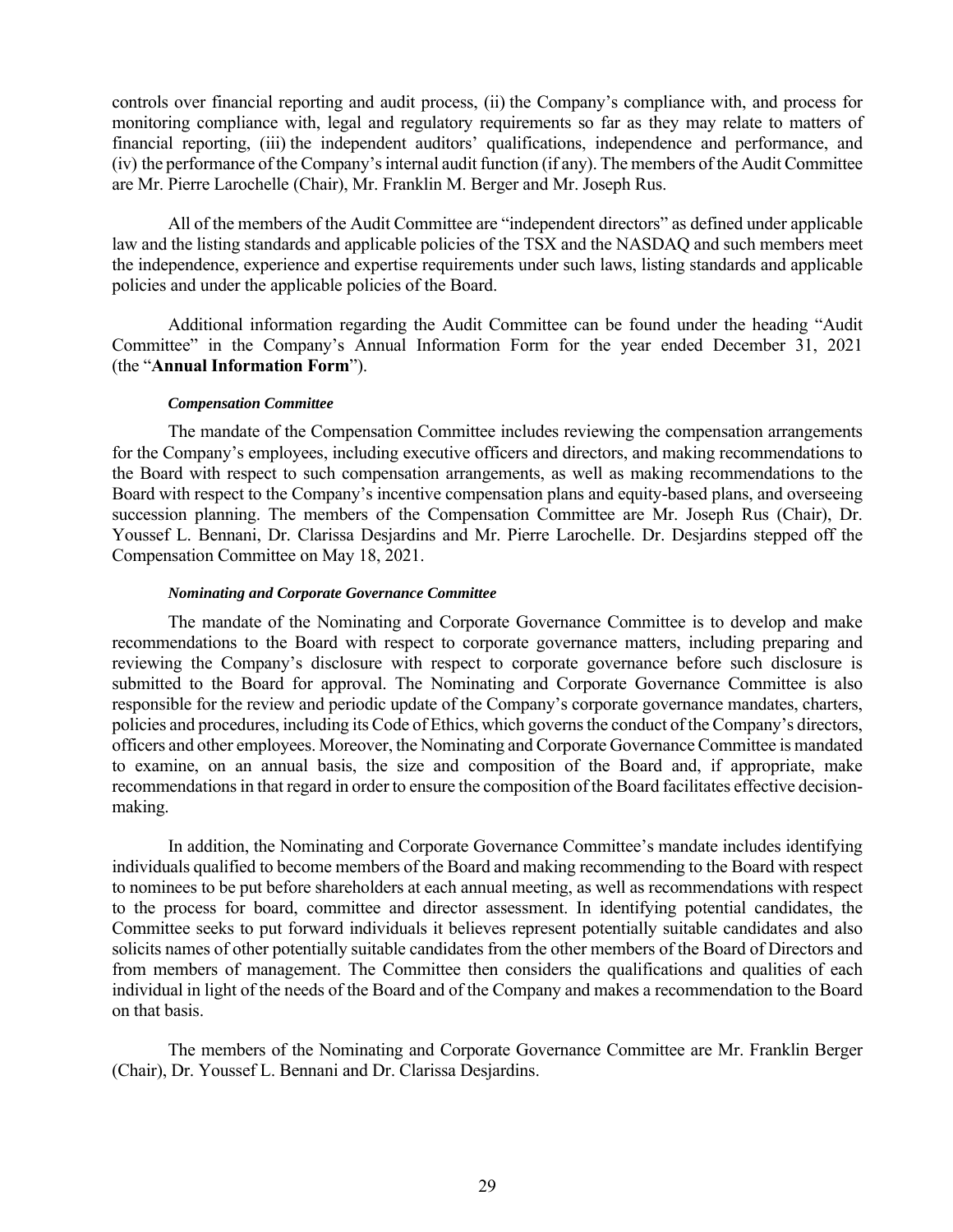controls over financial reporting and audit process, (ii) the Company's compliance with, and process for monitoring compliance with, legal and regulatory requirements so far as they may relate to matters of financial reporting, (iii) the independent auditors' qualifications, independence and performance, and (iv) the performance of the Company's internal audit function (if any). The members of the Audit Committee are Mr. Pierre Larochelle (Chair), Mr. Franklin M. Berger and Mr. Joseph Rus.

All of the members of the Audit Committee are "independent directors" as defined under applicable law and the listing standards and applicable policies of the TSX and the NASDAQ and such members meet the independence, experience and expertise requirements under such laws, listing standards and applicable policies and under the applicable policies of the Board.

Additional information regarding the Audit Committee can be found under the heading "Audit Committee" in the Company's Annual Information Form for the year ended December 31, 2021 (the "**Annual Information Form**").

***Compensation Committee***

The mandate of the Compensation Committee includes reviewing the compensation arrangements for the Company's employees, including executive officers and directors, and making recommendations to the Board with respect to such compensation arrangements, as well as making recommendations to the Board with respect to the Company's incentive compensation plans and equity-based plans, and overseeing succession planning. The members of the Compensation Committee are Mr. Joseph Rus (Chair), Dr. Youssef L. Bennani, Dr. Clarissa Desjardins and Mr. Pierre Larochelle. Dr. Desjardins stepped off the Compensation Committee on May 18, 2021.

***Nominating and Corporate Governance Committee***

The mandate of the Nominating and Corporate Governance Committee is to develop and make recommendations to the Board with respect to corporate governance matters, including preparing and reviewing the Company's disclosure with respect to corporate governance before such disclosure is submitted to the Board for approval. The Nominating and Corporate Governance Committee is also responsible for the review and periodic update of the Company's corporate governance mandates, charters, policies and procedures, including its Code of Ethics, which governs the conduct of the Company's directors, officers and other employees. Moreover, the Nominating and Corporate Governance Committee is mandated to examine, on an annual basis, the size and composition of the Board and, if appropriate, make recommendations in that regard in order to ensure the composition of the Board facilitates effective decision-making.

In addition, the Nominating and Corporate Governance Committee's mandate includes identifying individuals qualified to become members of the Board and making recommending to the Board with respect to nominees to be put before shareholders at each annual meeting, as well as recommendations with respect to the process for board, committee and director assessment. In identifying potential candidates, the Committee seeks to put forward individuals it believes represent potentially suitable candidates and also solicits names of other potentially suitable candidates from the other members of the Board of Directors and from members of management. The Committee then considers the qualifications and qualities of each individual in light of the needs of the Board and of the Company and makes a recommendation to the Board on that basis.

The members of the Nominating and Corporate Governance Committee are Mr. Franklin Berger (Chair), Dr. Youssef L. Bennani and Dr. Clarissa Desjardins.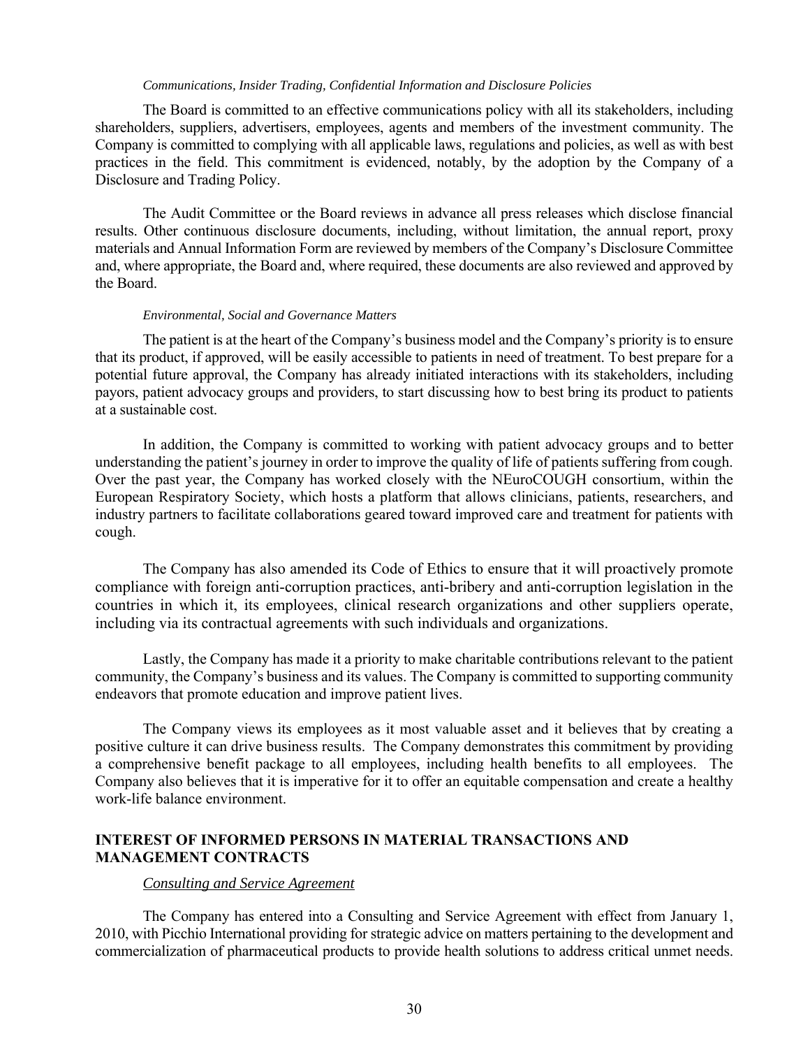*Communications, Insider Trading, Confidential Information and Disclosure Policies*

The Board is committed to an effective communications policy with all its stakeholders, including shareholders, suppliers, advertisers, employees, agents and members of the investment community. The Company is committed to complying with all applicable laws, regulations and policies, as well as with best practices in the field. This commitment is evidenced, notably, by the adoption by the Company of a Disclosure and Trading Policy.

The Audit Committee or the Board reviews in advance all press releases which disclose financial results. Other continuous disclosure documents, including, without limitation, the annual report, proxy materials and Annual Information Form are reviewed by members of the Company's Disclosure Committee and, where appropriate, the Board and, where required, these documents are also reviewed and approved by the Board.

*Environmental, Social and Governance Matters*

The patient is at the heart of the Company's business model and the Company's priority is to ensure that its product, if approved, will be easily accessible to patients in need of treatment. To best prepare for a potential future approval, the Company has already initiated interactions with its stakeholders, including payors, patient advocacy groups and providers, to start discussing how to best bring its product to patients at a sustainable cost.

In addition, the Company is committed to working with patient advocacy groups and to better understanding the patient's journey in order to improve the quality of life of patients suffering from cough. Over the past year, the Company has worked closely with the NEuroCOUGH consortium, within the European Respiratory Society, which hosts a platform that allows clinicians, patients, researchers, and industry partners to facilitate collaborations geared toward improved care and treatment for patients with cough.

The Company has also amended its Code of Ethics to ensure that it will proactively promote compliance with foreign anti-corruption practices, anti-bribery and anti-corruption legislation in the countries in which it, its employees, clinical research organizations and other suppliers operate, including via its contractual agreements with such individuals and organizations.

Lastly, the Company has made it a priority to make charitable contributions relevant to the patient community, the Company's business and its values. The Company is committed to supporting community endeavors that promote education and improve patient lives.

The Company views its employees as it most valuable asset and it believes that by creating a positive culture it can drive business results. The Company demonstrates this commitment by providing a comprehensive benefit package to all employees, including health benefits to all employees. The Company also believes that it is imperative for it to offer an equitable compensation and create a healthy work-life balance environment.

## INTEREST OF INFORMED PERSONS IN MATERIAL TRANSACTIONS AND MANAGEMENT CONTRACTS

*Consulting and Service Agreement*

The Company has entered into a Consulting and Service Agreement with effect from January 1, 2010, with Picchio International providing for strategic advice on matters pertaining to the development and commercialization of pharmaceutical products to provide health solutions to address critical unmet needs.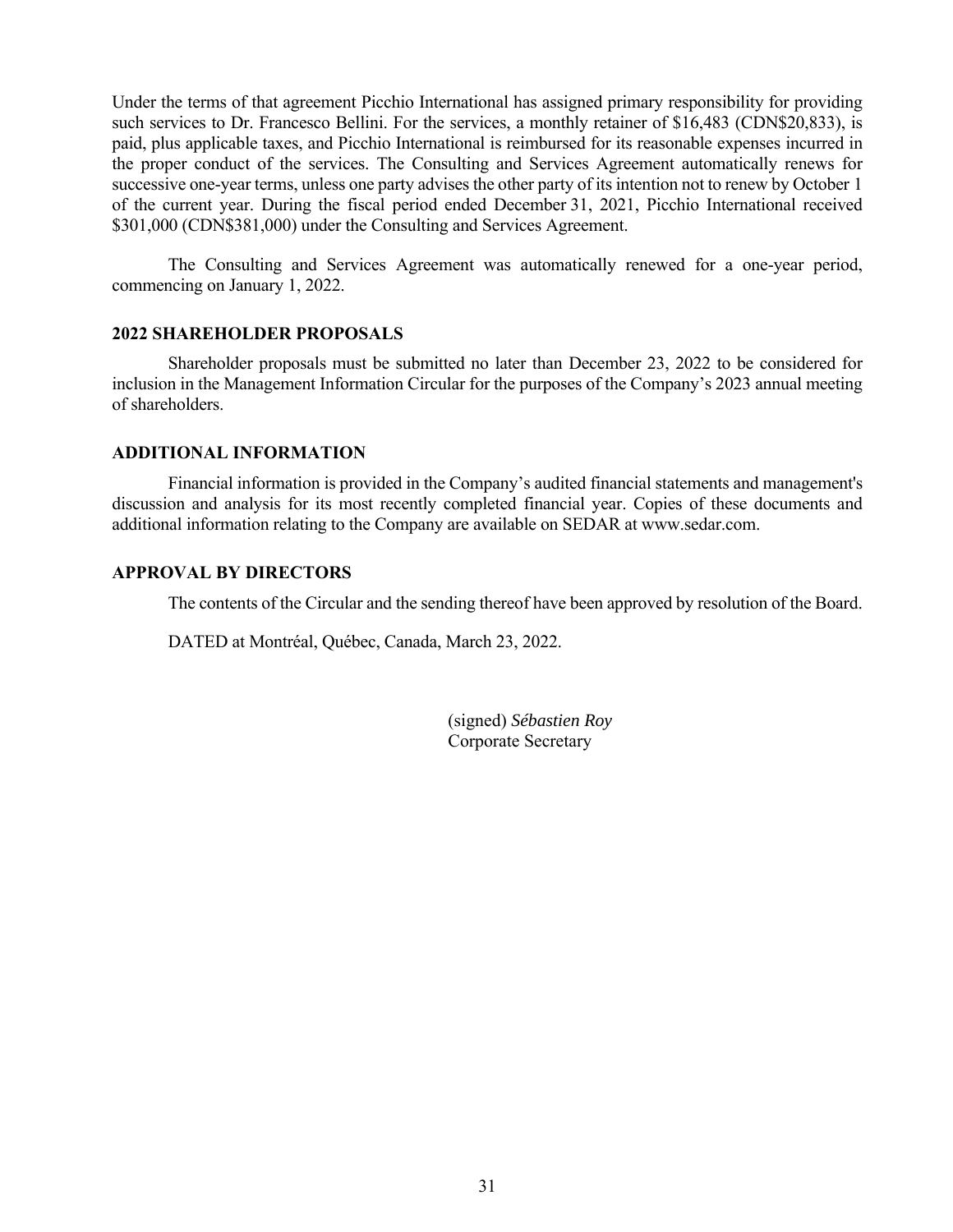Under the terms of that agreement Picchio International has assigned primary responsibility for providing such services to Dr. Francesco Bellini. For the services, a monthly retainer of $16,483 (CDN$20,833), is paid, plus applicable taxes, and Picchio International is reimbursed for its reasonable expenses incurred in the proper conduct of the services. The Consulting and Services Agreement automatically renews for successive one-year terms, unless one party advises the other party of its intention not to renew by October 1 of the current year. During the fiscal period ended December 31, 2021, Picchio International received $301,000 (CDN$381,000) under the Consulting and Services Agreement.

The Consulting and Services Agreement was automatically renewed for a one-year period, commencing on January 1, 2022.

## 2022 SHAREHOLDER PROPOSALS

Shareholder proposals must be submitted no later than December 23, 2022 to be considered for inclusion in the Management Information Circular for the purposes of the Company's 2023 annual meeting of shareholders.

## ADDITIONAL INFORMATION

Financial information is provided in the Company's audited financial statements and management's discussion and analysis for its most recently completed financial year. Copies of these documents and additional information relating to the Company are available on SEDAR at www.sedar.com.

## APPROVAL BY DIRECTORS

The contents of the Circular and the sending thereof have been approved by resolution of the Board.

DATED at Montréal, Québec, Canada, March 23, 2022.

(signed) *Sébastien Roy*
Corporate Secretary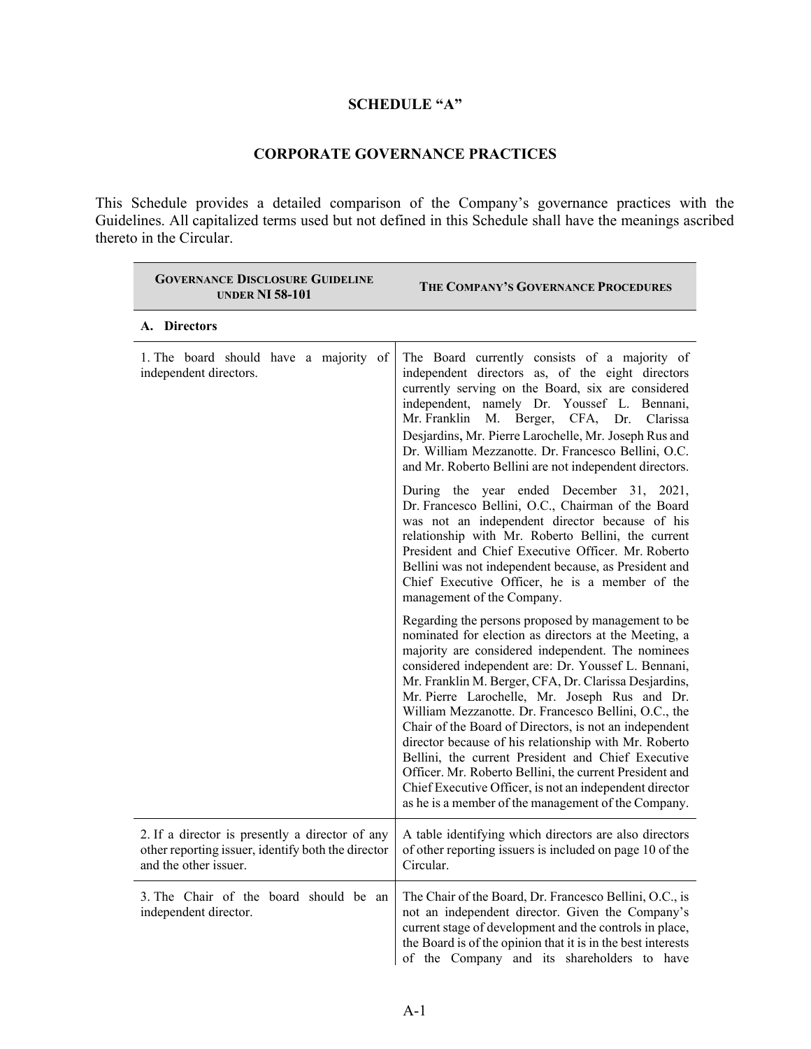# SCHEDULE "A"

## CORPORATE GOVERNANCE PRACTICES

This Schedule provides a detailed comparison of the Company's governance practices with the Guidelines. All capitalized terms used but not defined in this Schedule shall have the meanings ascribed thereto in the Circular.

| GOVERNANCE DISCLOSURE GUIDELINE UNDER NI 58-101 | THE COMPANY'S GOVERNANCE PROCEDURES |
|---|---|
| **A. Directors** | |
| 1. The board should have a majority of independent directors. | The Board currently consists of a majority of independent directors as, of the eight directors currently serving on the Board, six are considered independent, namely Dr. Youssef L. Bennani, Mr. Franklin M. Berger, CFA, Dr. Clarissa Desjardins, Mr. Pierre Larochelle, Mr. Joseph Rus and Dr. William Mezzanotte. Dr. Francesco Bellini, O.C. and Mr. Roberto Bellini are not independent directors.<br><br>During the year ended December 31, 2021, Dr. Francesco Bellini, O.C., Chairman of the Board was not an independent director because of his relationship with Mr. Roberto Bellini, the current President and Chief Executive Officer. Mr. Roberto Bellini was not independent because, as President and Chief Executive Officer, he is a member of the management of the Company.<br><br>Regarding the persons proposed by management to be nominated for election as directors at the Meeting, a majority are considered independent. The nominees considered independent are: Dr. Youssef L. Bennani, Mr. Franklin M. Berger, CFA, Dr. Clarissa Desjardins, Mr. Pierre Larochelle, Mr. Joseph Rus and Dr. William Mezzanotte. Dr. Francesco Bellini, O.C., the Chair of the Board of Directors, is not an independent director because of his relationship with Mr. Roberto Bellini, the current President and Chief Executive Officer. Mr. Roberto Bellini, the current President and Chief Executive Officer, is not an independent director as he is a member of the management of the Company. |
| 2. If a director is presently a director of any other reporting issuer, identify both the director and the other issuer. | A table identifying which directors are also directors of other reporting issuers is included on page 10 of the Circular. |
| 3. The Chair of the board should be an independent director. | The Chair of the Board, Dr. Francesco Bellini, O.C., is not an independent director. Given the Company's current stage of development and the controls in place, the Board is of the opinion that it is in the best interests of the Company and its shareholders to have |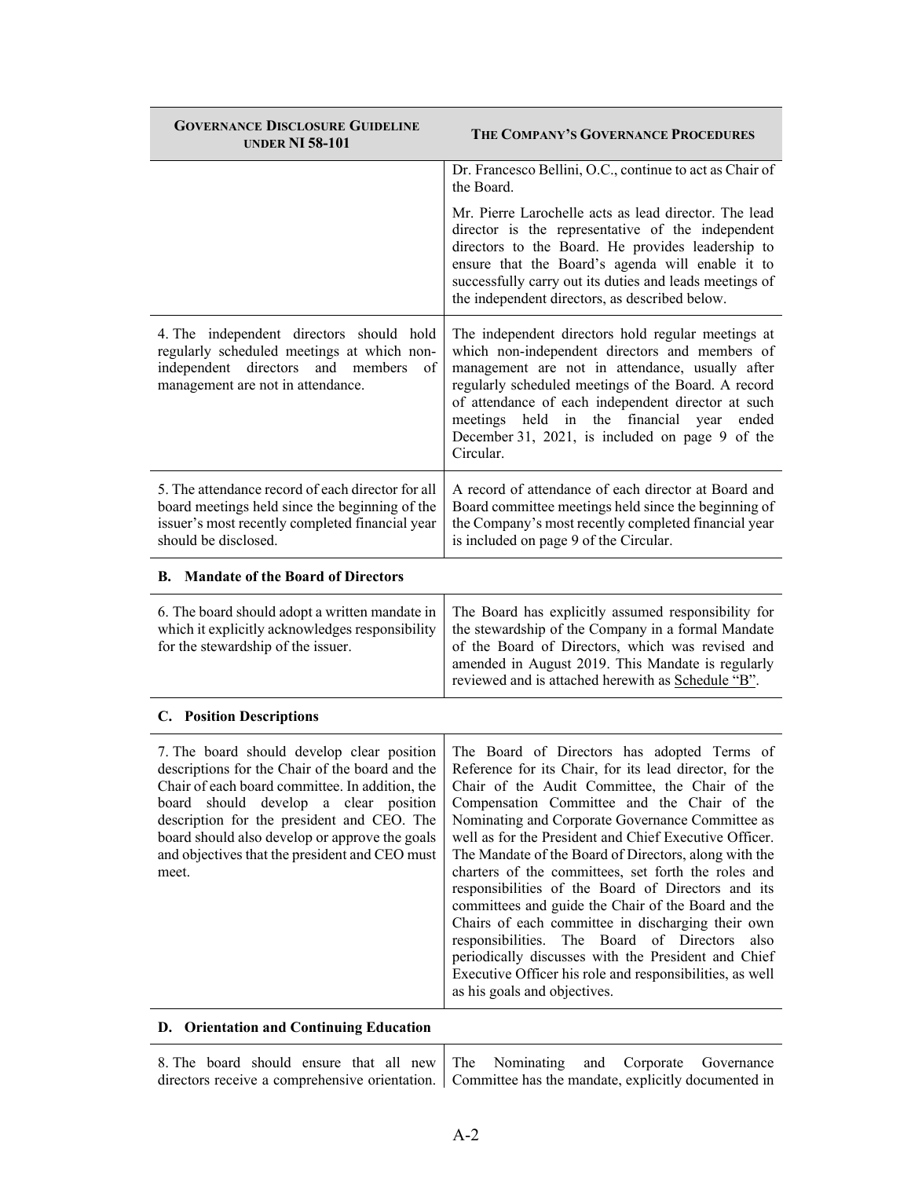| GOVERNANCE DISCLOSURE GUIDELINE UNDER NI 58-101 | THE COMPANY'S GOVERNANCE PROCEDURES |
|---|---|
| | Dr. Francesco Bellini, O.C., continue to act as Chair of the Board.<br><br>Mr. Pierre Larochelle acts as lead director. The lead director is the representative of the independent directors to the Board. He provides leadership to ensure that the Board's agenda will enable it to successfully carry out its duties and leads meetings of the independent directors, as described below. |
| 4. The independent directors should hold regularly scheduled meetings at which non-independent directors and members of management are not in attendance. | The independent directors hold regular meetings at which non-independent directors and members of management are not in attendance, usually after regularly scheduled meetings of the Board. A record of attendance of each independent director at such meetings held in the financial year ended December 31, 2021, is included on page 9 of the Circular. |
| 5. The attendance record of each director for all board meetings held since the beginning of the issuer's most recently completed financial year should be disclosed. | A record of attendance of each director at Board and Board committee meetings held since the beginning of the Company's most recently completed financial year is included on page 9 of the Circular. |
| **B. Mandate of the Board of Directors** | |
| 6. The board should adopt a written mandate in which it explicitly acknowledges responsibility for the stewardship of the issuer. | The Board has explicitly assumed responsibility for the stewardship of the Company in a formal Mandate of the Board of Directors, which was revised and amended in August 2019. This Mandate is regularly reviewed and is attached herewith as Schedule "B". |
| **C. Position Descriptions** | |
| 7. The board should develop clear position descriptions for the Chair of the board and the Chair of each board committee. In addition, the board should develop a clear position description for the president and CEO. The board should also develop or approve the goals and objectives that the president and CEO must meet. | The Board of Directors has adopted Terms of Reference for its Chair, for its lead director, for the Chair of the Audit Committee, the Chair of the Compensation Committee and the Chair of the Nominating and Corporate Governance Committee as well as for the President and Chief Executive Officer. The Mandate of the Board of Directors, along with the charters of the committees, set forth the roles and responsibilities of the Board of Directors and its committees and guide the Chair of the Board and the Chairs of each committee in discharging their own responsibilities. The Board of Directors also periodically discusses with the President and Chief Executive Officer his role and responsibilities, as well as his goals and objectives. |
| **D. Orientation and Continuing Education** | |
| 8. The board should ensure that all new directors receive a comprehensive orientation. | The Nominating and Corporate Governance Committee has the mandate, explicitly documented in |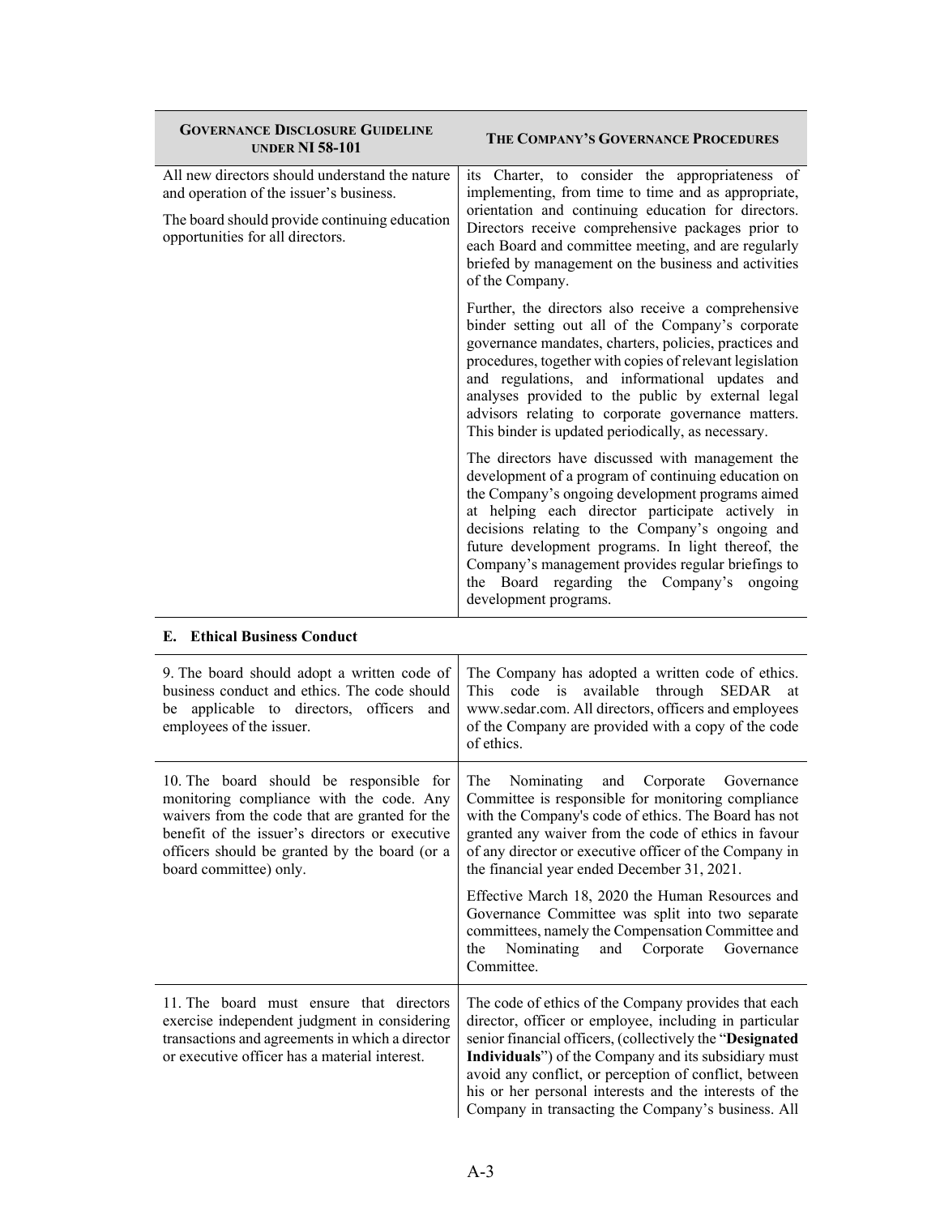| GOVERNANCE DISCLOSURE GUIDELINE UNDER NI 58-101 | THE COMPANY'S GOVERNANCE PROCEDURES |
| --- | --- |
| All new directors should understand the nature and operation of the issuer's business.<br><br>The board should provide continuing education opportunities for all directors. | its Charter, to consider the appropriateness of implementing, from time to time and as appropriate, orientation and continuing education for directors. Directors receive comprehensive packages prior to each Board and committee meeting, and are regularly briefed by management on the business and activities of the Company.<br><br>Further, the directors also receive a comprehensive binder setting out all of the Company's corporate governance mandates, charters, policies, practices and procedures, together with copies of relevant legislation and regulations, and informational updates and analyses provided to the public by external legal advisors relating to corporate governance matters. This binder is updated periodically, as necessary.<br><br>The directors have discussed with management the development of a program of continuing education on the Company's ongoing development programs aimed at helping each director participate actively in decisions relating to the Company's ongoing and future development programs. In light thereof, the Company's management provides regular briefings to the Board regarding the Company's ongoing development programs. |

**E. Ethical Business Conduct**

| | |
| --- | --- |
| 9. The board should adopt a written code of business conduct and ethics. The code should be applicable to directors, officers and employees of the issuer. | The Company has adopted a written code of ethics. This code is available through SEDAR at www.sedar.com. All directors, officers and employees of the Company are provided with a copy of the code of ethics. |
| 10. The board should be responsible for monitoring compliance with the code. Any waivers from the code that are granted for the benefit of the issuer's directors or executive officers should be granted by the board (or a board committee) only. | The Nominating and Corporate Governance Committee is responsible for monitoring compliance with the Company's code of ethics. The Board has not granted any waiver from the code of ethics in favour of any director or executive officer of the Company in the financial year ended December 31, 2021.<br><br>Effective March 18, 2020 the Human Resources and Governance Committee was split into two separate committees, namely the Compensation Committee and the Nominating and Corporate Governance Committee. |
| 11. The board must ensure that directors exercise independent judgment in considering transactions and agreements in which a director or executive officer has a material interest. | The code of ethics of the Company provides that each director, officer or employee, including in particular senior financial officers, (collectively the "**Designated Individuals**") of the Company and its subsidiary must avoid any conflict, or perception of conflict, between his or her personal interests and the interests of the Company in transacting the Company's business. All |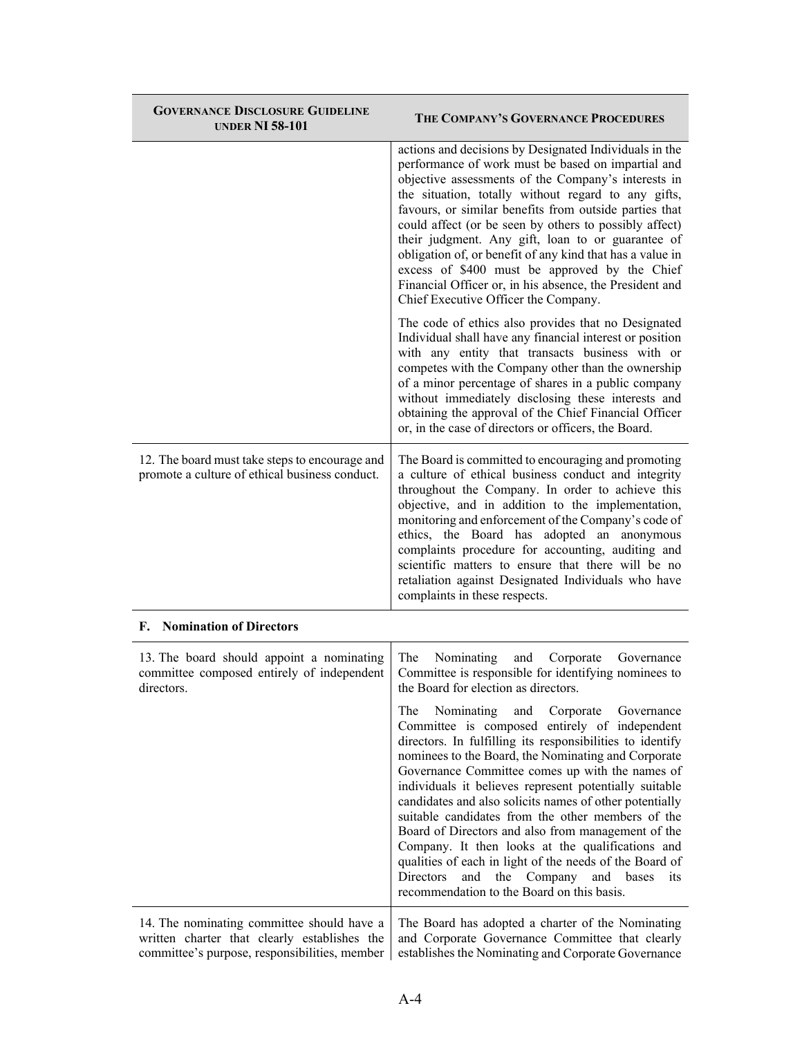| Governance Disclosure Guideline under NI 58-101 | The Company's Governance Procedures |
| --- | --- |
| | actions and decisions by Designated Individuals in the performance of work must be based on impartial and objective assessments of the Company's interests in the situation, totally without regard to any gifts, favours, or similar benefits from outside parties that could affect (or be seen by others to possibly affect) their judgment. Any gift, loan to or guarantee of obligation of, or benefit of any kind that has a value in excess of $400 must be approved by the Chief Financial Officer or, in his absence, the President and Chief Executive Officer the Company.<br><br>The code of ethics also provides that no Designated Individual shall have any financial interest or position with any entity that transacts business with or competes with the Company other than the ownership of a minor percentage of shares in a public company without immediately disclosing these interests and obtaining the approval of the Chief Financial Officer or, in the case of directors or officers, the Board. |
| 12. The board must take steps to encourage and promote a culture of ethical business conduct. | The Board is committed to encouraging and promoting a culture of ethical business conduct and integrity throughout the Company. In order to achieve this objective, and in addition to the implementation, monitoring and enforcement of the Company's code of ethics, the Board has adopted an anonymous complaints procedure for accounting, auditing and scientific matters to ensure that there will be no retaliation against Designated Individuals who have complaints in these respects. |
| **F. Nomination of Directors** | |
| 13. The board should appoint a nominating committee composed entirely of independent directors. | The Nominating and Corporate Governance Committee is responsible for identifying nominees to the Board for election as directors.<br><br>The Nominating and Corporate Governance Committee is composed entirely of independent directors. In fulfilling its responsibilities to identify nominees to the Board, the Nominating and Corporate Governance Committee comes up with the names of individuals it believes represent potentially suitable candidates and also solicits names of other potentially suitable candidates from the other members of the Board of Directors and also from management of the Company. It then looks at the qualifications and qualities of each in light of the needs of the Board of Directors and the Company and bases its recommendation to the Board on this basis. |
| 14. The nominating committee should have a written charter that clearly establishes the committee's purpose, responsibilities, member | The Board has adopted a charter of the Nominating and Corporate Governance Committee that clearly establishes the Nominating and Corporate Governance |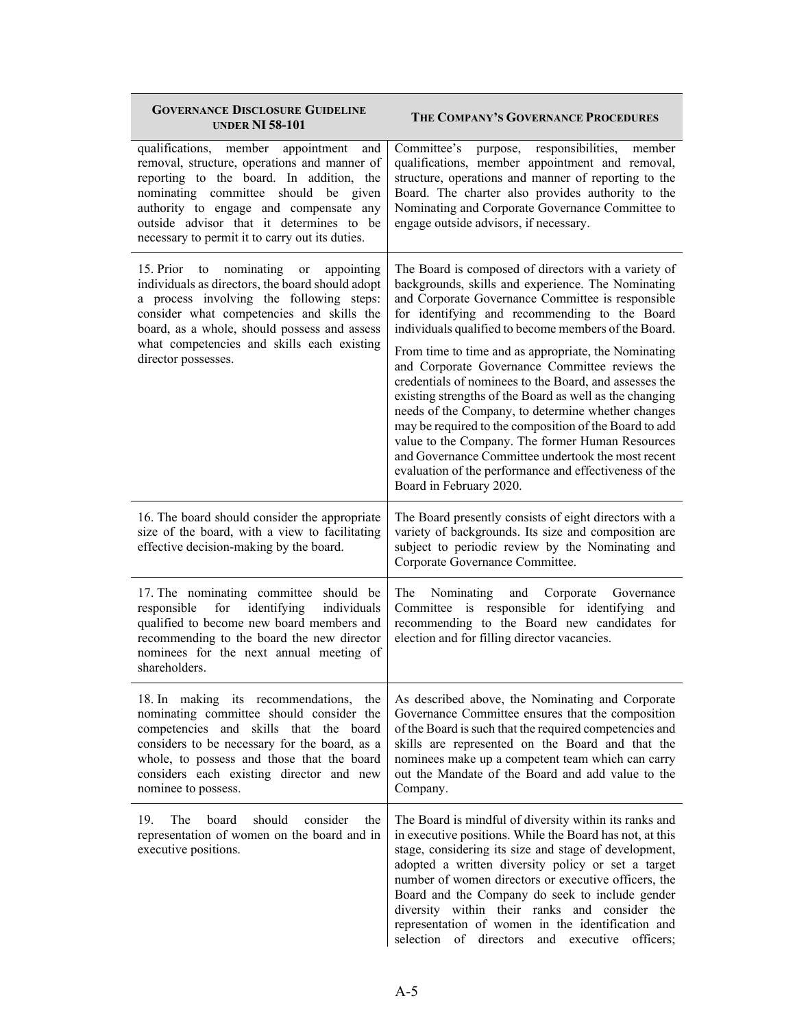| GOVERNANCE DISCLOSURE GUIDELINE UNDER NI 58-101 | THE COMPANY'S GOVERNANCE PROCEDURES |
|---|---|
| qualifications, member appointment and removal, structure, operations and manner of reporting to the board. In addition, the nominating committee should be given authority to engage and compensate any outside advisor that it determines to be necessary to permit it to carry out its duties. | Committee's purpose, responsibilities, member qualifications, member appointment and removal, structure, operations and manner of reporting to the Board. The charter also provides authority to the Nominating and Corporate Governance Committee to engage outside advisors, if necessary. |
| 15. Prior to nominating or appointing individuals as directors, the board should adopt a process involving the following steps: consider what competencies and skills the board, as a whole, should possess and assess what competencies and skills each existing director possesses. | The Board is composed of directors with a variety of backgrounds, skills and experience. The Nominating and Corporate Governance Committee is responsible for identifying and recommending to the Board individuals qualified to become members of the Board.<br><br>From time to time and as appropriate, the Nominating and Corporate Governance Committee reviews the credentials of nominees to the Board, and assesses the existing strengths of the Board as well as the changing needs of the Company, to determine whether changes may be required to the composition of the Board to add value to the Company. The former Human Resources and Governance Committee undertook the most recent evaluation of the performance and effectiveness of the Board in February 2020. |
| 16. The board should consider the appropriate size of the board, with a view to facilitating effective decision-making by the board. | The Board presently consists of eight directors with a variety of backgrounds. Its size and composition are subject to periodic review by the Nominating and Corporate Governance Committee. |
| 17. The nominating committee should be responsible for identifying individuals qualified to become new board members and recommending to the board the new director nominees for the next annual meeting of shareholders. | The Nominating and Corporate Governance Committee is responsible for identifying and recommending to the Board new candidates for election and for filling director vacancies. |
| 18. In making its recommendations, the nominating committee should consider the competencies and skills that the board considers to be necessary for the board, as a whole, to possess and those that the board considers each existing director and new nominee to possess. | As described above, the Nominating and Corporate Governance Committee ensures that the composition of the Board is such that the required competencies and skills are represented on the Board and that the nominees make up a competent team which can carry out the Mandate of the Board and add value to the Company. |
| 19. The board should consider the representation of women on the board and in executive positions. | The Board is mindful of diversity within its ranks and in executive positions. While the Board has not, at this stage, considering its size and stage of development, adopted a written diversity policy or set a target number of women directors or executive officers, the Board and the Company do seek to include gender diversity within their ranks and consider the representation of women in the identification and selection of directors and executive officers; |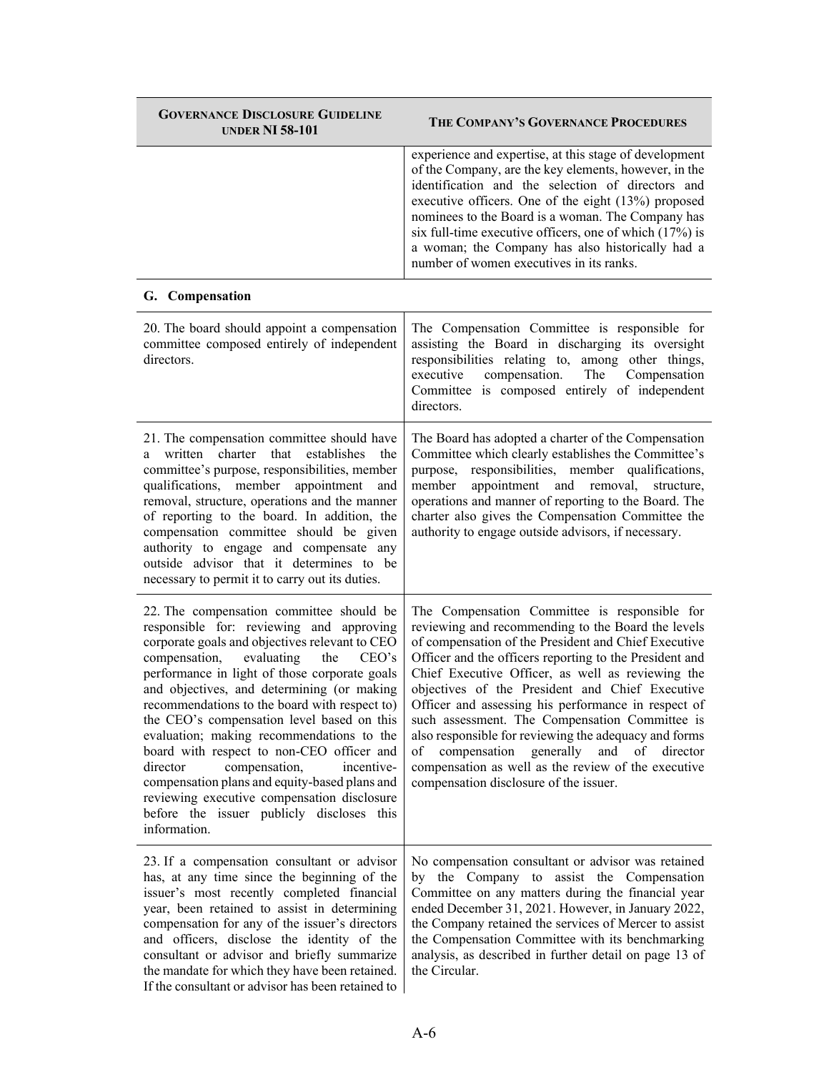| GOVERNANCE DISCLOSURE GUIDELINE UNDER NI 58-101 | THE COMPANY'S GOVERNANCE PROCEDURES |
|---|---|
| | experience and expertise, at this stage of development of the Company, are the key elements, however, in the identification and the selection of directors and executive officers. One of the eight (13%) proposed nominees to the Board is a woman. The Company has six full-time executive officers, one of which (17%) is a woman; the Company has also historically had a number of women executives in its ranks. |

**G. Compensation**

| GOVERNANCE DISCLOSURE GUIDELINE UNDER NI 58-101 | THE COMPANY'S GOVERNANCE PROCEDURES |
|---|---|
| 20. The board should appoint a compensation committee composed entirely of independent directors. | The Compensation Committee is responsible for assisting the Board in discharging its oversight responsibilities relating to, among other things, executive compensation. The Compensation Committee is composed entirely of independent directors. |
| 21. The compensation committee should have a written charter that establishes the committee's purpose, responsibilities, member qualifications, member appointment and removal, structure, operations and the manner of reporting to the board. In addition, the compensation committee should be given authority to engage and compensate any outside advisor that it determines to be necessary to permit it to carry out its duties. | The Board has adopted a charter of the Compensation Committee which clearly establishes the Committee's purpose, responsibilities, member qualifications, member appointment and removal, structure, operations and manner of reporting to the Board. The charter also gives the Compensation Committee the authority to engage outside advisors, if necessary. |
| 22. The compensation committee should be responsible for: reviewing and approving corporate goals and objectives relevant to CEO compensation, evaluating the CEO's performance in light of those corporate goals and objectives, and determining (or making recommendations to the board with respect to) the CEO's compensation level based on this evaluation; making recommendations to the board with respect to non-CEO officer and director compensation, incentive-compensation plans and equity-based plans and reviewing executive compensation disclosure before the issuer publicly discloses this information. | The Compensation Committee is responsible for reviewing and recommending to the Board the levels of compensation of the President and Chief Executive Officer and the officers reporting to the President and Chief Executive Officer, as well as reviewing the objectives of the President and Chief Executive Officer and assessing his performance in respect of such assessment. The Compensation Committee is also responsible for reviewing the adequacy and forms of compensation generally and of director compensation as well as the review of the executive compensation disclosure of the issuer. |
| 23. If a compensation consultant or advisor has, at any time since the beginning of the issuer's most recently completed financial year, been retained to assist in determining compensation for any of the issuer's directors and officers, disclose the identity of the consultant or advisor and briefly summarize the mandate for which they have been retained. If the consultant or advisor has been retained to | No compensation consultant or advisor was retained by the Company to assist the Compensation Committee on any matters during the financial year ended December 31, 2021. However, in January 2022, the Company retained the services of Mercer to assist the Compensation Committee with its benchmarking analysis, as described in further detail on page 13 of the Circular. |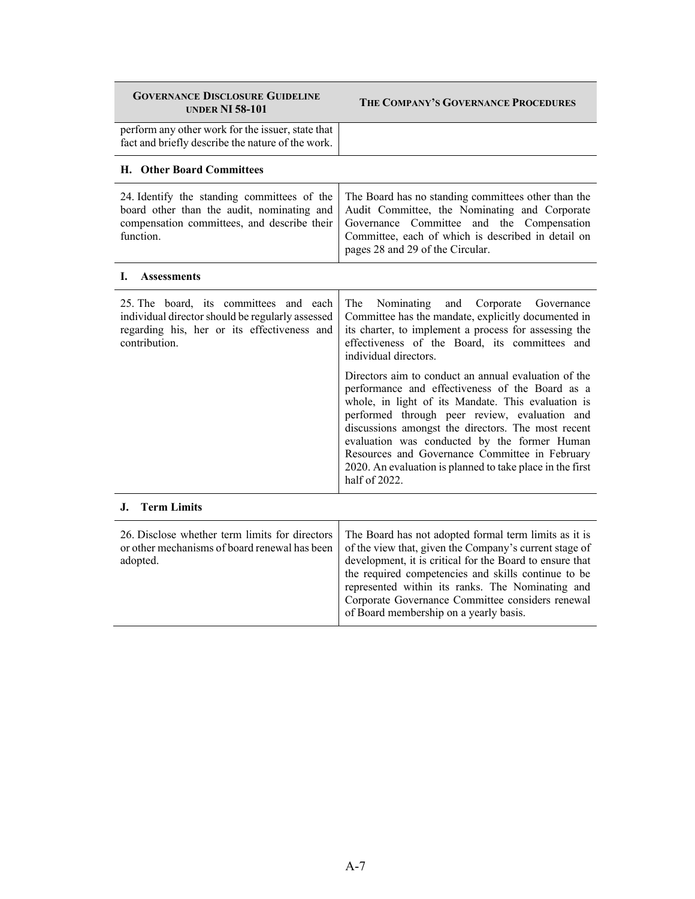| GOVERNANCE DISCLOSURE GUIDELINE UNDER NI 58-101 | THE COMPANY'S GOVERNANCE PROCEDURES |
|---|---|
| perform any other work for the issuer, state that fact and briefly describe the nature of the work. | |

**H. Other Board Committees**

| | |
|---|---|
| 24. Identify the standing committees of the board other than the audit, nominating and compensation committees, and describe their function. | The Board has no standing committees other than the Audit Committee, the Nominating and Corporate Governance Committee and the Compensation Committee, each of which is described in detail on pages 28 and 29 of the Circular. |

**I. Assessments**

| | |
|---|---|
| 25. The board, its committees and each individual director should be regularly assessed regarding his, her or its effectiveness and contribution. | The Nominating and Corporate Governance Committee has the mandate, explicitly documented in its charter, to implement a process for assessing the effectiveness of the Board, its committees and individual directors.<br><br>Directors aim to conduct an annual evaluation of the performance and effectiveness of the Board as a whole, in light of its Mandate. This evaluation is performed through peer review, evaluation and discussions amongst the directors. The most recent evaluation was conducted by the former Human Resources and Governance Committee in February 2020. An evaluation is planned to take place in the first half of 2022. |

**J. Term Limits**

| | |
|---|---|
| 26. Disclose whether term limits for directors or other mechanisms of board renewal has been adopted. | The Board has not adopted formal term limits as it is of the view that, given the Company's current stage of development, it is critical for the Board to ensure that the required competencies and skills continue to be represented within its ranks. The Nominating and Corporate Governance Committee considers renewal of Board membership on a yearly basis. |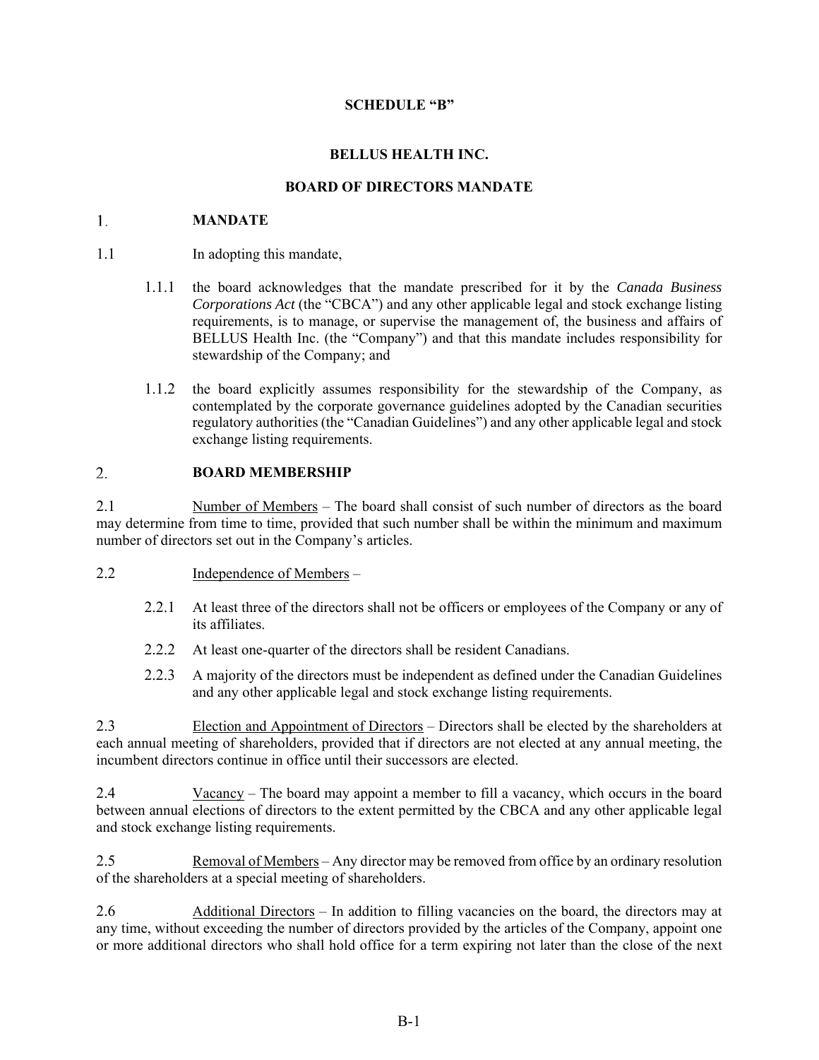**SCHEDULE "B"**

**BELLUS HEALTH INC.**

**BOARD OF DIRECTORS MANDATE**

## 1. MANDATE

1.1 In adopting this mandate,

1.1.1 the board acknowledges that the mandate prescribed for it by the *Canada Business Corporations Act* (the "CBCA") and any other applicable legal and stock exchange listing requirements, is to manage, or supervise the management of, the business and affairs of BELLUS Health Inc. (the "Company") and that this mandate includes responsibility for stewardship of the Company; and

1.1.2 the board explicitly assumes responsibility for the stewardship of the Company, as contemplated by the corporate governance guidelines adopted by the Canadian securities regulatory authorities (the "Canadian Guidelines") and any other applicable legal and stock exchange listing requirements.

## 2. BOARD MEMBERSHIP

2.1 Number of Members – The board shall consist of such number of directors as the board may determine from time to time, provided that such number shall be within the minimum and maximum number of directors set out in the Company's articles.

2.2 Independence of Members –

2.2.1 At least three of the directors shall not be officers or employees of the Company or any of its affiliates.

2.2.2 At least one-quarter of the directors shall be resident Canadians.

2.2.3 A majority of the directors must be independent as defined under the Canadian Guidelines and any other applicable legal and stock exchange listing requirements.

2.3 Election and Appointment of Directors – Directors shall be elected by the shareholders at each annual meeting of shareholders, provided that if directors are not elected at any annual meeting, the incumbent directors continue in office until their successors are elected.

2.4 Vacancy – The board may appoint a member to fill a vacancy, which occurs in the board between annual elections of directors to the extent permitted by the CBCA and any other applicable legal and stock exchange listing requirements.

2.5 Removal of Members – Any director may be removed from office by an ordinary resolution of the shareholders at a special meeting of shareholders.

2.6 Additional Directors – In addition to filling vacancies on the board, the directors may at any time, without exceeding the number of directors provided by the articles of the Company, appoint one or more additional directors who shall hold office for a term expiring not later than the close of the next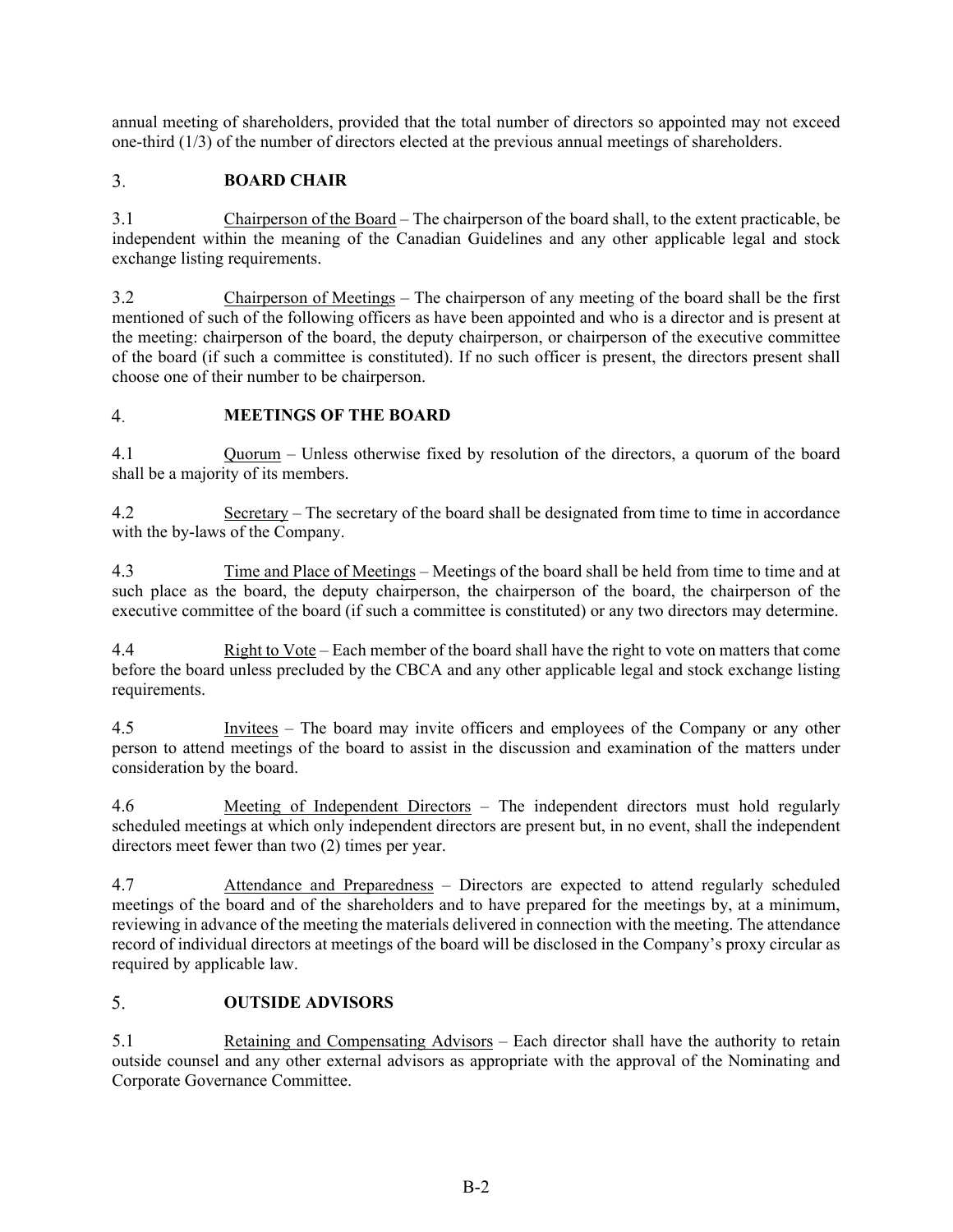annual meeting of shareholders, provided that the total number of directors so appointed may not exceed one-third (1/3) of the number of directors elected at the previous annual meetings of shareholders.

## 3. BOARD CHAIR

3.1 Chairperson of the Board – The chairperson of the board shall, to the extent practicable, be independent within the meaning of the Canadian Guidelines and any other applicable legal and stock exchange listing requirements.

3.2 Chairperson of Meetings – The chairperson of any meeting of the board shall be the first mentioned of such of the following officers as have been appointed and who is a director and is present at the meeting: chairperson of the board, the deputy chairperson, or chairperson of the executive committee of the board (if such a committee is constituted). If no such officer is present, the directors present shall choose one of their number to be chairperson.

## 4. MEETINGS OF THE BOARD

4.1 Quorum – Unless otherwise fixed by resolution of the directors, a quorum of the board shall be a majority of its members.

4.2 Secretary – The secretary of the board shall be designated from time to time in accordance with the by-laws of the Company.

4.3 Time and Place of Meetings – Meetings of the board shall be held from time to time and at such place as the board, the deputy chairperson, the chairperson of the board, the chairperson of the executive committee of the board (if such a committee is constituted) or any two directors may determine.

4.4 Right to Vote – Each member of the board shall have the right to vote on matters that come before the board unless precluded by the CBCA and any other applicable legal and stock exchange listing requirements.

4.5 Invitees – The board may invite officers and employees of the Company or any other person to attend meetings of the board to assist in the discussion and examination of the matters under consideration by the board.

4.6 Meeting of Independent Directors – The independent directors must hold regularly scheduled meetings at which only independent directors are present but, in no event, shall the independent directors meet fewer than two (2) times per year.

4.7 Attendance and Preparedness – Directors are expected to attend regularly scheduled meetings of the board and of the shareholders and to have prepared for the meetings by, at a minimum, reviewing in advance of the meeting the materials delivered in connection with the meeting. The attendance record of individual directors at meetings of the board will be disclosed in the Company's proxy circular as required by applicable law.

## 5. OUTSIDE ADVISORS

5.1 Retaining and Compensating Advisors – Each director shall have the authority to retain outside counsel and any other external advisors as appropriate with the approval of the Nominating and Corporate Governance Committee.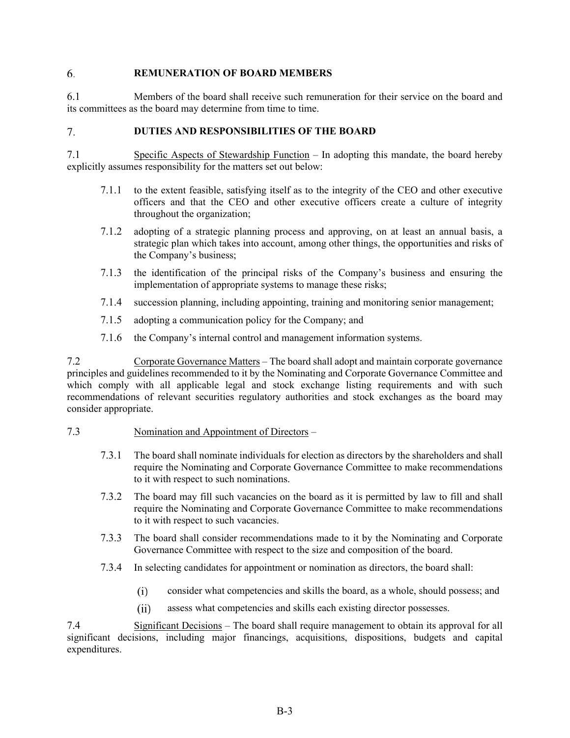## 6. REMUNERATION OF BOARD MEMBERS

6.1 Members of the board shall receive such remuneration for their service on the board and its committees as the board may determine from time to time.

## 7. DUTIES AND RESPONSIBILITIES OF THE BOARD

7.1 Specific Aspects of Stewardship Function – In adopting this mandate, the board hereby explicitly assumes responsibility for the matters set out below:

- 7.1.1 to the extent feasible, satisfying itself as to the integrity of the CEO and other executive officers and that the CEO and other executive officers create a culture of integrity throughout the organization;
- 7.1.2 adopting of a strategic planning process and approving, on at least an annual basis, a strategic plan which takes into account, among other things, the opportunities and risks of the Company's business;
- 7.1.3 the identification of the principal risks of the Company's business and ensuring the implementation of appropriate systems to manage these risks;
- 7.1.4 succession planning, including appointing, training and monitoring senior management;
- 7.1.5 adopting a communication policy for the Company; and
- 7.1.6 the Company's internal control and management information systems.

7.2 Corporate Governance Matters – The board shall adopt and maintain corporate governance principles and guidelines recommended to it by the Nominating and Corporate Governance Committee and which comply with all applicable legal and stock exchange listing requirements and with such recommendations of relevant securities regulatory authorities and stock exchanges as the board may consider appropriate.

7.3 Nomination and Appointment of Directors –

- 7.3.1 The board shall nominate individuals for election as directors by the shareholders and shall require the Nominating and Corporate Governance Committee to make recommendations to it with respect to such nominations.
- 7.3.2 The board may fill such vacancies on the board as it is permitted by law to fill and shall require the Nominating and Corporate Governance Committee to make recommendations to it with respect to such vacancies.
- 7.3.3 The board shall consider recommendations made to it by the Nominating and Corporate Governance Committee with respect to the size and composition of the board.
- 7.3.4 In selecting candidates for appointment or nomination as directors, the board shall:
  - (i) consider what competencies and skills the board, as a whole, should possess; and
  - (ii) assess what competencies and skills each existing director possesses.

7.4 Significant Decisions – The board shall require management to obtain its approval for all significant decisions, including major financings, acquisitions, dispositions, budgets and capital expenditures.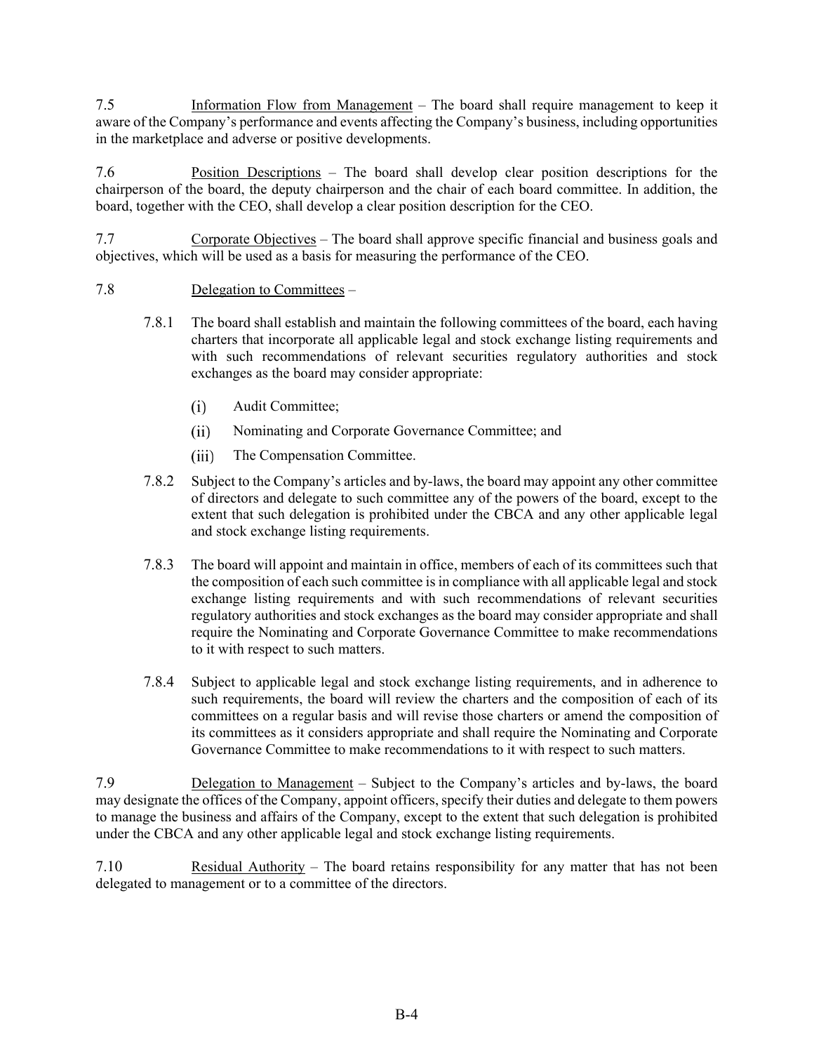7.5 Information Flow from Management – The board shall require management to keep it aware of the Company's performance and events affecting the Company's business, including opportunities in the marketplace and adverse or positive developments.

7.6 Position Descriptions – The board shall develop clear position descriptions for the chairperson of the board, the deputy chairperson and the chair of each board committee. In addition, the board, together with the CEO, shall develop a clear position description for the CEO.

7.7 Corporate Objectives – The board shall approve specific financial and business goals and objectives, which will be used as a basis for measuring the performance of the CEO.

7.8 Delegation to Committees –

7.8.1 The board shall establish and maintain the following committees of the board, each having charters that incorporate all applicable legal and stock exchange listing requirements and with such recommendations of relevant securities regulatory authorities and stock exchanges as the board may consider appropriate:

(i) Audit Committee;

(ii) Nominating and Corporate Governance Committee; and

(iii) The Compensation Committee.

7.8.2 Subject to the Company's articles and by-laws, the board may appoint any other committee of directors and delegate to such committee any of the powers of the board, except to the extent that such delegation is prohibited under the CBCA and any other applicable legal and stock exchange listing requirements.

7.8.3 The board will appoint and maintain in office, members of each of its committees such that the composition of each such committee is in compliance with all applicable legal and stock exchange listing requirements and with such recommendations of relevant securities regulatory authorities and stock exchanges as the board may consider appropriate and shall require the Nominating and Corporate Governance Committee to make recommendations to it with respect to such matters.

7.8.4 Subject to applicable legal and stock exchange listing requirements, and in adherence to such requirements, the board will review the charters and the composition of each of its committees on a regular basis and will revise those charters or amend the composition of its committees as it considers appropriate and shall require the Nominating and Corporate Governance Committee to make recommendations to it with respect to such matters.

7.9 Delegation to Management – Subject to the Company's articles and by-laws, the board may designate the offices of the Company, appoint officers, specify their duties and delegate to them powers to manage the business and affairs of the Company, except to the extent that such delegation is prohibited under the CBCA and any other applicable legal and stock exchange listing requirements.

7.10 Residual Authority – The board retains responsibility for any matter that has not been delegated to management or to a committee of the directors.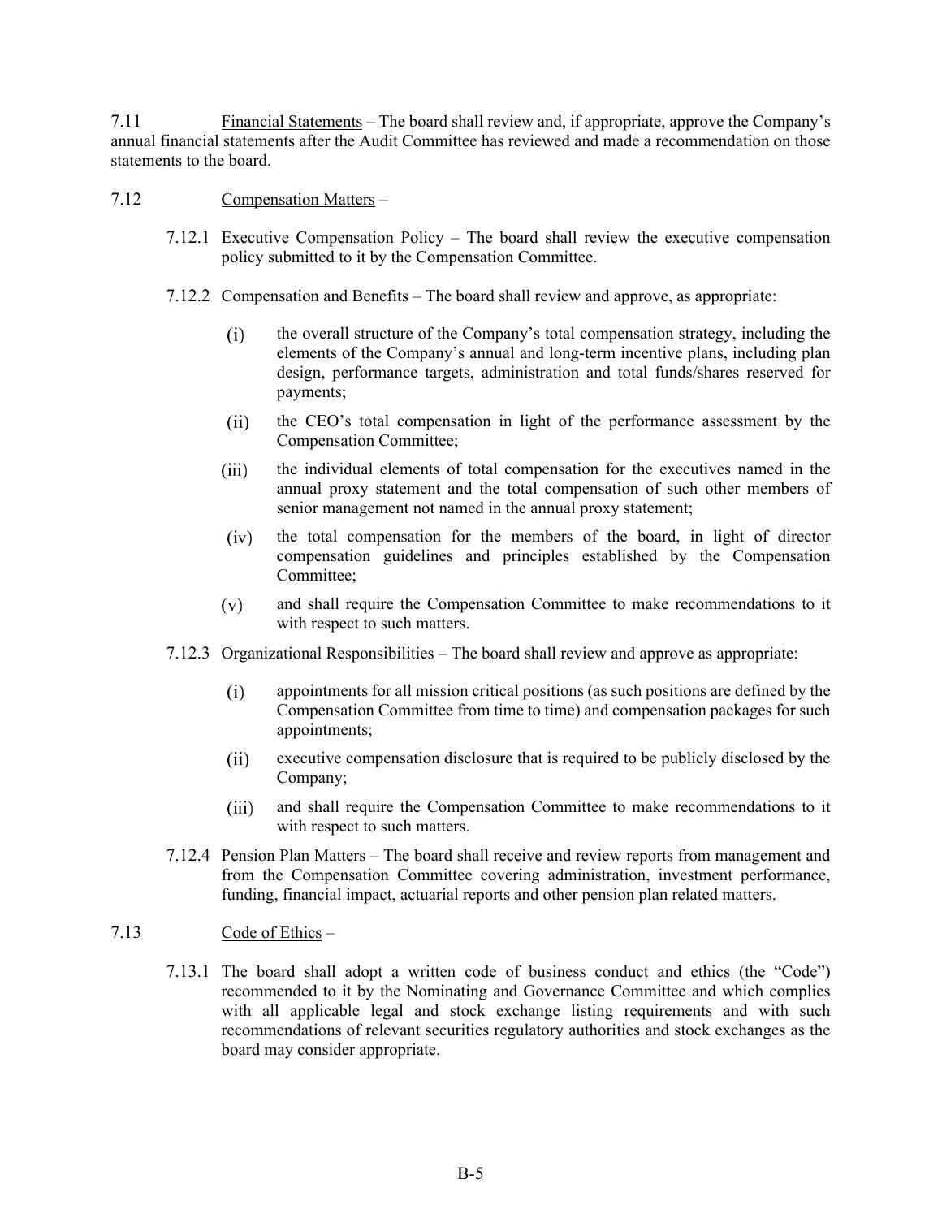7.11 Financial Statements – The board shall review and, if appropriate, approve the Company's annual financial statements after the Audit Committee has reviewed and made a recommendation on those statements to the board.

7.12 Compensation Matters –

7.12.1 Executive Compensation Policy – The board shall review the executive compensation policy submitted to it by the Compensation Committee.

7.12.2 Compensation and Benefits – The board shall review and approve, as appropriate:

(i) the overall structure of the Company's total compensation strategy, including the elements of the Company's annual and long-term incentive plans, including plan design, performance targets, administration and total funds/shares reserved for payments;

(ii) the CEO's total compensation in light of the performance assessment by the Compensation Committee;

(iii) the individual elements of total compensation for the executives named in the annual proxy statement and the total compensation of such other members of senior management not named in the annual proxy statement;

(iv) the total compensation for the members of the board, in light of director compensation guidelines and principles established by the Compensation Committee;

(v) and shall require the Compensation Committee to make recommendations to it with respect to such matters.

7.12.3 Organizational Responsibilities – The board shall review and approve as appropriate:

(i) appointments for all mission critical positions (as such positions are defined by the Compensation Committee from time to time) and compensation packages for such appointments;

(ii) executive compensation disclosure that is required to be publicly disclosed by the Company;

(iii) and shall require the Compensation Committee to make recommendations to it with respect to such matters.

7.12.4 Pension Plan Matters – The board shall receive and review reports from management and from the Compensation Committee covering administration, investment performance, funding, financial impact, actuarial reports and other pension plan related matters.

7.13 Code of Ethics –

7.13.1 The board shall adopt a written code of business conduct and ethics (the "Code") recommended to it by the Nominating and Governance Committee and which complies with all applicable legal and stock exchange listing requirements and with such recommendations of relevant securities regulatory authorities and stock exchanges as the board may consider appropriate.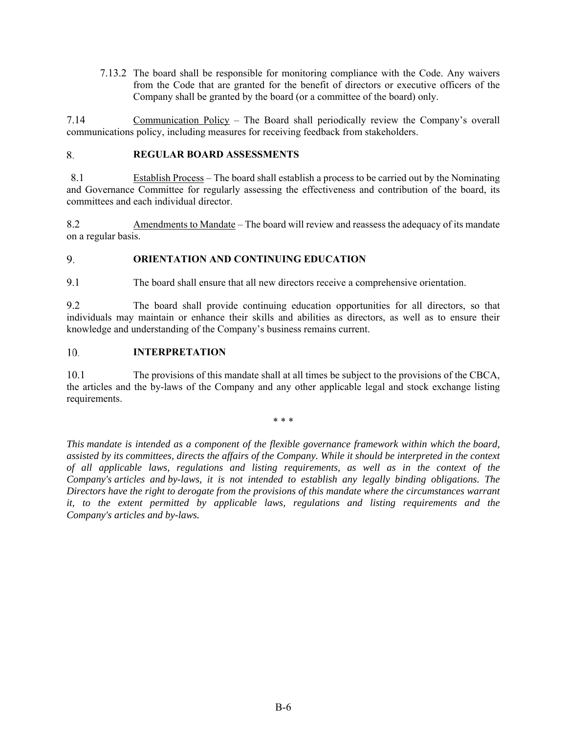7.13.2 The board shall be responsible for monitoring compliance with the Code. Any waivers from the Code that are granted for the benefit of directors or executive officers of the Company shall be granted by the board (or a committee of the board) only.

7.14 Communication Policy – The Board shall periodically review the Company's overall communications policy, including measures for receiving feedback from stakeholders.

## 8. REGULAR BOARD ASSESSMENTS

8.1 Establish Process – The board shall establish a process to be carried out by the Nominating and Governance Committee for regularly assessing the effectiveness and contribution of the board, its committees and each individual director.

8.2 Amendments to Mandate – The board will review and reassess the adequacy of its mandate on a regular basis.

## 9. ORIENTATION AND CONTINUING EDUCATION

9.1 The board shall ensure that all new directors receive a comprehensive orientation.

9.2 The board shall provide continuing education opportunities for all directors, so that individuals may maintain or enhance their skills and abilities as directors, as well as to ensure their knowledge and understanding of the Company's business remains current.

## 10. INTERPRETATION

10.1 The provisions of this mandate shall at all times be subject to the provisions of the CBCA, the articles and the by-laws of the Company and any other applicable legal and stock exchange listing requirements.

\* \* \*

*This mandate is intended as a component of the flexible governance framework within which the board, assisted by its committees, directs the affairs of the Company. While it should be interpreted in the context of all applicable laws, regulations and listing requirements, as well as in the context of the Company's articles and by-laws, it is not intended to establish any legally binding obligations. The Directors have the right to derogate from the provisions of this mandate where the circumstances warrant it, to the extent permitted by applicable laws, regulations and listing requirements and the Company's articles and by-laws.*